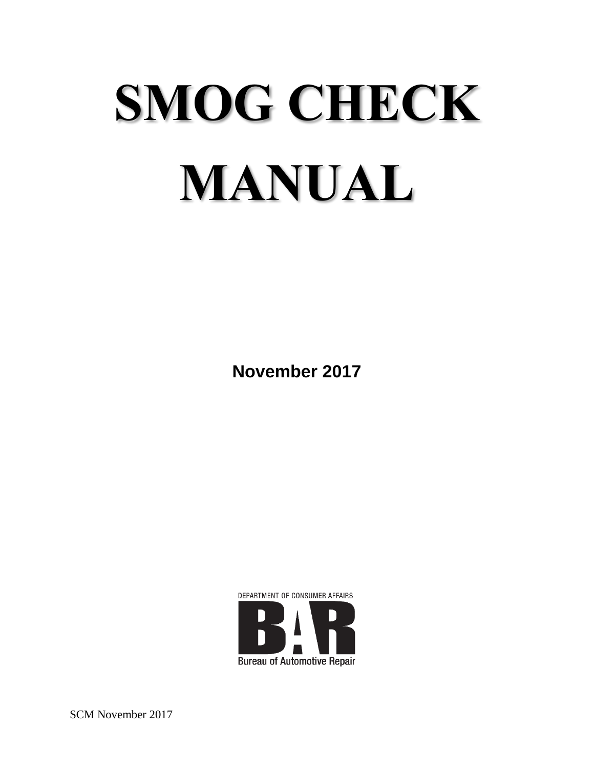# SMOG CHECK MANUAL

**November 2017**

DEPARTMENT OF CONSUMER AFFAIRS

BAR

Bureau of Automotive Repair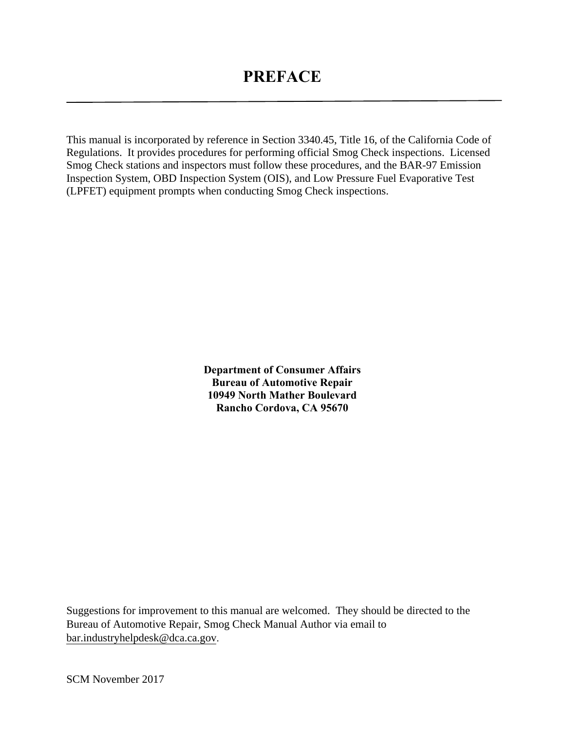# PREFACE

This manual is incorporated by reference in Section 3340.45, Title 16, of the California Code of Regulations. It provides procedures for performing official Smog Check inspections. Licensed Smog Check stations and inspectors must follow these procedures, and the BAR-97 Emission Inspection System, OBD Inspection System (OIS), and Low Pressure Fuel Evaporative Test (LPFET) equipment prompts when conducting Smog Check inspections.

**Department of Consumer Affairs**
**Bureau of Automotive Repair**
**10949 North Mather Boulevard**
**Rancho Cordova, CA 95670**

Suggestions for improvement to this manual are welcomed. They should be directed to the Bureau of Automotive Repair, Smog Check Manual Author via email to bar.industryhelpdesk@dca.ca.gov.

SCM November 2017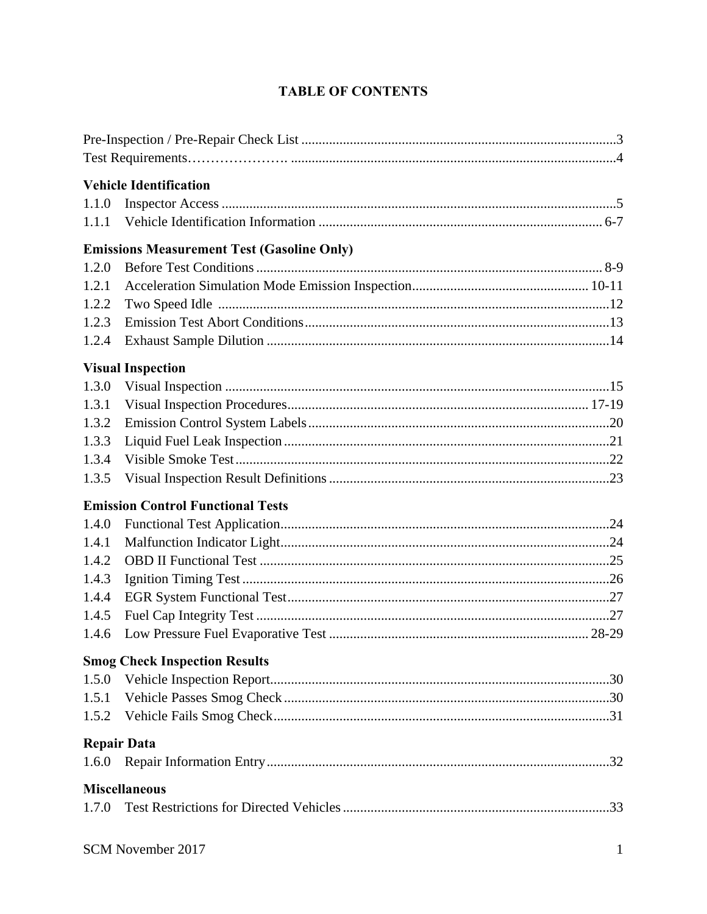# TABLE OF CONTENTS

Pre-Inspection / Pre-Repair Check List ........................................................................................3
Test Requirements…………………. ............................................................................................4

**Vehicle Identification**

1.1.0 Inspector Access ................................................................................................................5
1.1.1 Vehicle Identification Information ................................................................................. 6-7

**Emissions Measurement Test (Gasoline Only)**

1.2.0 Before Test Conditions ................................................................................................... 8-9
1.2.1 Acceleration Simulation Mode Emission Inspection.................................................. 10-11
1.2.2 Two Speed Idle ................................................................................................................12
1.2.3 Emission Test Abort Conditions.......................................................................................13
1.2.4 Exhaust Sample Dilution ..................................................................................................14

**Visual Inspection**

1.3.0 Visual Inspection ..............................................................................................................15
1.3.1 Visual Inspection Procedures........................................................................................ 17-19
1.3.2 Emission Control System Labels.......................................................................................20
1.3.3 Liquid Fuel Leak Inspection .............................................................................................21
1.3.4 Visible Smoke Test ...........................................................................................................22
1.3.5 Visual Inspection Result Definitions ................................................................................23

**Emission Control Functional Tests**

1.4.0 Functional Test Application..............................................................................................24
1.4.1 Malfunction Indicator Light..............................................................................................24
1.4.2 OBD II Functional Test ....................................................................................................25
1.4.3 Ignition Timing Test .........................................................................................................26
1.4.4 EGR System Functional Test............................................................................................27
1.4.5 Fuel Cap Integrity Test .....................................................................................................27
1.4.6 Low Pressure Fuel Evaporative Test .......................................................................... 28-29

**Smog Check Inspection Results**

1.5.0 Vehicle Inspection Report.................................................................................................30
1.5.1 Vehicle Passes Smog Check .............................................................................................30
1.5.2 Vehicle Fails Smog Check................................................................................................31

**Repair Data**

1.6.0 Repair Information Entry..................................................................................................32

**Miscellaneous**

1.7.0 Test Restrictions for Directed Vehicles ............................................................................33

SCM November 2017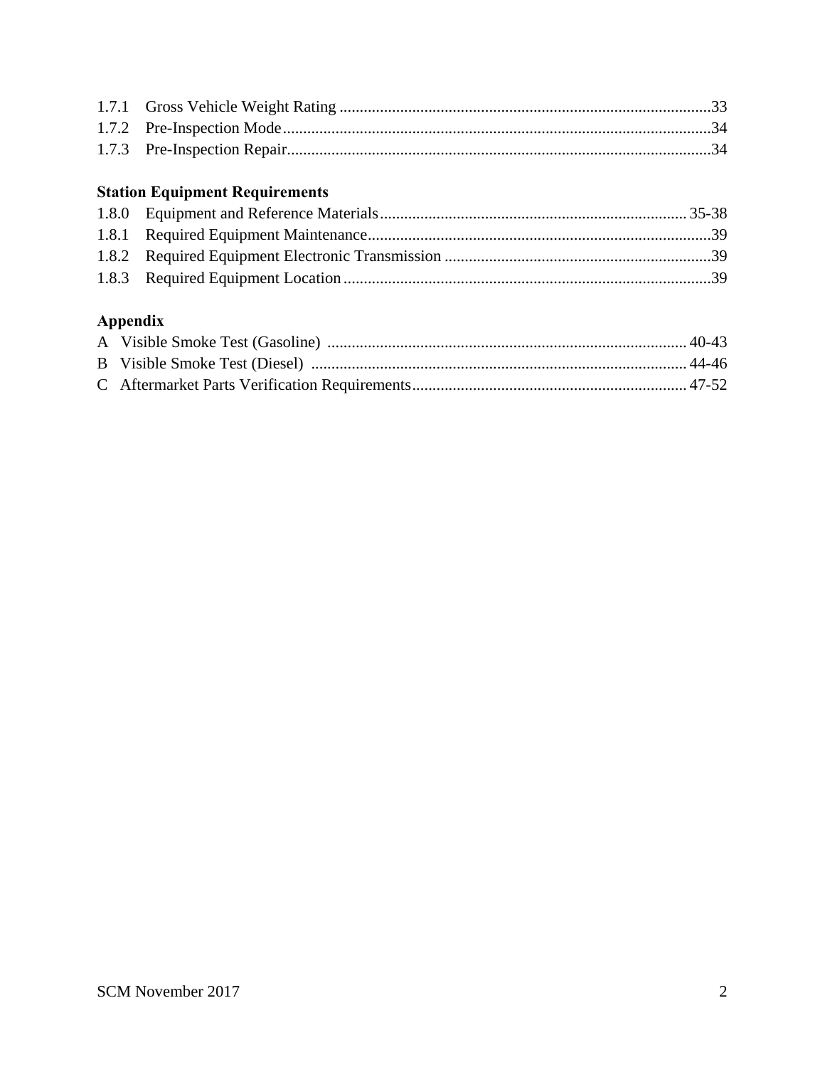1.7.1 Gross Vehicle Weight Rating ....................................................................................33
1.7.2 Pre-Inspection Mode..................................................................................................34
1.7.3 Pre-Inspection Repair.................................................................................................34

**Station Equipment Requirements**

1.8.0 Equipment and Reference Materials.................................................................... 35-38
1.8.1 Required Equipment Maintenance.............................................................................39
1.8.2 Required Equipment Electronic Transmission ..........................................................39
1.8.3 Required Equipment Location...................................................................................39

**Appendix**

A Visible Smoke Test (Gasoline) ................................................................................. 40-43
B Visible Smoke Test (Diesel) ..................................................................................... 44-46
C Aftermarket Parts Verification Requirements............................................................ 47-52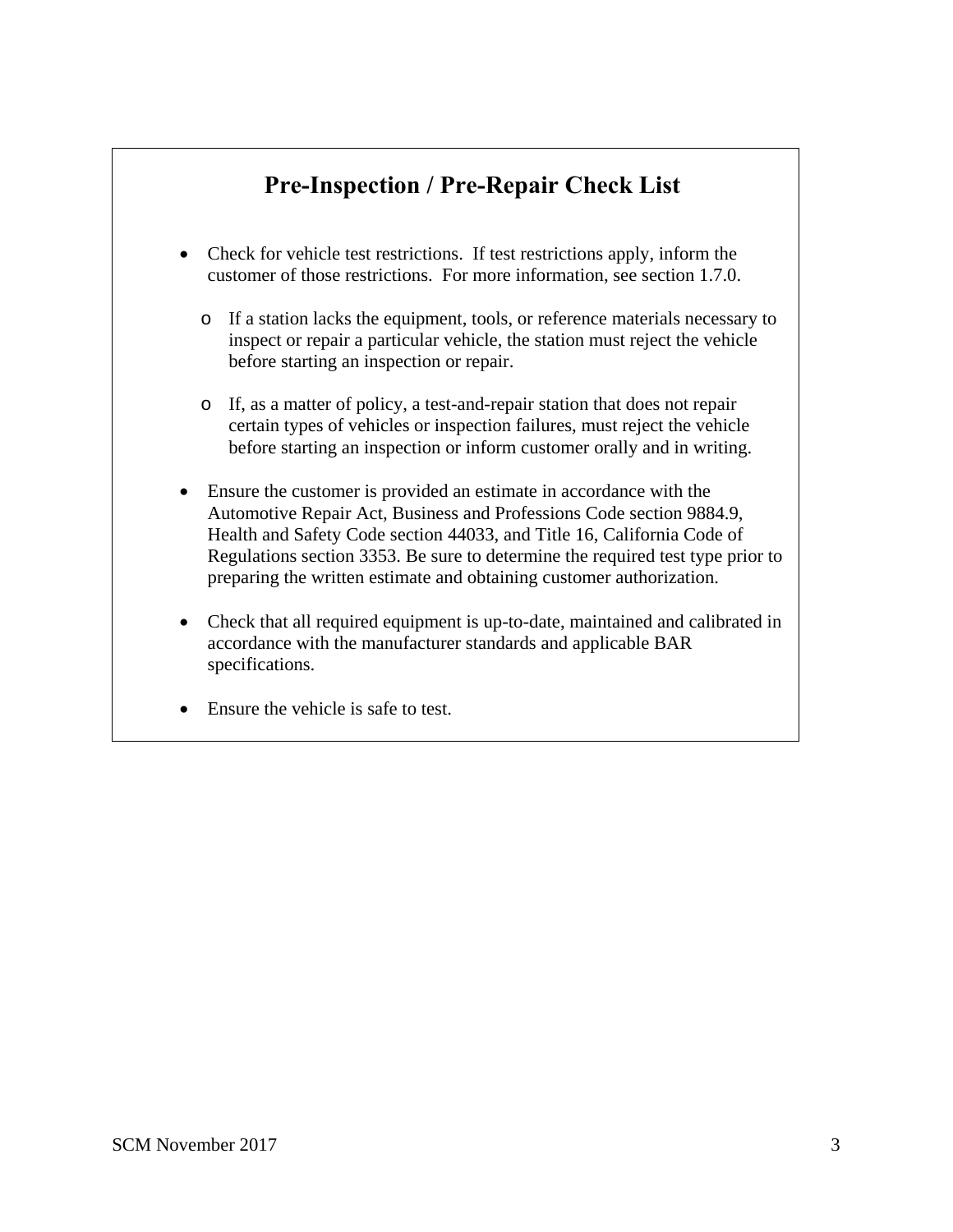## Pre-Inspection / Pre-Repair Check List

- Check for vehicle test restrictions. If test restrictions apply, inform the customer of those restrictions. For more information, see section 1.7.0.
    - If a station lacks the equipment, tools, or reference materials necessary to inspect or repair a particular vehicle, the station must reject the vehicle before starting an inspection or repair.
    - If, as a matter of policy, a test-and-repair station that does not repair certain types of vehicles or inspection failures, must reject the vehicle before starting an inspection or inform customer orally and in writing.
- Ensure the customer is provided an estimate in accordance with the Automotive Repair Act, Business and Professions Code section 9884.9, Health and Safety Code section 44033, and Title 16, California Code of Regulations section 3353. Be sure to determine the required test type prior to preparing the written estimate and obtaining customer authorization.
- Check that all required equipment is up-to-date, maintained and calibrated in accordance with the manufacturer standards and applicable BAR specifications.
- Ensure the vehicle is safe to test.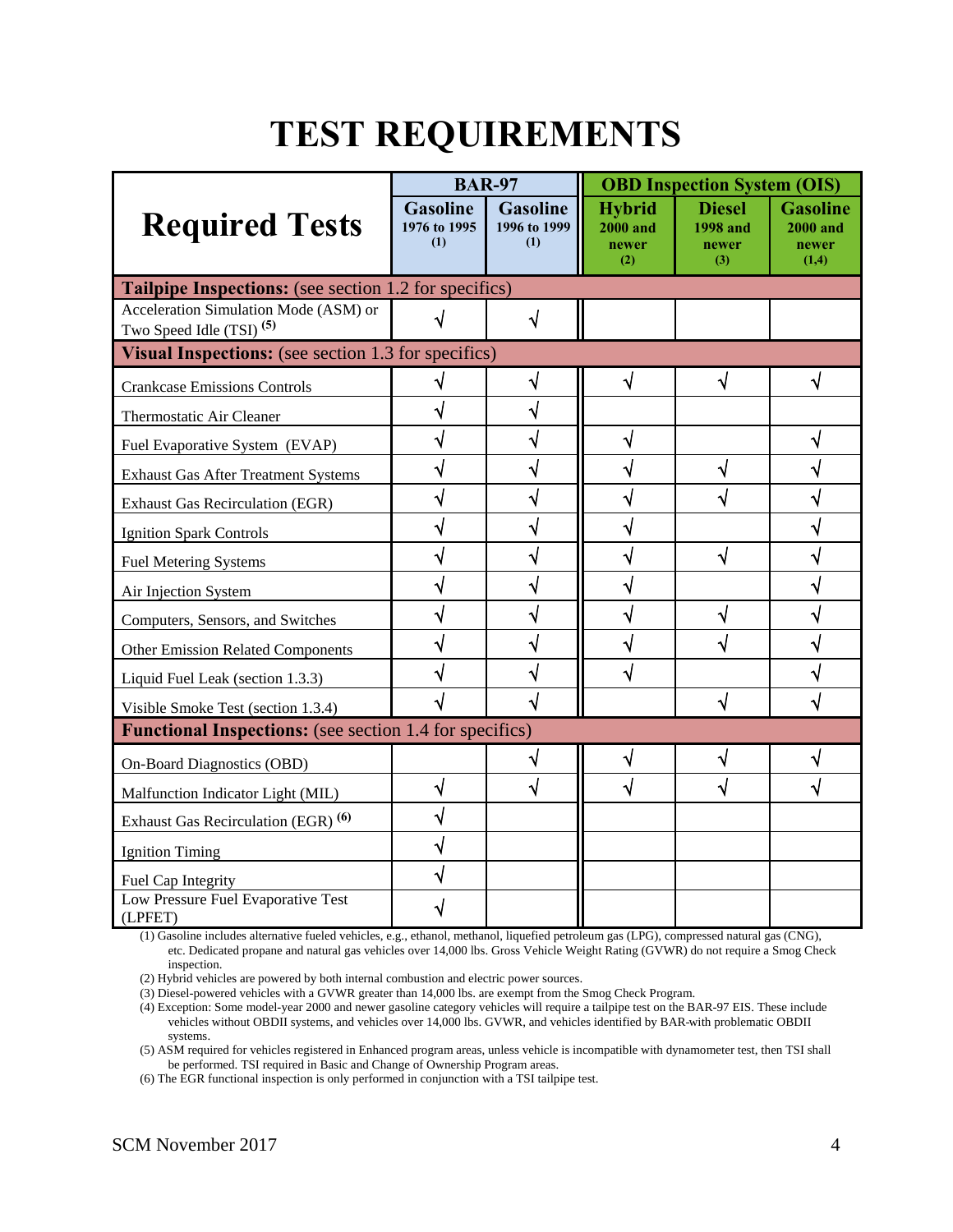# TEST REQUIREMENTS

| Required Tests | BAR-97 | | OBD Inspection System (OIS) | | |
|---|---|---|---|---|---|
| | Gasoline 1976 to 1995 (1) | Gasoline 1996 to 1999 (1) | Hybrid 2000 and newer (2) | Diesel 1998 and newer (3) | Gasoline 2000 and newer (1,4) |
| **Tailpipe Inspections:** (see section 1.2 for specifics) | | | | | |
| Acceleration Simulation Mode (ASM) or Two Speed Idle (TSI) (5) | √ | √ | | | |
| **Visual Inspections:** (see section 1.3 for specifics) | | | | | |
| Crankcase Emissions Controls | √ | √ | √ | √ | √ |
| Thermostatic Air Cleaner | √ | √ | | | |
| Fuel Evaporative System (EVAP) | √ | √ | √ | | √ |
| Exhaust Gas After Treatment Systems | √ | √ | √ | √ | √ |
| Exhaust Gas Recirculation (EGR) | √ | √ | √ | √ | √ |
| Ignition Spark Controls | √ | √ | √ | | √ |
| Fuel Metering Systems | √ | √ | √ | √ | √ |
| Air Injection System | √ | √ | √ | | √ |
| Computers, Sensors, and Switches | √ | √ | √ | √ | √ |
| Other Emission Related Components | √ | √ | √ | √ | √ |
| Liquid Fuel Leak (section 1.3.3) | √ | √ | √ | | √ |
| Visible Smoke Test (section 1.3.4) | √ | √ | | √ | √ |
| **Functional Inspections:** (see section 1.4 for specifics) | | | | | |
| On-Board Diagnostics (OBD) | | √ | √ | √ | √ |
| Malfunction Indicator Light (MIL) | √ | √ | √ | √ | √ |
| Exhaust Gas Recirculation (EGR) (6) | √ | | | | |
| Ignition Timing | √ | | | | |
| Fuel Cap Integrity | √ | | | | |
| Low Pressure Fuel Evaporative Test (LPFET) | √ | | | | |

(1) Gasoline includes alternative fueled vehicles, e.g., ethanol, methanol, liquefied petroleum gas (LPG), compressed natural gas (CNG), etc. Dedicated propane and natural gas vehicles over 14,000 lbs. Gross Vehicle Weight Rating (GVWR) do not require a Smog Check inspection.

(2) Hybrid vehicles are powered by both internal combustion and electric power sources.

(3) Diesel-powered vehicles with a GVWR greater than 14,000 lbs. are exempt from the Smog Check Program.

(4) Exception: Some model-year 2000 and newer gasoline category vehicles will require a tailpipe test on the BAR-97 EIS. These include vehicles without OBDII systems, and vehicles over 14,000 lbs. GVWR, and vehicles identified by BAR-with problematic OBDII systems.

(5) ASM required for vehicles registered in Enhanced program areas, unless vehicle is incompatible with dynamometer test, then TSI shall be performed. TSI required in Basic and Change of Ownership Program areas.

(6) The EGR functional inspection is only performed in conjunction with a TSI tailpipe test.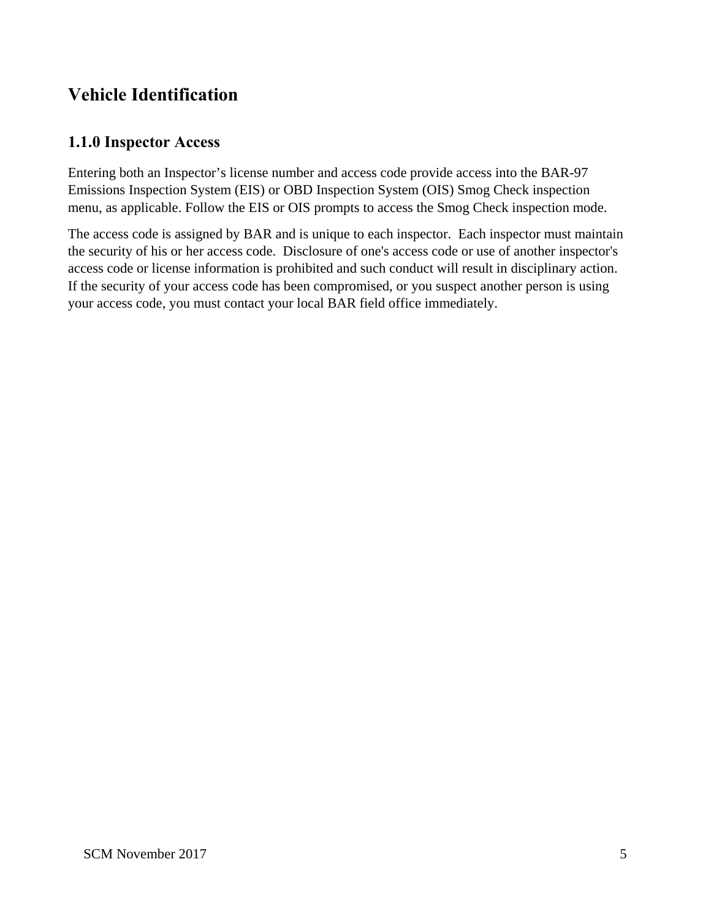# Vehicle Identification

## 1.1.0 Inspector Access

Entering both an Inspector’s license number and access code provide access into the BAR-97 Emissions Inspection System (EIS) or OBD Inspection System (OIS) Smog Check inspection menu, as applicable. Follow the EIS or OIS prompts to access the Smog Check inspection mode.

The access code is assigned by BAR and is unique to each inspector. Each inspector must maintain the security of his or her access code. Disclosure of one's access code or use of another inspector's access code or license information is prohibited and such conduct will result in disciplinary action. If the security of your access code has been compromised, or you suspect another person is using your access code, you must contact your local BAR field office immediately.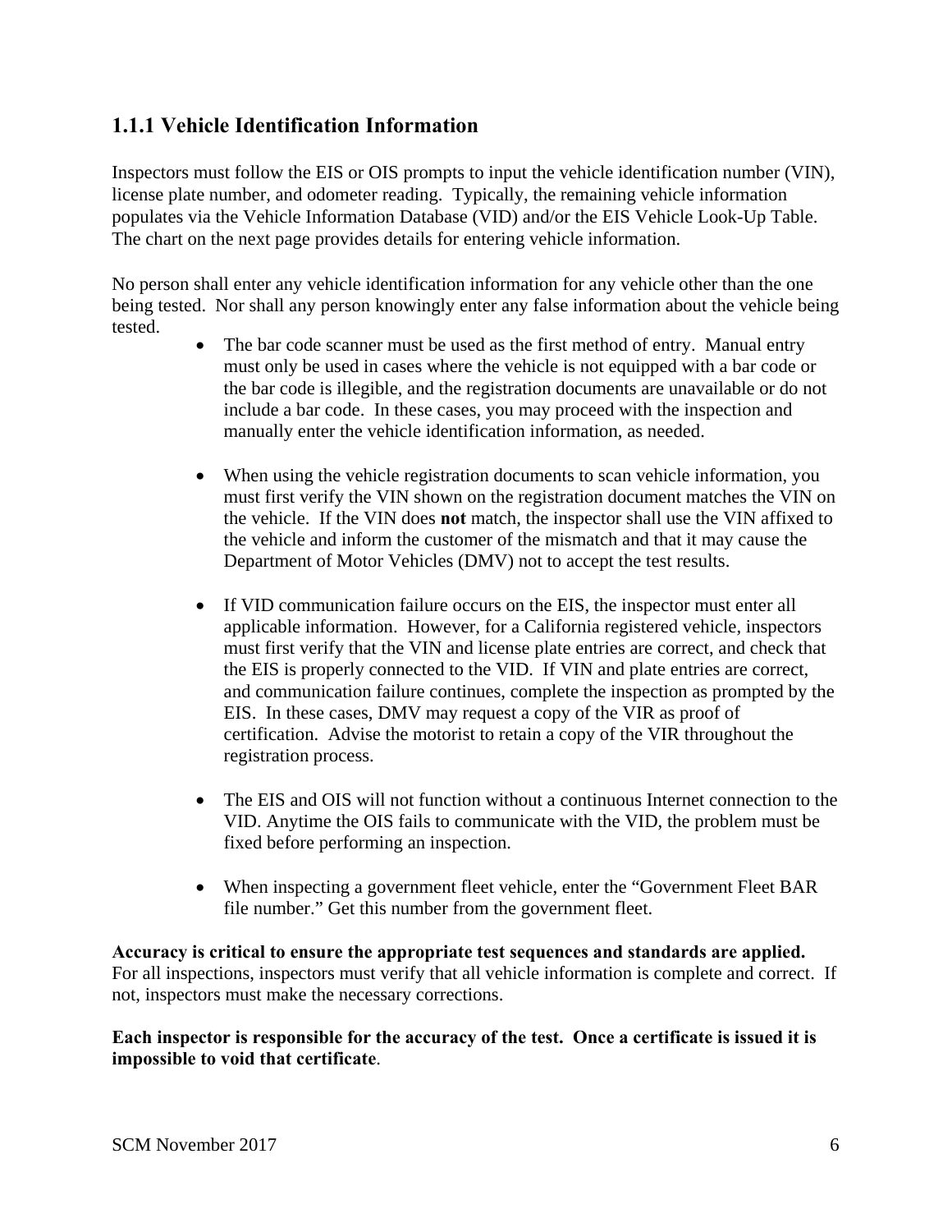### 1.1.1 Vehicle Identification Information

Inspectors must follow the EIS or OIS prompts to input the vehicle identification number (VIN), license plate number, and odometer reading. Typically, the remaining vehicle information populates via the Vehicle Information Database (VID) and/or the EIS Vehicle Look-Up Table. The chart on the next page provides details for entering vehicle information.

No person shall enter any vehicle identification information for any vehicle other than the one being tested. Nor shall any person knowingly enter any false information about the vehicle being tested.

- The bar code scanner must be used as the first method of entry. Manual entry must only be used in cases where the vehicle is not equipped with a bar code or the bar code is illegible, and the registration documents are unavailable or do not include a bar code. In these cases, you may proceed with the inspection and manually enter the vehicle identification information, as needed.

- When using the vehicle registration documents to scan vehicle information, you must first verify the VIN shown on the registration document matches the VIN on the vehicle. If the VIN does **not** match, the inspector shall use the VIN affixed to the vehicle and inform the customer of the mismatch and that it may cause the Department of Motor Vehicles (DMV) not to accept the test results.

- If VID communication failure occurs on the EIS, the inspector must enter all applicable information. However, for a California registered vehicle, inspectors must first verify that the VIN and license plate entries are correct, and check that the EIS is properly connected to the VID. If VIN and plate entries are correct, and communication failure continues, complete the inspection as prompted by the EIS. In these cases, DMV may request a copy of the VIR as proof of certification. Advise the motorist to retain a copy of the VIR throughout the registration process.

- The EIS and OIS will not function without a continuous Internet connection to the VID. Anytime the OIS fails to communicate with the VID, the problem must be fixed before performing an inspection.

- When inspecting a government fleet vehicle, enter the "Government Fleet BAR file number." Get this number from the government fleet.

**Accuracy is critical to ensure the appropriate test sequences and standards are applied.** For all inspections, inspectors must verify that all vehicle information is complete and correct. If not, inspectors must make the necessary corrections.

**Each inspector is responsible for the accuracy of the test. Once a certificate is issued it is impossible to void that certificate**.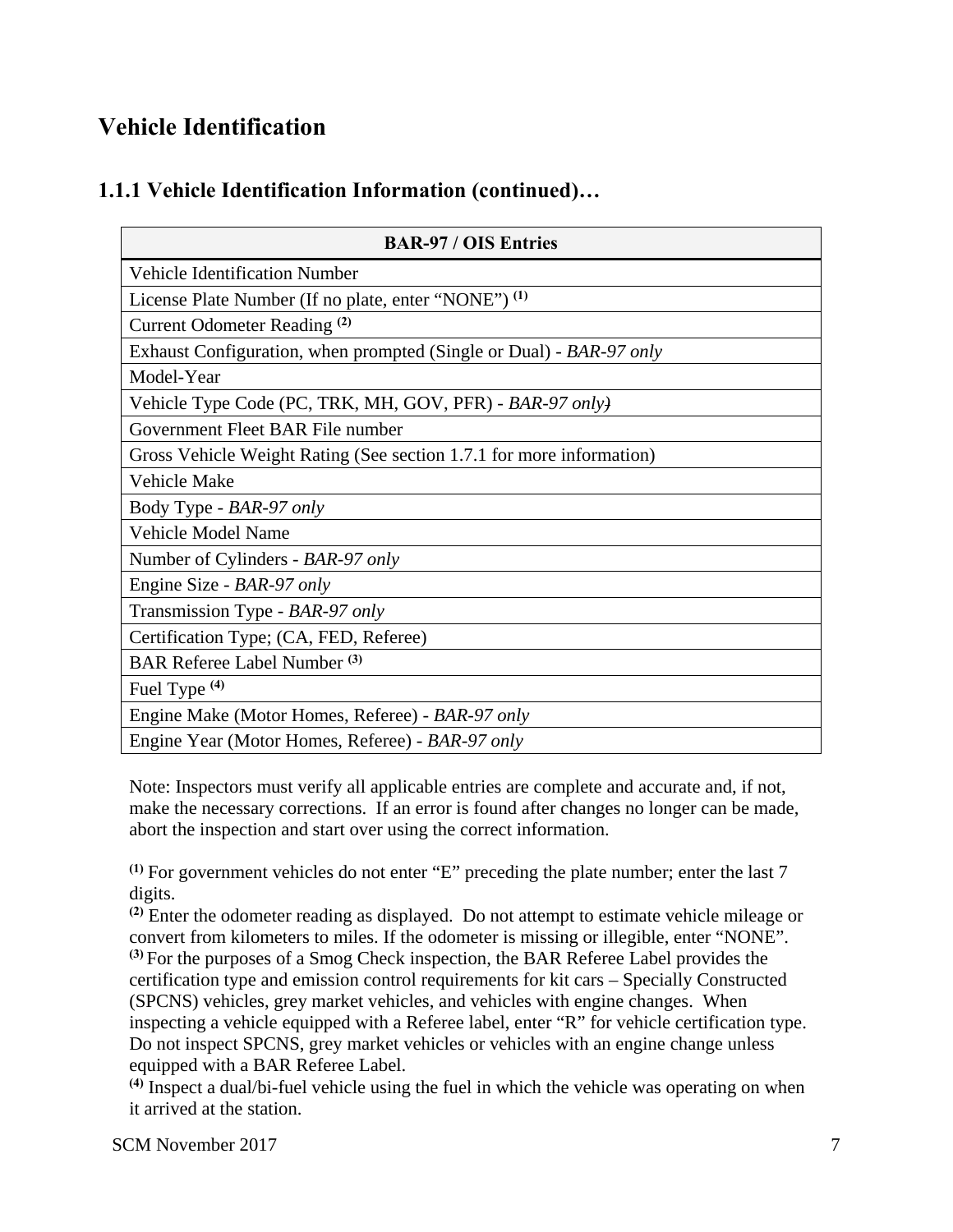# Vehicle Identification

## 1.1.1 Vehicle Identification Information (continued)…

| BAR-97 / OIS Entries |
|---|
| Vehicle Identification Number |
| License Plate Number (If no plate, enter “NONE”) [(1)] |
| Current Odometer Reading [(2)] |
| Exhaust Configuration, when prompted (Single or Dual) - *BAR-97 only* |
| Model-Year |
| Vehicle Type Code (PC, TRK, MH, GOV, PFR) - *BAR-97 only)* |
| Government Fleet BAR File number |
| Gross Vehicle Weight Rating (See section 1.7.1 for more information) |
| Vehicle Make |
| Body Type - *BAR-97 only* |
| Vehicle Model Name |
| Number of Cylinders - *BAR-97 only* |
| Engine Size - *BAR-97 only* |
| Transmission Type - *BAR-97 only* |
| Certification Type; (CA, FED, Referee) |
| BAR Referee Label Number [(3)] |
| Fuel Type [(4)] |
| Engine Make (Motor Homes, Referee) - *BAR-97 only* |
| Engine Year (Motor Homes, Referee) - *BAR-97 only* |

Note: Inspectors must verify all applicable entries are complete and accurate and, if not, make the necessary corrections. If an error is found after changes no longer can be made, abort the inspection and start over using the correct information.

[(1)] For government vehicles do not enter “E” preceding the plate number; enter the last 7 digits.

[(2)] Enter the odometer reading as displayed. Do not attempt to estimate vehicle mileage or convert from kilometers to miles. If the odometer is missing or illegible, enter “NONE”.

[(3)] For the purposes of a Smog Check inspection, the BAR Referee Label provides the certification type and emission control requirements for kit cars – Specially Constructed (SPCNS) vehicles, grey market vehicles, and vehicles with engine changes. When inspecting a vehicle equipped with a Referee label, enter “R” for vehicle certification type. Do not inspect SPCNS, grey market vehicles or vehicles with an engine change unless equipped with a BAR Referee Label.

[(4)] Inspect a dual/bi-fuel vehicle using the fuel in which the vehicle was operating on when it arrived at the station.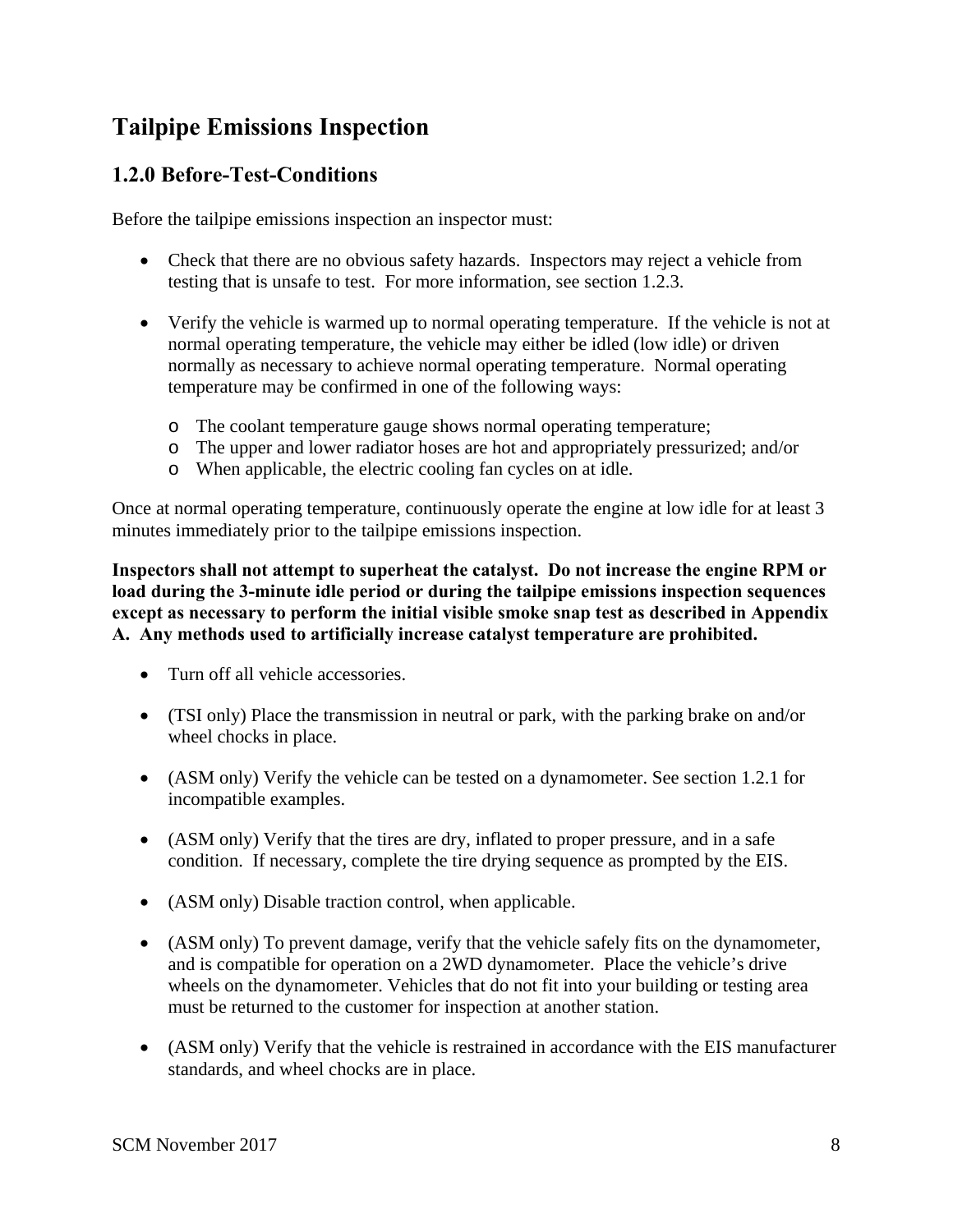# Tailpipe Emissions Inspection

## 1.2.0 Before-Test-Conditions

Before the tailpipe emissions inspection an inspector must:

- Check that there are no obvious safety hazards. Inspectors may reject a vehicle from testing that is unsafe to test. For more information, see section 1.2.3.

- Verify the vehicle is warmed up to normal operating temperature. If the vehicle is not at normal operating temperature, the vehicle may either be idled (low idle) or driven normally as necessary to achieve normal operating temperature. Normal operating temperature may be confirmed in one of the following ways:

    - The coolant temperature gauge shows normal operating temperature;
    - The upper and lower radiator hoses are hot and appropriately pressurized; and/or
    - When applicable, the electric cooling fan cycles on at idle.

Once at normal operating temperature, continuously operate the engine at low idle for at least 3 minutes immediately prior to the tailpipe emissions inspection.

**Inspectors shall not attempt to superheat the catalyst. Do not increase the engine RPM or load during the 3-minute idle period or during the tailpipe emissions inspection sequences except as necessary to perform the initial visible smoke snap test as described in Appendix A. Any methods used to artificially increase catalyst temperature are prohibited.**

- Turn off all vehicle accessories.

- (TSI only) Place the transmission in neutral or park, with the parking brake on and/or wheel chocks in place.

- (ASM only) Verify the vehicle can be tested on a dynamometer. See section 1.2.1 for incompatible examples.

- (ASM only) Verify that the tires are dry, inflated to proper pressure, and in a safe condition. If necessary, complete the tire drying sequence as prompted by the EIS.

- (ASM only) Disable traction control, when applicable.

- (ASM only) To prevent damage, verify that the vehicle safely fits on the dynamometer, and is compatible for operation on a 2WD dynamometer. Place the vehicle's drive wheels on the dynamometer. Vehicles that do not fit into your building or testing area must be returned to the customer for inspection at another station.

- (ASM only) Verify that the vehicle is restrained in accordance with the EIS manufacturer standards, and wheel chocks are in place.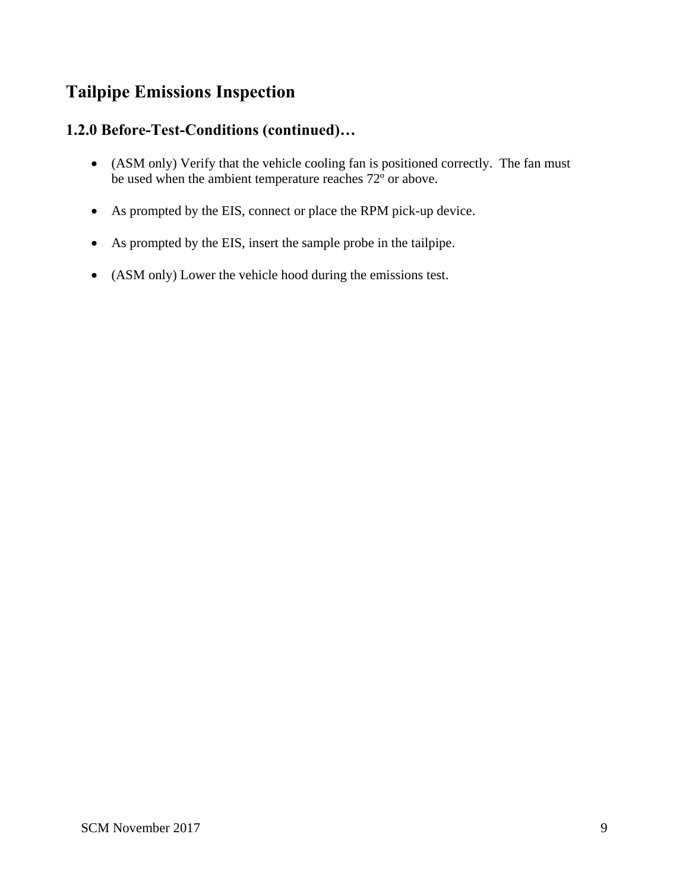# Tailpipe Emissions Inspection

## 1.2.0 Before-Test-Conditions (continued)…

- (ASM only) Verify that the vehicle cooling fan is positioned correctly. The fan must be used when the ambient temperature reaches 72º or above.

- As prompted by the EIS, connect or place the RPM pick-up device.

- As prompted by the EIS, insert the sample probe in the tailpipe.

- (ASM only) Lower the vehicle hood during the emissions test.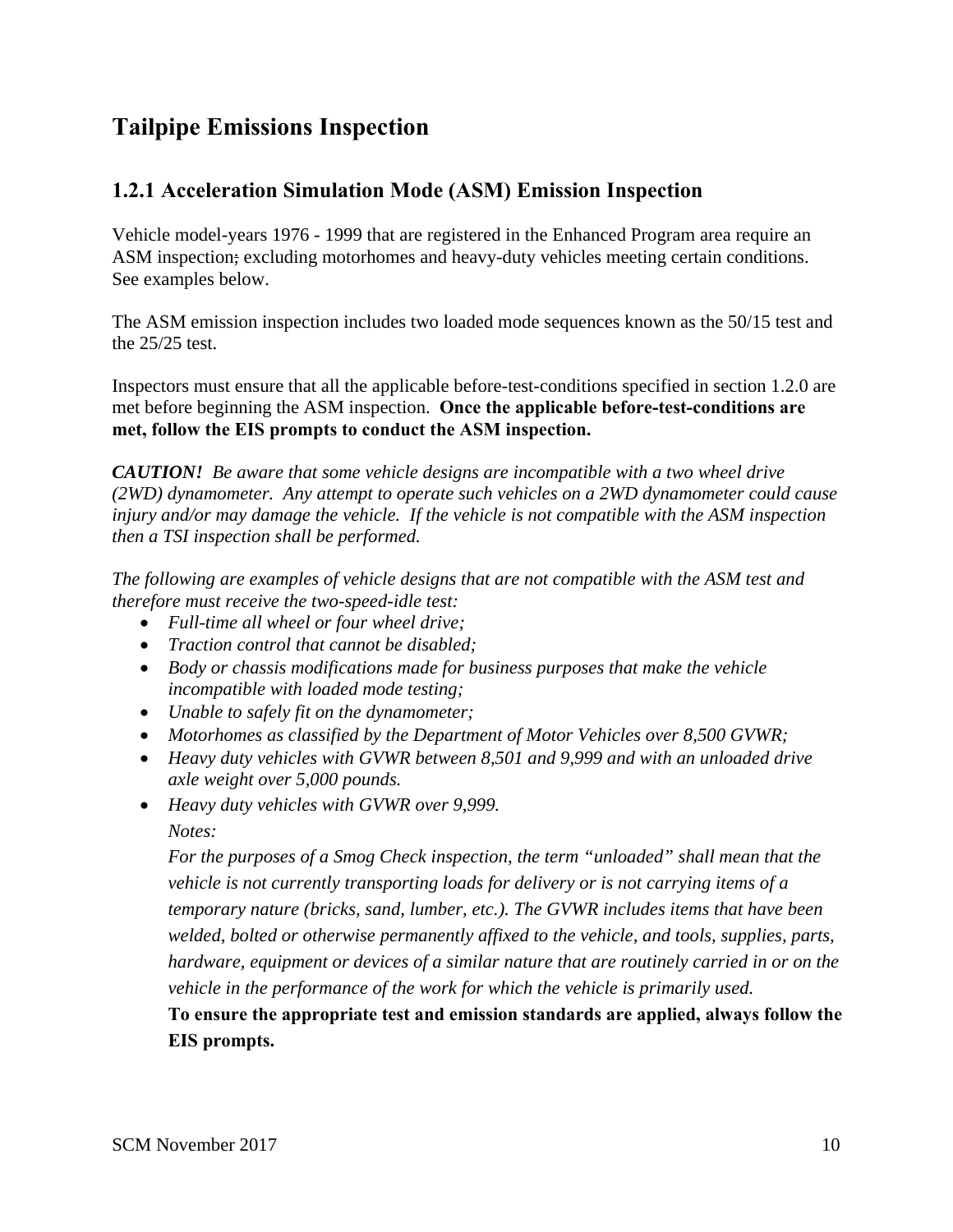# Tailpipe Emissions Inspection

## 1.2.1 Acceleration Simulation Mode (ASM) Emission Inspection

Vehicle model-years 1976 - 1999 that are registered in the Enhanced Program area require an ASM inspection; excluding motorhomes and heavy-duty vehicles meeting certain conditions. See examples below.

The ASM emission inspection includes two loaded mode sequences known as the 50/15 test and the 25/25 test.

Inspectors must ensure that all the applicable before-test-conditions specified in section 1.2.0 are met before beginning the ASM inspection. **Once the applicable before-test-conditions are met, follow the EIS prompts to conduct the ASM inspection.**

***CAUTION!*** *Be aware that some vehicle designs are incompatible with a two wheel drive (2WD) dynamometer. Any attempt to operate such vehicles on a 2WD dynamometer could cause injury and/or may damage the vehicle. If the vehicle is not compatible with the ASM inspection then a TSI inspection shall be performed.*

*The following are examples of vehicle designs that are not compatible with the ASM test and therefore must receive the two-speed-idle test:*

- *Full-time all wheel or four wheel drive;*
- *Traction control that cannot be disabled;*
- *Body or chassis modifications made for business purposes that make the vehicle incompatible with loaded mode testing;*
- *Unable to safely fit on the dynamometer;*
- *Motorhomes as classified by the Department of Motor Vehicles over 8,500 GVWR;*
- *Heavy duty vehicles with GVWR between 8,501 and 9,999 and with an unloaded drive axle weight over 5,000 pounds.*
- *Heavy duty vehicles with GVWR over 9,999.*

  *Notes:*

  *For the purposes of a Smog Check inspection, the term "unloaded" shall mean that the vehicle is not currently transporting loads for delivery or is not carrying items of a temporary nature (bricks, sand, lumber, etc.). The GVWR includes items that have been welded, bolted or otherwise permanently affixed to the vehicle, and tools, supplies, parts, hardware, equipment or devices of a similar nature that are routinely carried in or on the vehicle in the performance of the work for which the vehicle is primarily used.*

  **To ensure the appropriate test and emission standards are applied, always follow the EIS prompts.**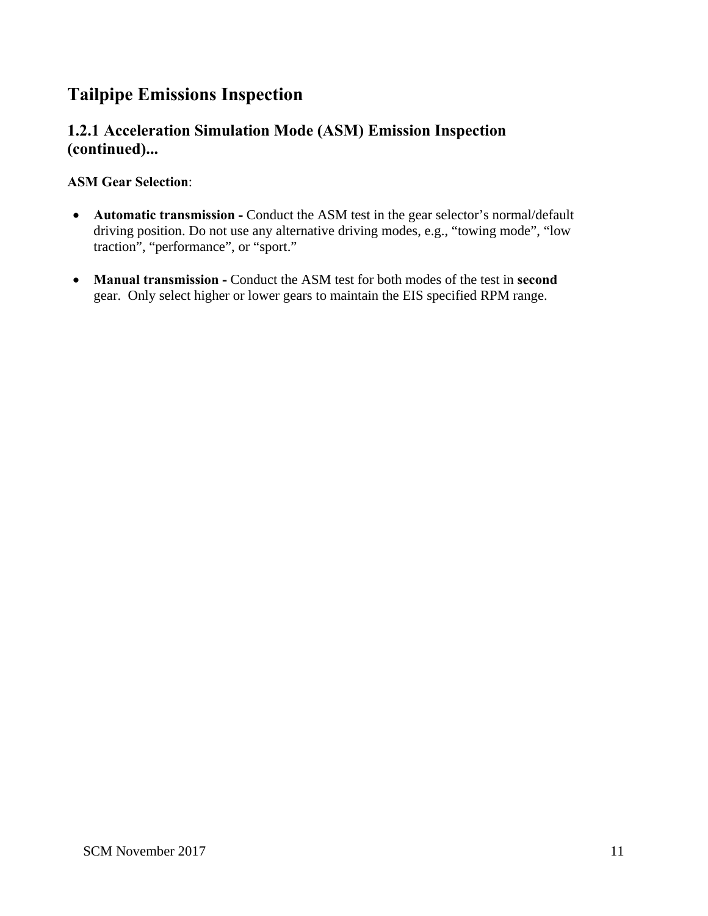# Tailpipe Emissions Inspection

## 1.2.1 Acceleration Simulation Mode (ASM) Emission Inspection (continued)...

**ASM Gear Selection**:

- **Automatic transmission -** Conduct the ASM test in the gear selector's normal/default driving position. Do not use any alternative driving modes, e.g., "towing mode", "low traction", "performance", or "sport."

- **Manual transmission -** Conduct the ASM test for both modes of the test in **second** gear. Only select higher or lower gears to maintain the EIS specified RPM range.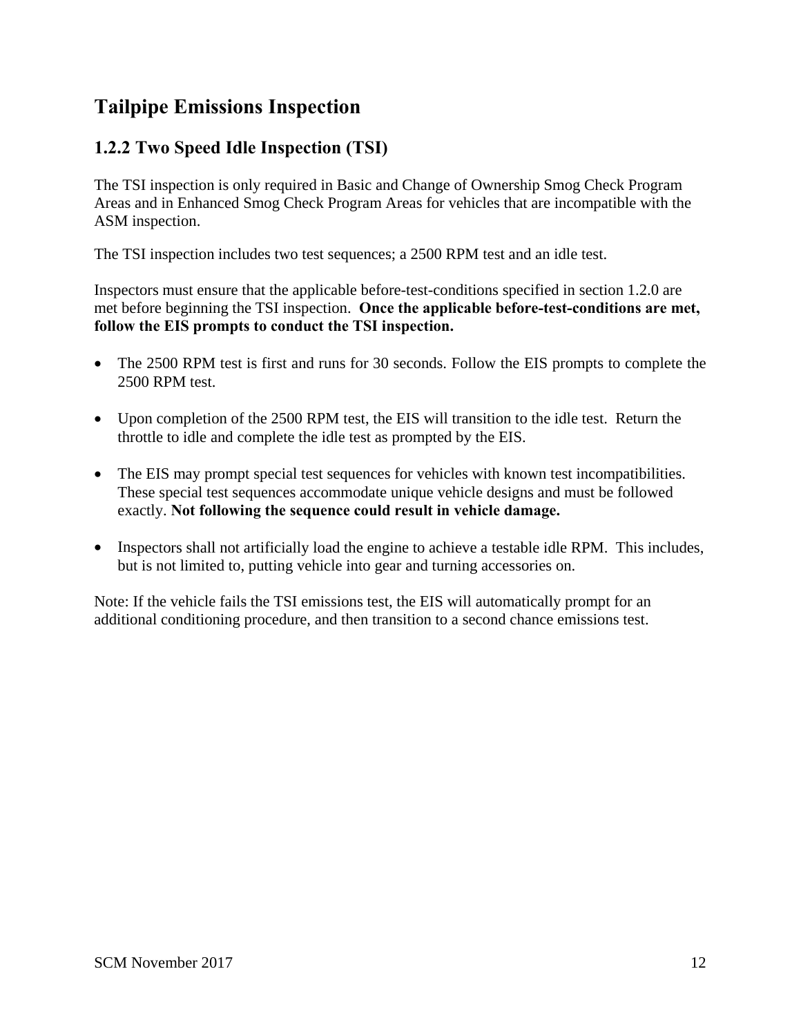# Tailpipe Emissions Inspection

## 1.2.2 Two Speed Idle Inspection (TSI)

The TSI inspection is only required in Basic and Change of Ownership Smog Check Program Areas and in Enhanced Smog Check Program Areas for vehicles that are incompatible with the ASM inspection.

The TSI inspection includes two test sequences; a 2500 RPM test and an idle test.

Inspectors must ensure that the applicable before-test-conditions specified in section 1.2.0 are met before beginning the TSI inspection. **Once the applicable before-test-conditions are met, follow the EIS prompts to conduct the TSI inspection.**

- The 2500 RPM test is first and runs for 30 seconds. Follow the EIS prompts to complete the 2500 RPM test.
- Upon completion of the 2500 RPM test, the EIS will transition to the idle test. Return the throttle to idle and complete the idle test as prompted by the EIS.
- The EIS may prompt special test sequences for vehicles with known test incompatibilities. These special test sequences accommodate unique vehicle designs and must be followed exactly. **Not following the sequence could result in vehicle damage.**
- Inspectors shall not artificially load the engine to achieve a testable idle RPM. This includes, but is not limited to, putting vehicle into gear and turning accessories on.

Note: If the vehicle fails the TSI emissions test, the EIS will automatically prompt for an additional conditioning procedure, and then transition to a second chance emissions test.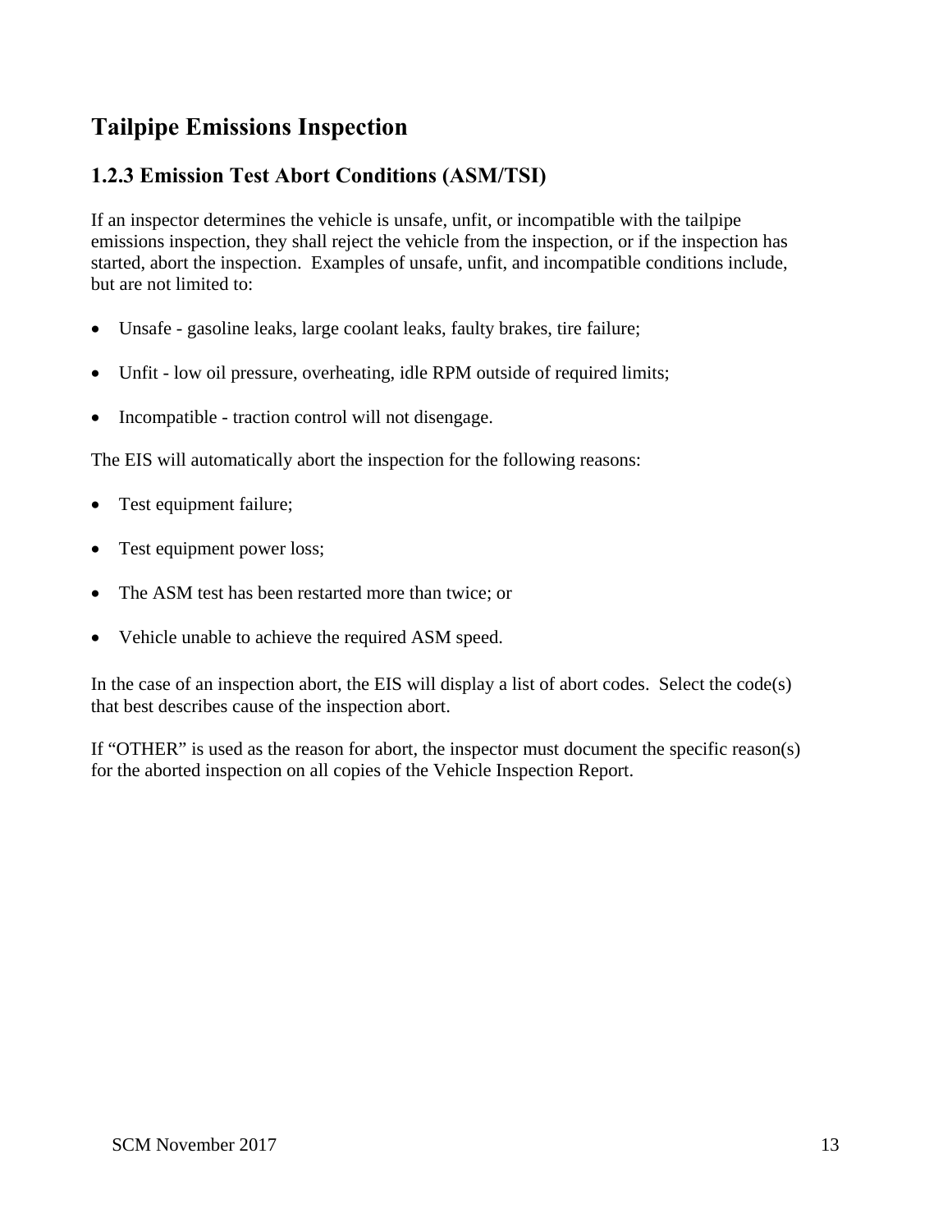# Tailpipe Emissions Inspection

## 1.2.3 Emission Test Abort Conditions (ASM/TSI)

If an inspector determines the vehicle is unsafe, unfit, or incompatible with the tailpipe emissions inspection, they shall reject the vehicle from the inspection, or if the inspection has started, abort the inspection. Examples of unsafe, unfit, and incompatible conditions include, but are not limited to:

- Unsafe - gasoline leaks, large coolant leaks, faulty brakes, tire failure;
- Unfit - low oil pressure, overheating, idle RPM outside of required limits;
- Incompatible - traction control will not disengage.

The EIS will automatically abort the inspection for the following reasons:

- Test equipment failure;
- Test equipment power loss;
- The ASM test has been restarted more than twice; or
- Vehicle unable to achieve the required ASM speed.

In the case of an inspection abort, the EIS will display a list of abort codes. Select the code(s) that best describes cause of the inspection abort.

If "OTHER" is used as the reason for abort, the inspector must document the specific reason(s) for the aborted inspection on all copies of the Vehicle Inspection Report.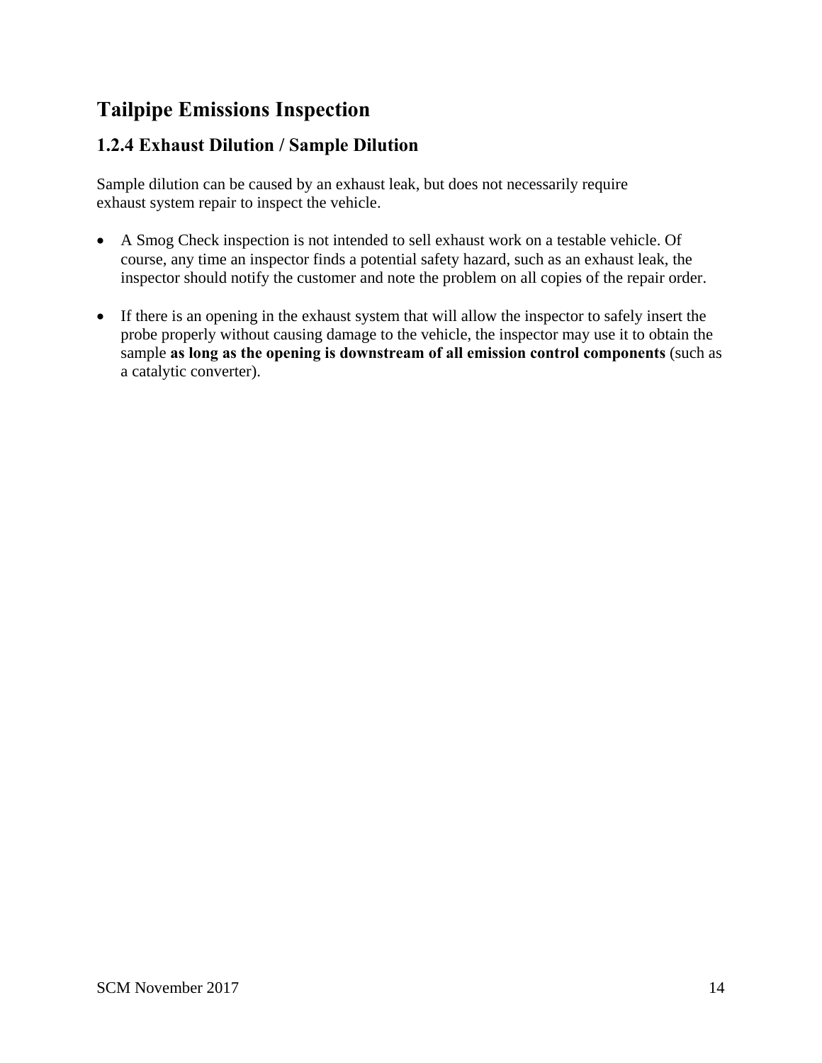# Tailpipe Emissions Inspection

## 1.2.4 Exhaust Dilution / Sample Dilution

Sample dilution can be caused by an exhaust leak, but does not necessarily require exhaust system repair to inspect the vehicle.

- A Smog Check inspection is not intended to sell exhaust work on a testable vehicle. Of course, any time an inspector finds a potential safety hazard, such as an exhaust leak, the inspector should notify the customer and note the problem on all copies of the repair order.

- If there is an opening in the exhaust system that will allow the inspector to safely insert the probe properly without causing damage to the vehicle, the inspector may use it to obtain the sample **as long as the opening is downstream of all emission control components** (such as a catalytic converter).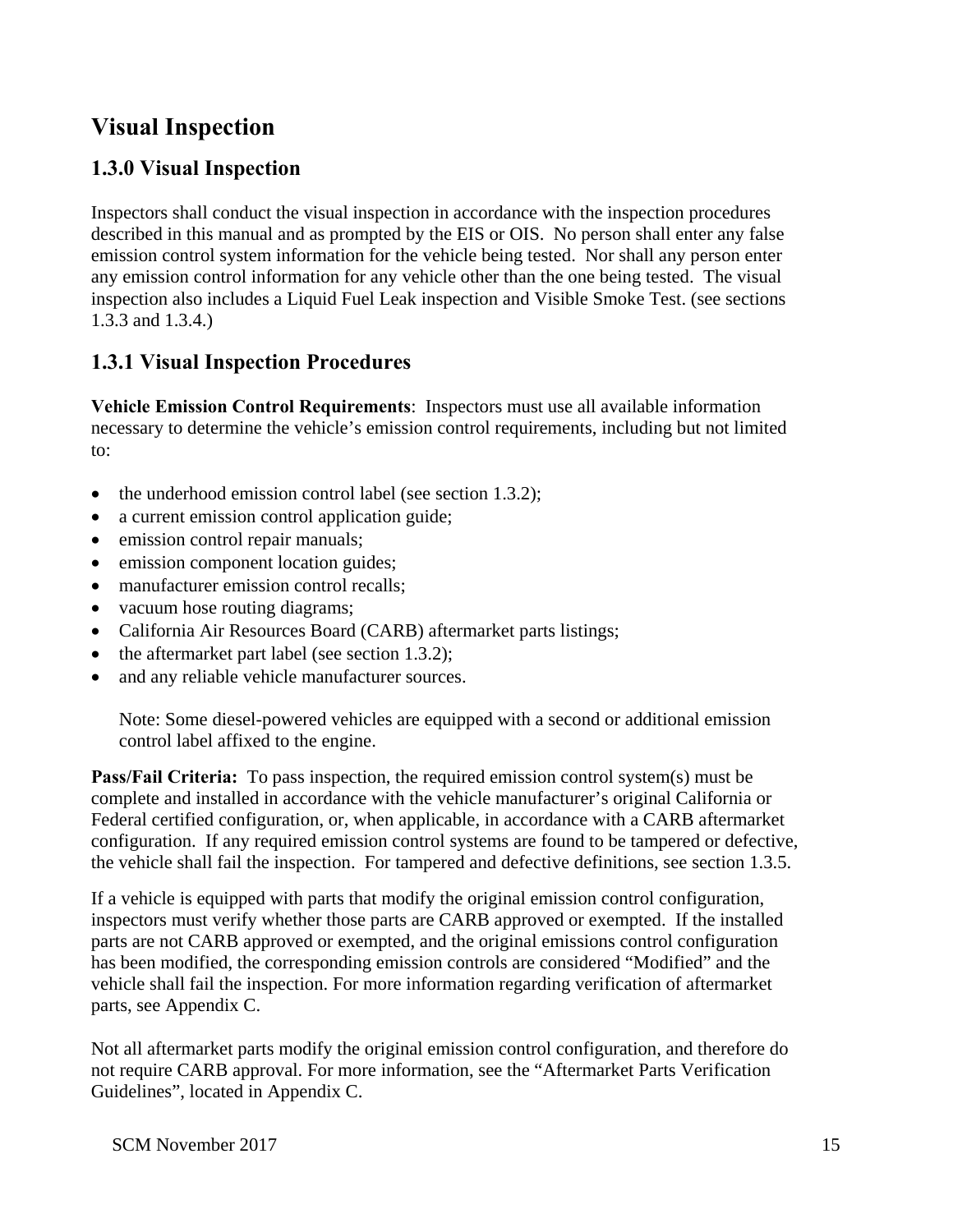# Visual Inspection

## 1.3.0 Visual Inspection

Inspectors shall conduct the visual inspection in accordance with the inspection procedures described in this manual and as prompted by the EIS or OIS. No person shall enter any false emission control system information for the vehicle being tested. Nor shall any person enter any emission control information for any vehicle other than the one being tested. The visual inspection also includes a Liquid Fuel Leak inspection and Visible Smoke Test. (see sections 1.3.3 and 1.3.4.)

## 1.3.1 Visual Inspection Procedures

**Vehicle Emission Control Requirements**: Inspectors must use all available information necessary to determine the vehicle's emission control requirements, including but not limited to:

- the underhood emission control label (see section 1.3.2);
- a current emission control application guide;
- emission control repair manuals;
- emission component location guides;
- manufacturer emission control recalls;
- vacuum hose routing diagrams;
- California Air Resources Board (CARB) aftermarket parts listings;
- the aftermarket part label (see section 1.3.2);
- and any reliable vehicle manufacturer sources.

    Note: Some diesel-powered vehicles are equipped with a second or additional emission control label affixed to the engine.

**Pass/Fail Criteria:** To pass inspection, the required emission control system(s) must be complete and installed in accordance with the vehicle manufacturer's original California or Federal certified configuration, or, when applicable, in accordance with a CARB aftermarket configuration. If any required emission control systems are found to be tampered or defective, the vehicle shall fail the inspection. For tampered and defective definitions, see section 1.3.5.

If a vehicle is equipped with parts that modify the original emission control configuration, inspectors must verify whether those parts are CARB approved or exempted. If the installed parts are not CARB approved or exempted, and the original emissions control configuration has been modified, the corresponding emission controls are considered "Modified" and the vehicle shall fail the inspection. For more information regarding verification of aftermarket parts, see Appendix C.

Not all aftermarket parts modify the original emission control configuration, and therefore do not require CARB approval. For more information, see the "Aftermarket Parts Verification Guidelines", located in Appendix C.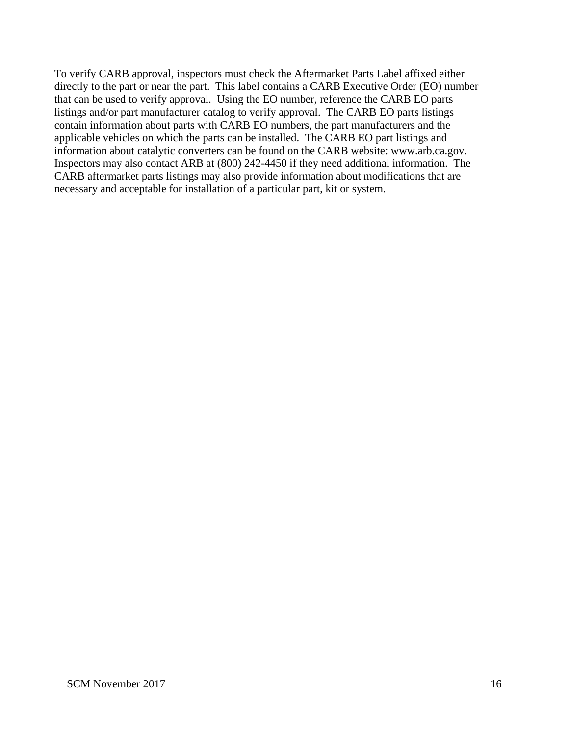To verify CARB approval, inspectors must check the Aftermarket Parts Label affixed either directly to the part or near the part.  This label contains a CARB Executive Order (EO) number that can be used to verify approval.  Using the EO number, reference the CARB EO parts listings and/or part manufacturer catalog to verify approval.  The CARB EO parts listings contain information about parts with CARB EO numbers, the part manufacturers and the applicable vehicles on which the parts can be installed.  The CARB EO part listings and information about catalytic converters can be found on the CARB website: www.arb.ca.gov. Inspectors may also contact ARB at (800) 242-4450 if they need additional information.  The CARB aftermarket parts listings may also provide information about modifications that are necessary and acceptable for installation of a particular part, kit or system.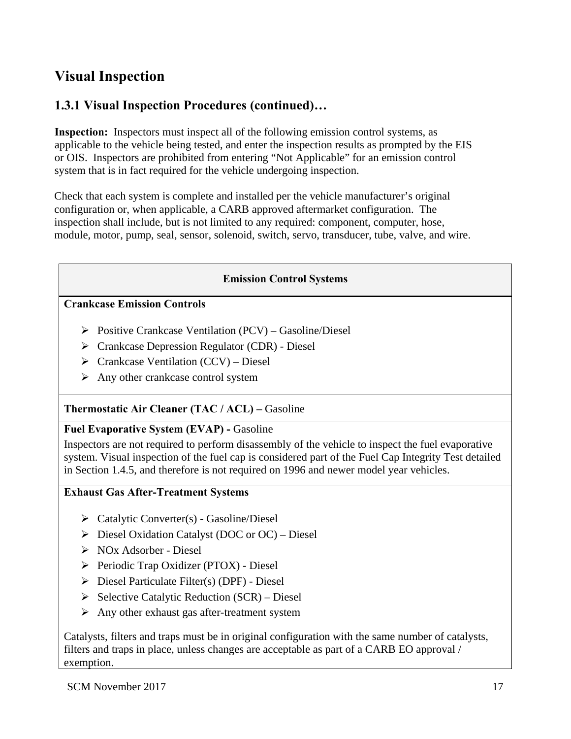# Visual Inspection

## 1.3.1 Visual Inspection Procedures (continued)…

**Inspection:** Inspectors must inspect all of the following emission control systems, as applicable to the vehicle being tested, and enter the inspection results as prompted by the EIS or OIS. Inspectors are prohibited from entering "Not Applicable" for an emission control system that is in fact required for the vehicle undergoing inspection.

Check that each system is complete and installed per the vehicle manufacturer's original configuration or, when applicable, a CARB approved aftermarket configuration. The inspection shall include, but is not limited to any required: component, computer, hose, module, motor, pump, seal, sensor, solenoid, switch, servo, transducer, tube, valve, and wire.

| **Emission Control Systems** |
|---|
| **Crankcase Emission Controls**<br><br>- Positive Crankcase Ventilation (PCV) – Gasoline/Diesel<br>- Crankcase Depression Regulator (CDR) - Diesel<br>- Crankcase Ventilation (CCV) – Diesel<br>- Any other crankcase control system |
| **Thermostatic Air Cleaner (TAC / ACL) –** Gasoline |
| **Fuel Evaporative System (EVAP) -** Gasoline<br>Inspectors are not required to perform disassembly of the vehicle to inspect the fuel evaporative system. Visual inspection of the fuel cap is considered part of the Fuel Cap Integrity Test detailed in Section 1.4.5, and therefore is not required on 1996 and newer model year vehicles. |
| **Exhaust Gas After-Treatment Systems**<br><br>- Catalytic Converter(s) - Gasoline/Diesel<br>- Diesel Oxidation Catalyst (DOC or OC) – Diesel<br>- NOx Adsorber - Diesel<br>- Periodic Trap Oxidizer (PTOX) - Diesel<br>- Diesel Particulate Filter(s) (DPF) - Diesel<br>- Selective Catalytic Reduction (SCR) – Diesel<br>- Any other exhaust gas after-treatment system<br><br>Catalysts, filters and traps must be in original configuration with the same number of catalysts, filters and traps in place, unless changes are acceptable as part of a CARB EO approval / exemption. |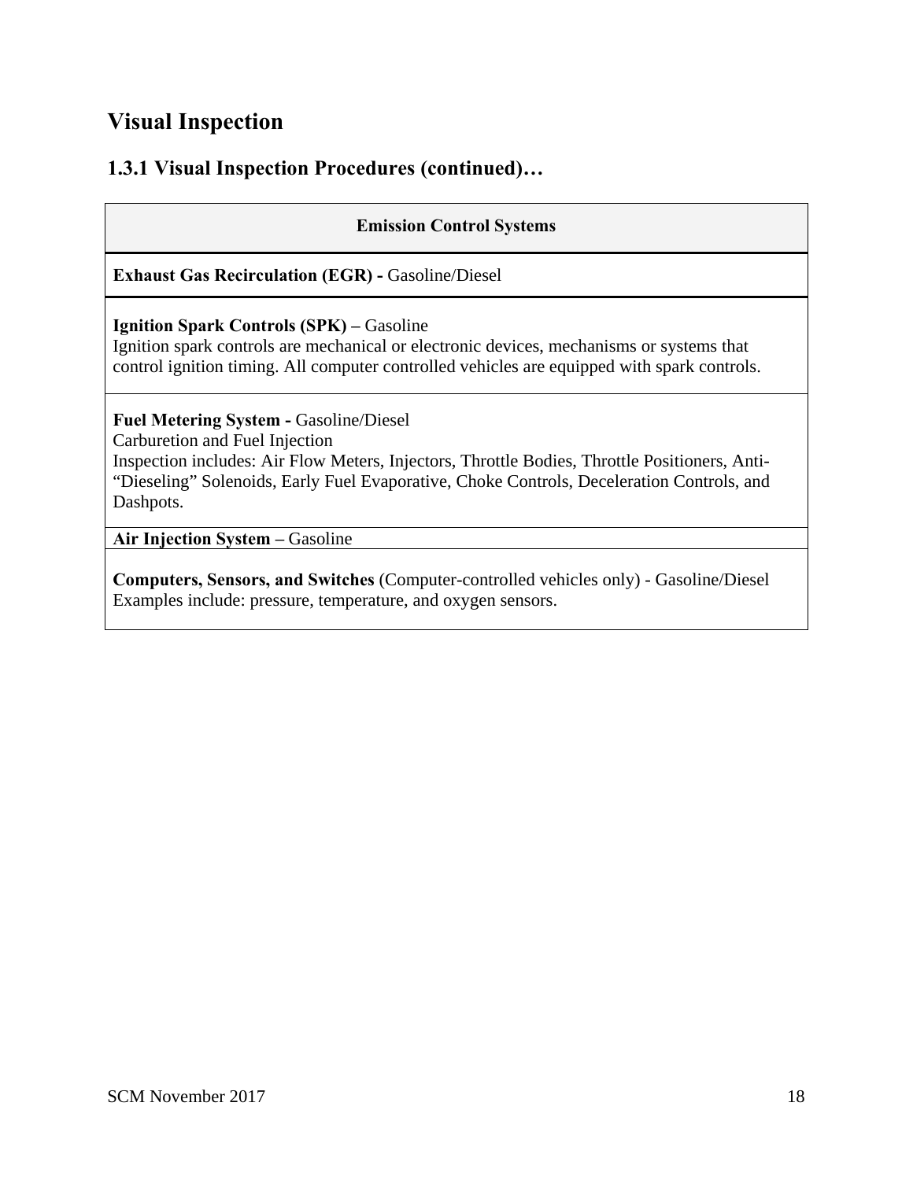# Visual Inspection

## 1.3.1 Visual Inspection Procedures (continued)…

| Emission Control Systems |
|---|
| **Exhaust Gas Recirculation (EGR) -** Gasoline/Diesel |
| **Ignition Spark Controls (SPK) –** Gasoline<br>Ignition spark controls are mechanical or electronic devices, mechanisms or systems that control ignition timing. All computer controlled vehicles are equipped with spark controls. |
| **Fuel Metering System -** Gasoline/Diesel<br>Carburetion and Fuel Injection<br>Inspection includes: Air Flow Meters, Injectors, Throttle Bodies, Throttle Positioners, Anti-“Dieseling” Solenoids, Early Fuel Evaporative, Choke Controls, Deceleration Controls, and Dashpots. |
| **Air Injection System –** Gasoline |
| **Computers, Sensors, and Switches** (Computer-controlled vehicles only) - Gasoline/Diesel<br>Examples include: pressure, temperature, and oxygen sensors. |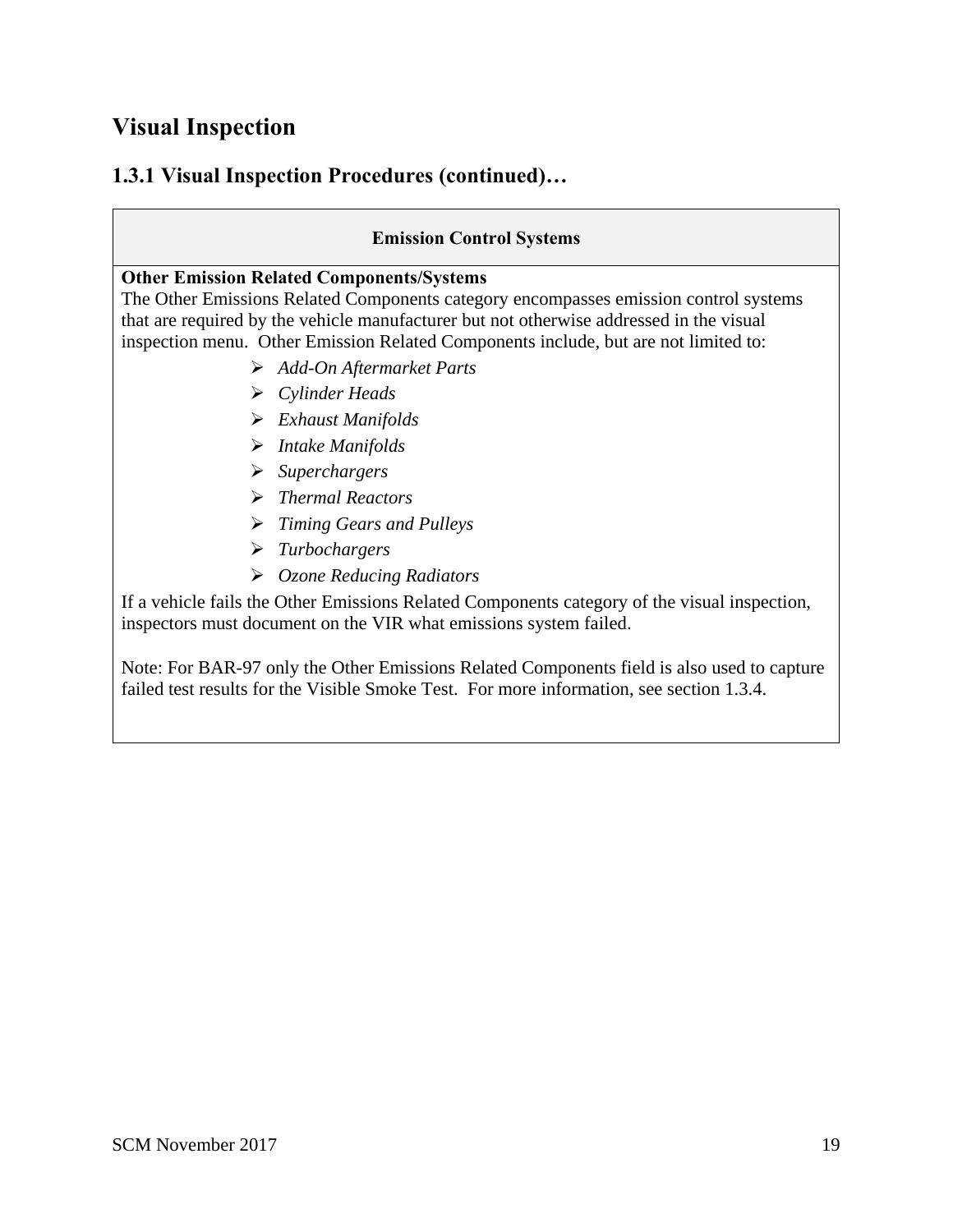# Visual Inspection

## 1.3.1 Visual Inspection Procedures (continued)…

| Emission Control Systems |
|---|
| **Other Emission Related Components/Systems**<br>The Other Emissions Related Components category encompasses emission control systems that are required by the vehicle manufacturer but not otherwise addressed in the visual inspection menu. Other Emission Related Components include, but are not limited to:<br>➢ *Add-On Aftermarket Parts*<br>➢ *Cylinder Heads*<br>➢ *Exhaust Manifolds*<br>➢ *Intake Manifolds*<br>➢ *Superchargers*<br>➢ *Thermal Reactors*<br>➢ *Timing Gears and Pulleys*<br>➢ *Turbochargers*<br>➢ *Ozone Reducing Radiators*<br>If a vehicle fails the Other Emissions Related Components category of the visual inspection, inspectors must document on the VIR what emissions system failed.<br><br>Note: For BAR-97 only the Other Emissions Related Components field is also used to capture failed test results for the Visible Smoke Test. For more information, see section 1.3.4. |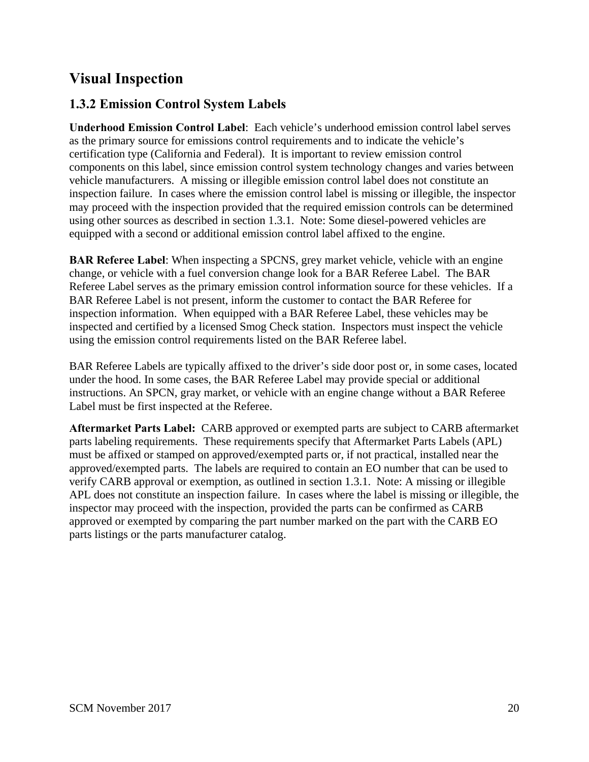# Visual Inspection

## 1.3.2 Emission Control System Labels

**Underhood Emission Control Label**:  Each vehicle's underhood emission control label serves as the primary source for emissions control requirements and to indicate the vehicle's certification type (California and Federal).  It is important to review emission control components on this label, since emission control system technology changes and varies between vehicle manufacturers.  A missing or illegible emission control label does not constitute an inspection failure.  In cases where the emission control label is missing or illegible, the inspector may proceed with the inspection provided that the required emission controls can be determined using other sources as described in section 1.3.1.  Note: Some diesel-powered vehicles are equipped with a second or additional emission control label affixed to the engine.

**BAR Referee Label**: When inspecting a SPCNS, grey market vehicle, vehicle with an engine change, or vehicle with a fuel conversion change look for a BAR Referee Label.  The BAR Referee Label serves as the primary emission control information source for these vehicles.  If a BAR Referee Label is not present, inform the customer to contact the BAR Referee for inspection information.  When equipped with a BAR Referee Label, these vehicles may be inspected and certified by a licensed Smog Check station.  Inspectors must inspect the vehicle using the emission control requirements listed on the BAR Referee label.

BAR Referee Labels are typically affixed to the driver's side door post or, in some cases, located under the hood. In some cases, the BAR Referee Label may provide special or additional instructions. An SPCN, gray market, or vehicle with an engine change without a BAR Referee Label must be first inspected at the Referee.

**Aftermarket Parts Label:**  CARB approved or exempted parts are subject to CARB aftermarket parts labeling requirements.  These requirements specify that Aftermarket Parts Labels (APL) must be affixed or stamped on approved/exempted parts or, if not practical, installed near the approved/exempted parts.  The labels are required to contain an EO number that can be used to verify CARB approval or exemption, as outlined in section 1.3.1.  Note: A missing or illegible APL does not constitute an inspection failure.  In cases where the label is missing or illegible, the inspector may proceed with the inspection, provided the parts can be confirmed as CARB approved or exempted by comparing the part number marked on the part with the CARB EO parts listings or the parts manufacturer catalog.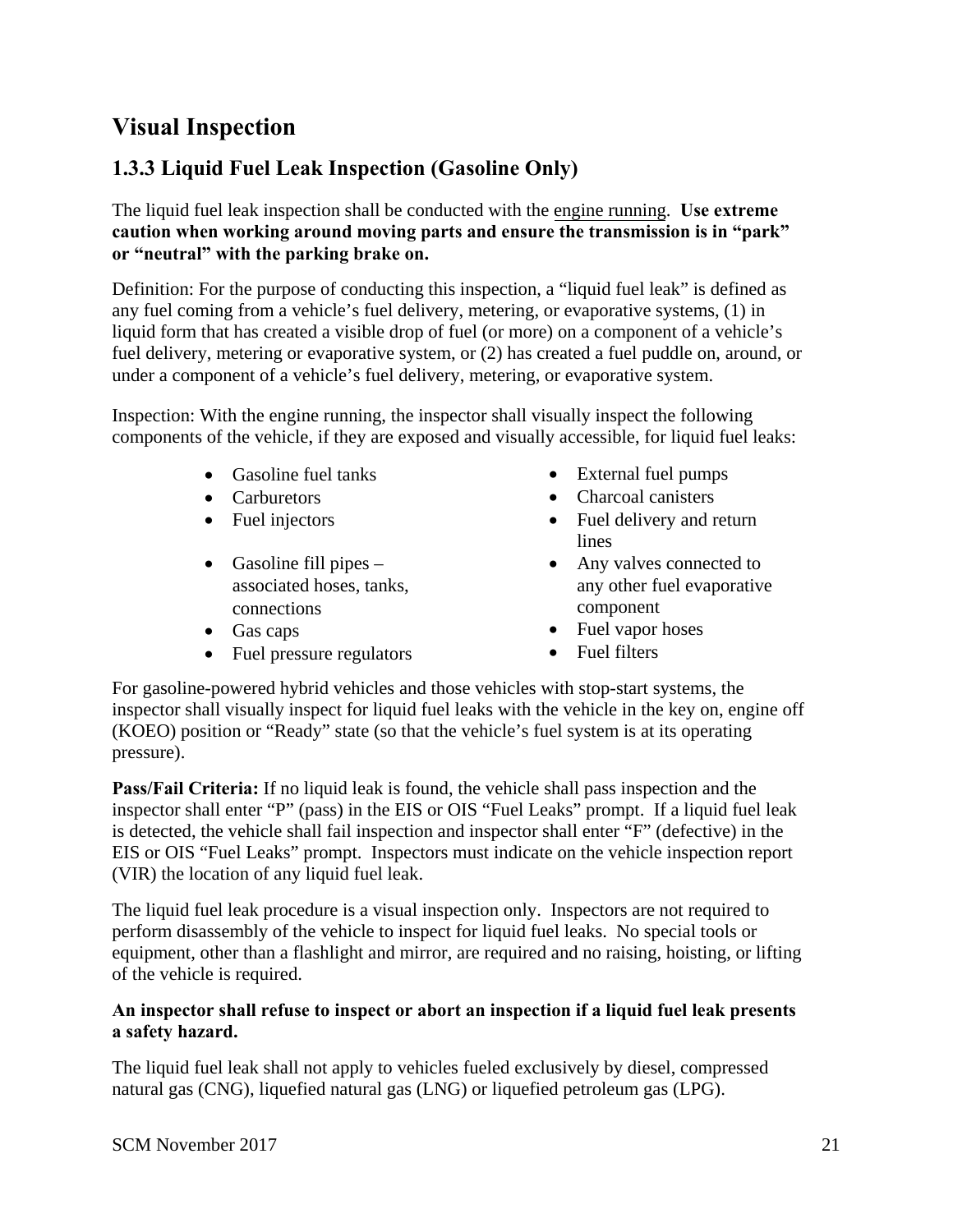# Visual Inspection

## 1.3.3 Liquid Fuel Leak Inspection (Gasoline Only)

The liquid fuel leak inspection shall be conducted with the engine running. **Use extreme caution when working around moving parts and ensure the transmission is in "park" or "neutral" with the parking brake on.**

Definition: For the purpose of conducting this inspection, a "liquid fuel leak" is defined as any fuel coming from a vehicle's fuel delivery, metering, or evaporative systems, (1) in liquid form that has created a visible drop of fuel (or more) on a component of a vehicle's fuel delivery, metering or evaporative system, or (2) has created a fuel puddle on, around, or under a component of a vehicle's fuel delivery, metering, or evaporative system.

Inspection: With the engine running, the inspector shall visually inspect the following components of the vehicle, if they are exposed and visually accessible, for liquid fuel leaks:

- Gasoline fuel tanks
- Carburetors
- Fuel injectors
- Gasoline fill pipes – associated hoses, tanks, connections
- Gas caps
- Fuel pressure regulators
- External fuel pumps
- Charcoal canisters
- Fuel delivery and return lines
- Any valves connected to any other fuel evaporative component
- Fuel vapor hoses
- Fuel filters

For gasoline-powered hybrid vehicles and those vehicles with stop-start systems, the inspector shall visually inspect for liquid fuel leaks with the vehicle in the key on, engine off (KOEO) position or "Ready" state (so that the vehicle's fuel system is at its operating pressure).

**Pass/Fail Criteria:** If no liquid leak is found, the vehicle shall pass inspection and the inspector shall enter "P" (pass) in the EIS or OIS "Fuel Leaks" prompt. If a liquid fuel leak is detected, the vehicle shall fail inspection and inspector shall enter "F" (defective) in the EIS or OIS "Fuel Leaks" prompt. Inspectors must indicate on the vehicle inspection report (VIR) the location of any liquid fuel leak.

The liquid fuel leak procedure is a visual inspection only. Inspectors are not required to perform disassembly of the vehicle to inspect for liquid fuel leaks. No special tools or equipment, other than a flashlight and mirror, are required and no raising, hoisting, or lifting of the vehicle is required.

**An inspector shall refuse to inspect or abort an inspection if a liquid fuel leak presents a safety hazard.**

The liquid fuel leak shall not apply to vehicles fueled exclusively by diesel, compressed natural gas (CNG), liquefied natural gas (LNG) or liquefied petroleum gas (LPG).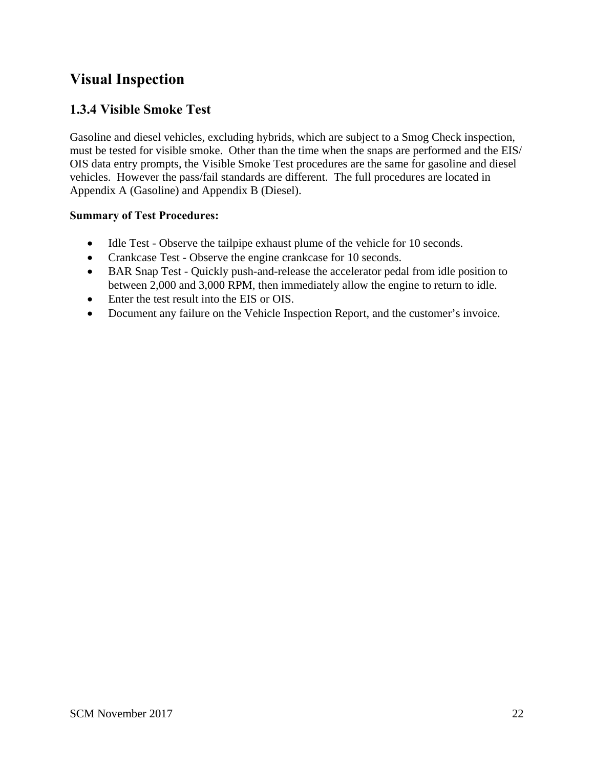# Visual Inspection

## 1.3.4 Visible Smoke Test

Gasoline and diesel vehicles, excluding hybrids, which are subject to a Smog Check inspection, must be tested for visible smoke. Other than the time when the snaps are performed and the EIS/ OIS data entry prompts, the Visible Smoke Test procedures are the same for gasoline and diesel vehicles. However the pass/fail standards are different. The full procedures are located in Appendix A (Gasoline) and Appendix B (Diesel).

**Summary of Test Procedures:**

- Idle Test - Observe the tailpipe exhaust plume of the vehicle for 10 seconds.
- Crankcase Test - Observe the engine crankcase for 10 seconds.
- BAR Snap Test - Quickly push-and-release the accelerator pedal from idle position to between 2,000 and 3,000 RPM, then immediately allow the engine to return to idle.
- Enter the test result into the EIS or OIS.
- Document any failure on the Vehicle Inspection Report, and the customer's invoice.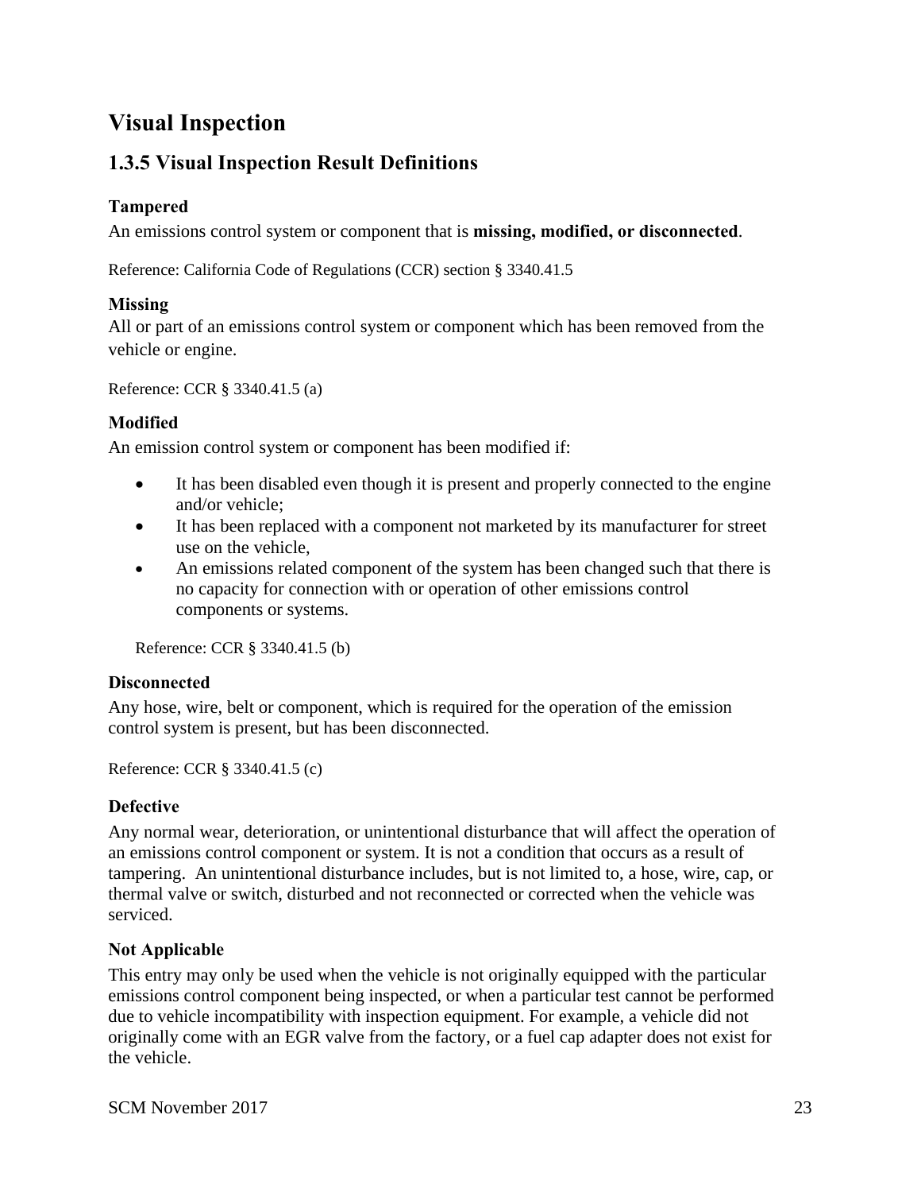# Visual Inspection

## 1.3.5 Visual Inspection Result Definitions

### Tampered

An emissions control system or component that is **missing, modified, or disconnected**.

Reference: California Code of Regulations (CCR) section § 3340.41.5

### Missing

All or part of an emissions control system or component which has been removed from the vehicle or engine.

Reference: CCR § 3340.41.5 (a)

### Modified

An emission control system or component has been modified if:

- It has been disabled even though it is present and properly connected to the engine and/or vehicle;
- It has been replaced with a component not marketed by its manufacturer for street use on the vehicle,
- An emissions related component of the system has been changed such that there is no capacity for connection with or operation of other emissions control components or systems.

Reference: CCR § 3340.41.5 (b)

### Disconnected

Any hose, wire, belt or component, which is required for the operation of the emission control system is present, but has been disconnected.

Reference: CCR § 3340.41.5 (c)

### Defective

Any normal wear, deterioration, or unintentional disturbance that will affect the operation of an emissions control component or system. It is not a condition that occurs as a result of tampering. An unintentional disturbance includes, but is not limited to, a hose, wire, cap, or thermal valve or switch, disturbed and not reconnected or corrected when the vehicle was serviced.

### Not Applicable

This entry may only be used when the vehicle is not originally equipped with the particular emissions control component being inspected, or when a particular test cannot be performed due to vehicle incompatibility with inspection equipment. For example, a vehicle did not originally come with an EGR valve from the factory, or a fuel cap adapter does not exist for the vehicle.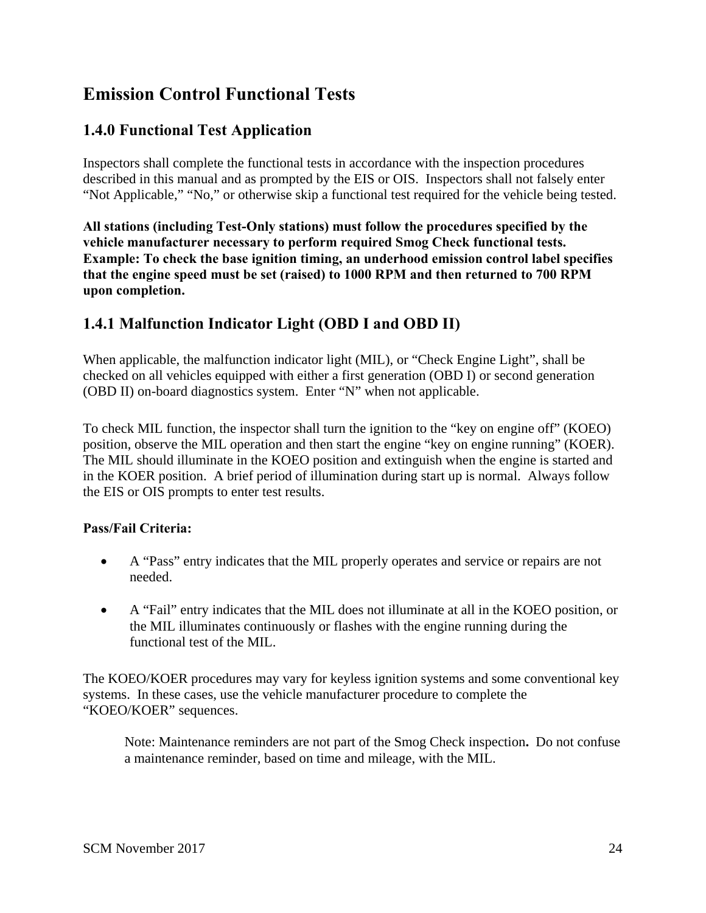# Emission Control Functional Tests

## 1.4.0 Functional Test Application

Inspectors shall complete the functional tests in accordance with the inspection procedures described in this manual and as prompted by the EIS or OIS. Inspectors shall not falsely enter "Not Applicable," "No," or otherwise skip a functional test required for the vehicle being tested.

**All stations (including Test-Only stations) must follow the procedures specified by the vehicle manufacturer necessary to perform required Smog Check functional tests. Example: To check the base ignition timing, an underhood emission control label specifies that the engine speed must be set (raised) to 1000 RPM and then returned to 700 RPM upon completion.**

## 1.4.1 Malfunction Indicator Light (OBD I and OBD II)

When applicable, the malfunction indicator light (MIL), or "Check Engine Light", shall be checked on all vehicles equipped with either a first generation (OBD I) or second generation (OBD II) on-board diagnostics system. Enter "N" when not applicable.

To check MIL function, the inspector shall turn the ignition to the "key on engine off" (KOEO) position, observe the MIL operation and then start the engine "key on engine running" (KOER). The MIL should illuminate in the KOEO position and extinguish when the engine is started and in the KOER position. A brief period of illumination during start up is normal. Always follow the EIS or OIS prompts to enter test results.

**Pass/Fail Criteria:**

- A "Pass" entry indicates that the MIL properly operates and service or repairs are not needed.
- A "Fail" entry indicates that the MIL does not illuminate at all in the KOEO position, or the MIL illuminates continuously or flashes with the engine running during the functional test of the MIL.

The KOEO/KOER procedures may vary for keyless ignition systems and some conventional key systems. In these cases, use the vehicle manufacturer procedure to complete the "KOEO/KOER" sequences.

> Note: Maintenance reminders are not part of the Smog Check inspection**.** Do not confuse a maintenance reminder, based on time and mileage, with the MIL.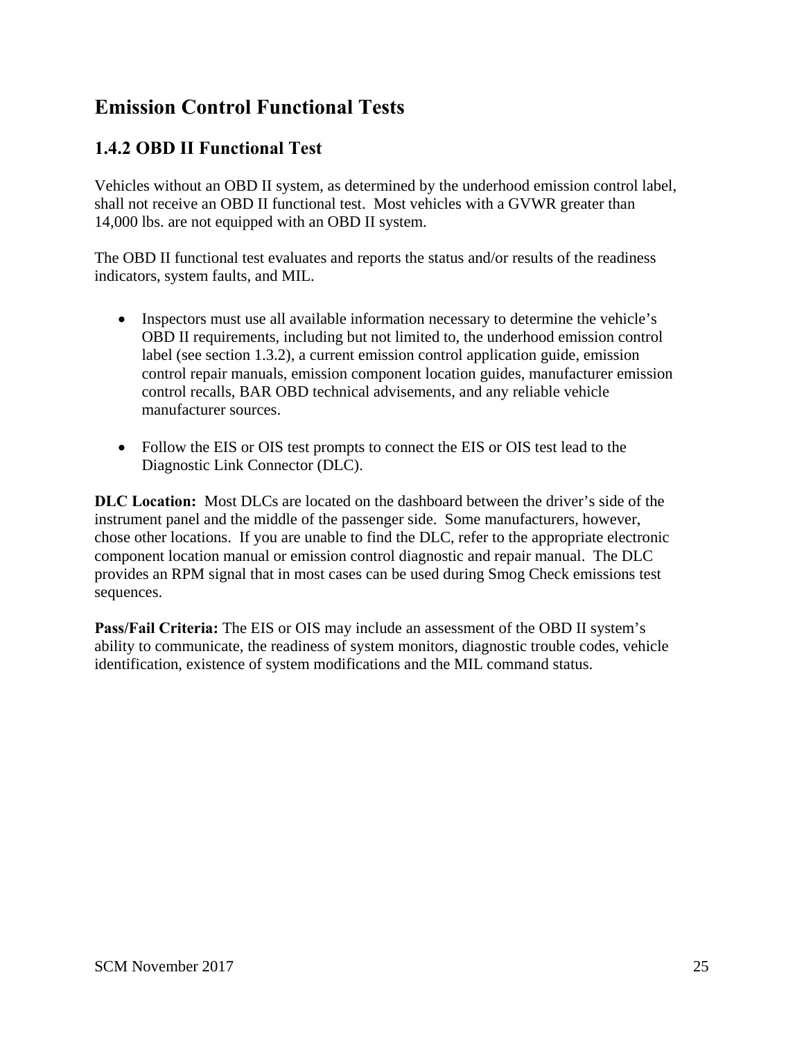# Emission Control Functional Tests

## 1.4.2 OBD II Functional Test

Vehicles without an OBD II system, as determined by the underhood emission control label, shall not receive an OBD II functional test.  Most vehicles with a GVWR greater than 14,000 lbs. are not equipped with an OBD II system.

The OBD II functional test evaluates and reports the status and/or results of the readiness indicators, system faults, and MIL.

- Inspectors must use all available information necessary to determine the vehicle's OBD II requirements, including but not limited to, the underhood emission control label (see section 1.3.2), a current emission control application guide, emission control repair manuals, emission component location guides, manufacturer emission control recalls, BAR OBD technical advisements, and any reliable vehicle manufacturer sources.

- Follow the EIS or OIS test prompts to connect the EIS or OIS test lead to the Diagnostic Link Connector (DLC).

**DLC Location:**  Most DLCs are located on the dashboard between the driver's side of the instrument panel and the middle of the passenger side.  Some manufacturers, however, chose other locations.  If you are unable to find the DLC, refer to the appropriate electronic component location manual or emission control diagnostic and repair manual.  The DLC provides an RPM signal that in most cases can be used during Smog Check emissions test sequences.

**Pass/Fail Criteria:** The EIS or OIS may include an assessment of the OBD II system's ability to communicate, the readiness of system monitors, diagnostic trouble codes, vehicle identification, existence of system modifications and the MIL command status.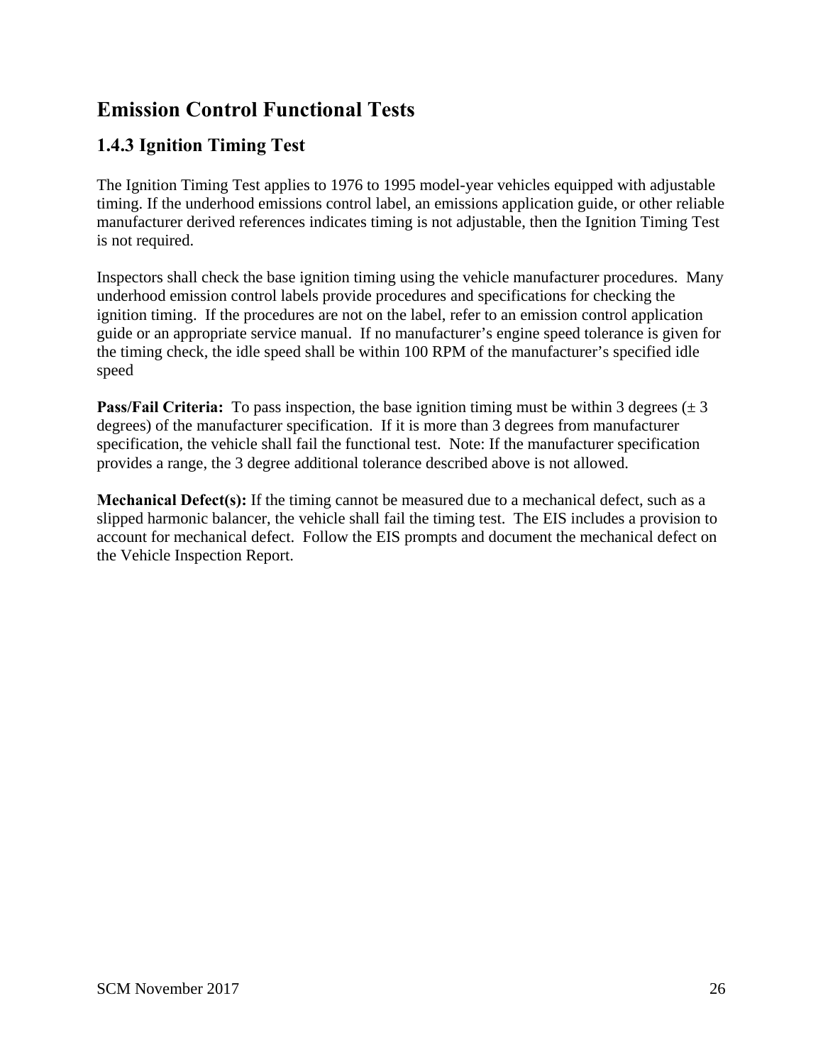# Emission Control Functional Tests

## 1.4.3 Ignition Timing Test

The Ignition Timing Test applies to 1976 to 1995 model-year vehicles equipped with adjustable timing. If the underhood emissions control label, an emissions application guide, or other reliable manufacturer derived references indicates timing is not adjustable, then the Ignition Timing Test is not required.

Inspectors shall check the base ignition timing using the vehicle manufacturer procedures. Many underhood emission control labels provide procedures and specifications for checking the ignition timing. If the procedures are not on the label, refer to an emission control application guide or an appropriate service manual. If no manufacturer's engine speed tolerance is given for the timing check, the idle speed shall be within 100 RPM of the manufacturer's specified idle speed

**Pass/Fail Criteria:** To pass inspection, the base ignition timing must be within 3 degrees (± 3 degrees) of the manufacturer specification. If it is more than 3 degrees from manufacturer specification, the vehicle shall fail the functional test. Note: If the manufacturer specification provides a range, the 3 degree additional tolerance described above is not allowed.

**Mechanical Defect(s):** If the timing cannot be measured due to a mechanical defect, such as a slipped harmonic balancer, the vehicle shall fail the timing test. The EIS includes a provision to account for mechanical defect. Follow the EIS prompts and document the mechanical defect on the Vehicle Inspection Report.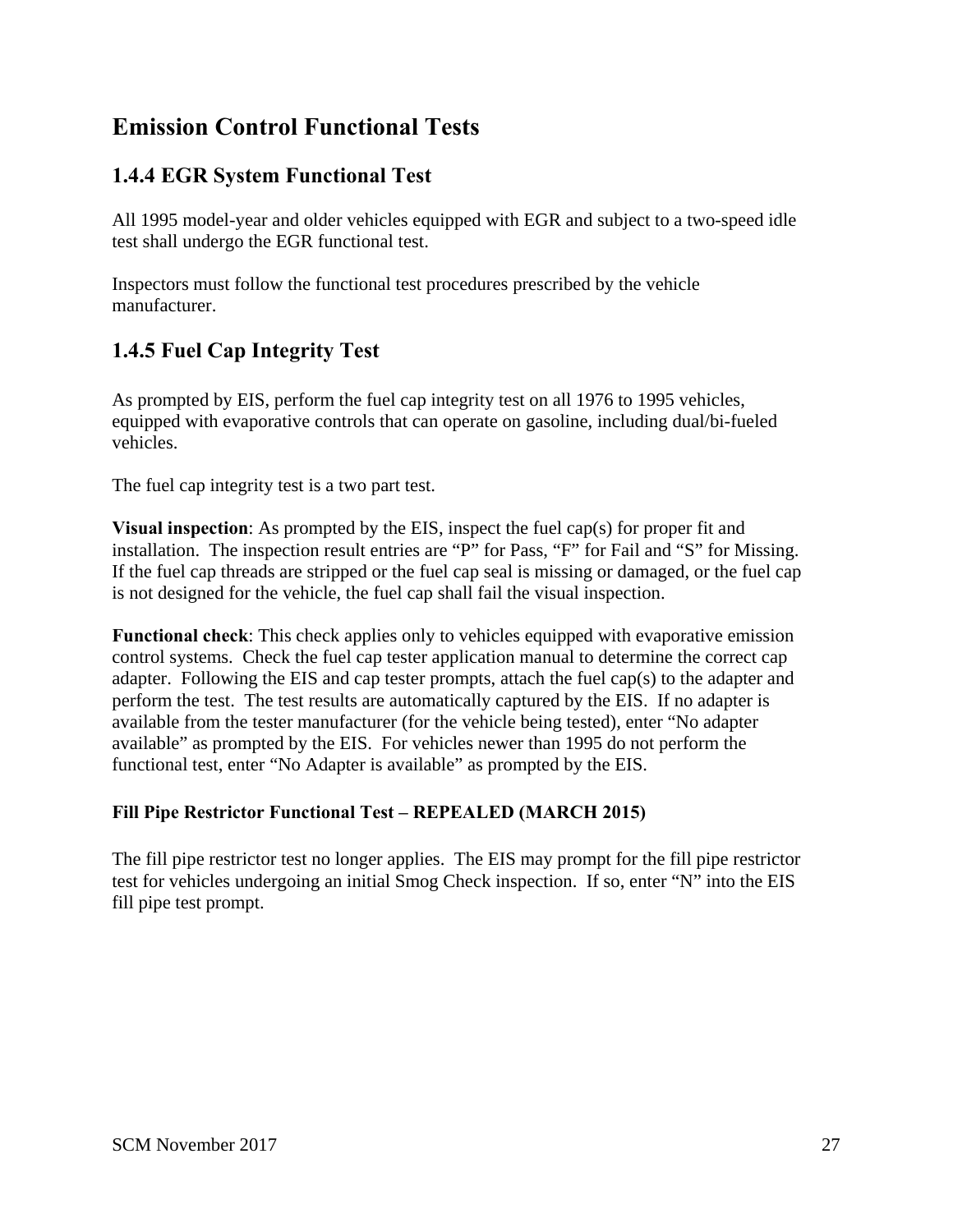# Emission Control Functional Tests

## 1.4.4 EGR System Functional Test

All 1995 model-year and older vehicles equipped with EGR and subject to a two-speed idle test shall undergo the EGR functional test.

Inspectors must follow the functional test procedures prescribed by the vehicle manufacturer.

## 1.4.5 Fuel Cap Integrity Test

As prompted by EIS, perform the fuel cap integrity test on all 1976 to 1995 vehicles, equipped with evaporative controls that can operate on gasoline, including dual/bi-fueled vehicles.

The fuel cap integrity test is a two part test.

**Visual inspection**: As prompted by the EIS, inspect the fuel cap(s) for proper fit and installation. The inspection result entries are "P" for Pass, "F" for Fail and "S" for Missing. If the fuel cap threads are stripped or the fuel cap seal is missing or damaged, or the fuel cap is not designed for the vehicle, the fuel cap shall fail the visual inspection.

**Functional check**: This check applies only to vehicles equipped with evaporative emission control systems. Check the fuel cap tester application manual to determine the correct cap adapter. Following the EIS and cap tester prompts, attach the fuel cap(s) to the adapter and perform the test. The test results are automatically captured by the EIS. If no adapter is available from the tester manufacturer (for the vehicle being tested), enter "No adapter available" as prompted by the EIS. For vehicles newer than 1995 do not perform the functional test, enter "No Adapter is available" as prompted by the EIS.

#### Fill Pipe Restrictor Functional Test – REPEALED (MARCH 2015)

The fill pipe restrictor test no longer applies. The EIS may prompt for the fill pipe restrictor test for vehicles undergoing an initial Smog Check inspection. If so, enter "N" into the EIS fill pipe test prompt.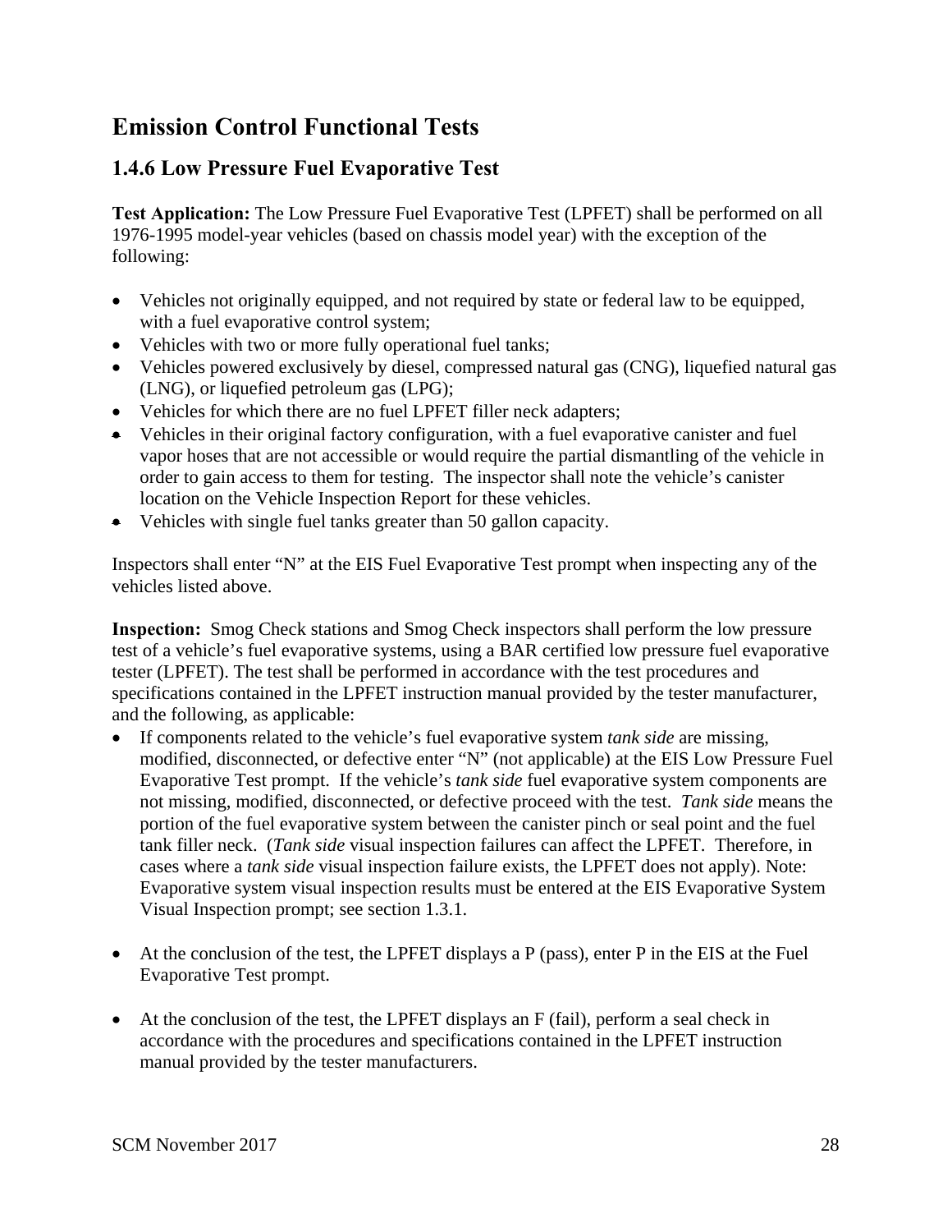# Emission Control Functional Tests

## 1.4.6 Low Pressure Fuel Evaporative Test

**Test Application:** The Low Pressure Fuel Evaporative Test (LPFET) shall be performed on all 1976-1995 model-year vehicles (based on chassis model year) with the exception of the following:

- Vehicles not originally equipped, and not required by state or federal law to be equipped, with a fuel evaporative control system;
- Vehicles with two or more fully operational fuel tanks;
- Vehicles powered exclusively by diesel, compressed natural gas (CNG), liquefied natural gas (LNG), or liquefied petroleum gas (LPG);
- Vehicles for which there are no fuel LPFET filler neck adapters;
- Vehicles in their original factory configuration, with a fuel evaporative canister and fuel vapor hoses that are not accessible or would require the partial dismantling of the vehicle in order to gain access to them for testing. The inspector shall note the vehicle's canister location on the Vehicle Inspection Report for these vehicles.
- Vehicles with single fuel tanks greater than 50 gallon capacity.

Inspectors shall enter "N" at the EIS Fuel Evaporative Test prompt when inspecting any of the vehicles listed above.

**Inspection:** Smog Check stations and Smog Check inspectors shall perform the low pressure test of a vehicle's fuel evaporative systems, using a BAR certified low pressure fuel evaporative tester (LPFET). The test shall be performed in accordance with the test procedures and specifications contained in the LPFET instruction manual provided by the tester manufacturer, and the following, as applicable:

- If components related to the vehicle's fuel evaporative system *tank side* are missing, modified, disconnected, or defective enter "N" (not applicable) at the EIS Low Pressure Fuel Evaporative Test prompt. If the vehicle's *tank side* fuel evaporative system components are not missing, modified, disconnected, or defective proceed with the test. *Tank side* means the portion of the fuel evaporative system between the canister pinch or seal point and the fuel tank filler neck. (*Tank side* visual inspection failures can affect the LPFET. Therefore, in cases where a *tank side* visual inspection failure exists, the LPFET does not apply). Note: Evaporative system visual inspection results must be entered at the EIS Evaporative System Visual Inspection prompt; see section 1.3.1.

- At the conclusion of the test, the LPFET displays a P (pass), enter P in the EIS at the Fuel Evaporative Test prompt.

- At the conclusion of the test, the LPFET displays an F (fail), perform a seal check in accordance with the procedures and specifications contained in the LPFET instruction manual provided by the tester manufacturers.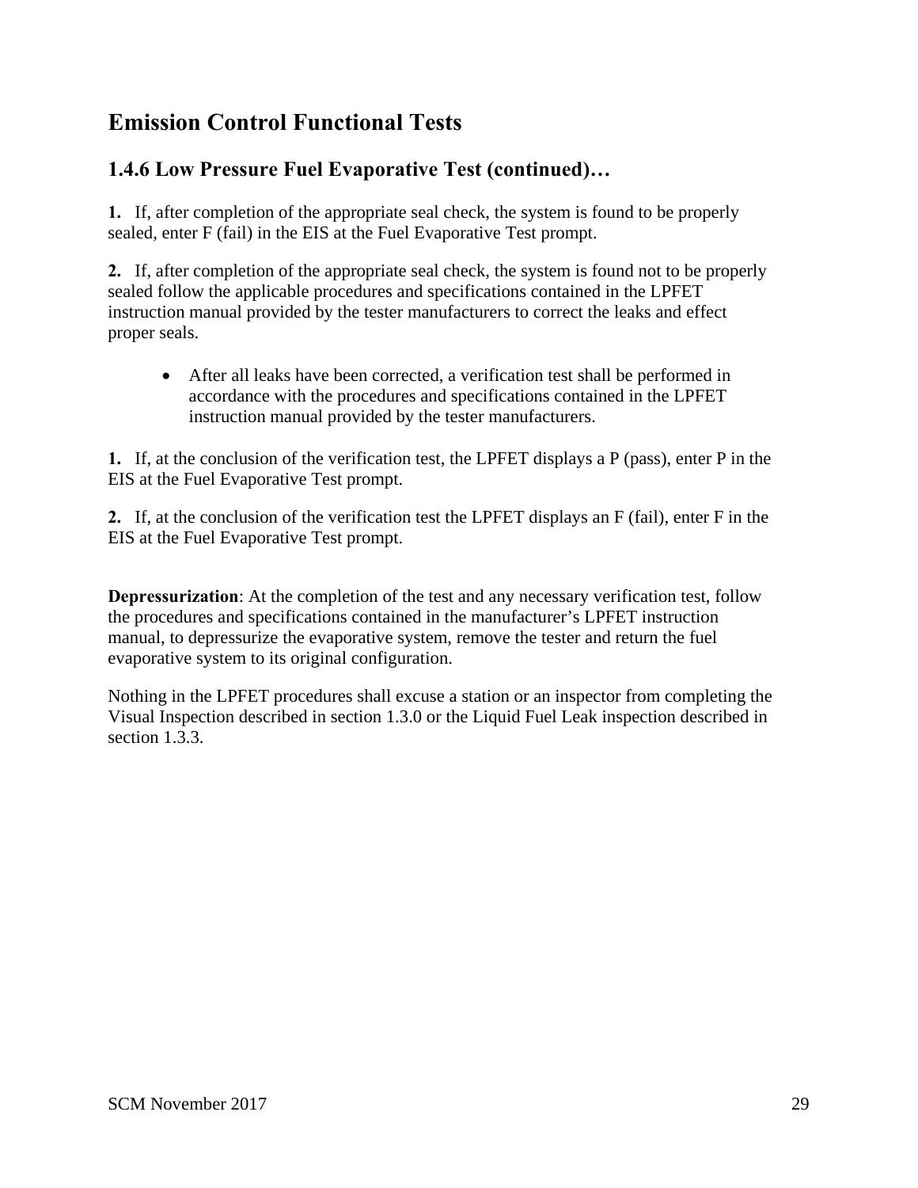## Emission Control Functional Tests

### 1.4.6 Low Pressure Fuel Evaporative Test (continued)…

**1.** If, after completion of the appropriate seal check, the system is found to be properly sealed, enter F (fail) in the EIS at the Fuel Evaporative Test prompt.

**2.** If, after completion of the appropriate seal check, the system is found not to be properly sealed follow the applicable procedures and specifications contained in the LPFET instruction manual provided by the tester manufacturers to correct the leaks and effect proper seals.

- After all leaks have been corrected, a verification test shall be performed in accordance with the procedures and specifications contained in the LPFET instruction manual provided by the tester manufacturers.

**1.** If, at the conclusion of the verification test, the LPFET displays a P (pass), enter P in the EIS at the Fuel Evaporative Test prompt.

**2.** If, at the conclusion of the verification test the LPFET displays an F (fail), enter F in the EIS at the Fuel Evaporative Test prompt.

**Depressurization**: At the completion of the test and any necessary verification test, follow the procedures and specifications contained in the manufacturer's LPFET instruction manual, to depressurize the evaporative system, remove the tester and return the fuel evaporative system to its original configuration.

Nothing in the LPFET procedures shall excuse a station or an inspector from completing the Visual Inspection described in section 1.3.0 or the Liquid Fuel Leak inspection described in section 1.3.3.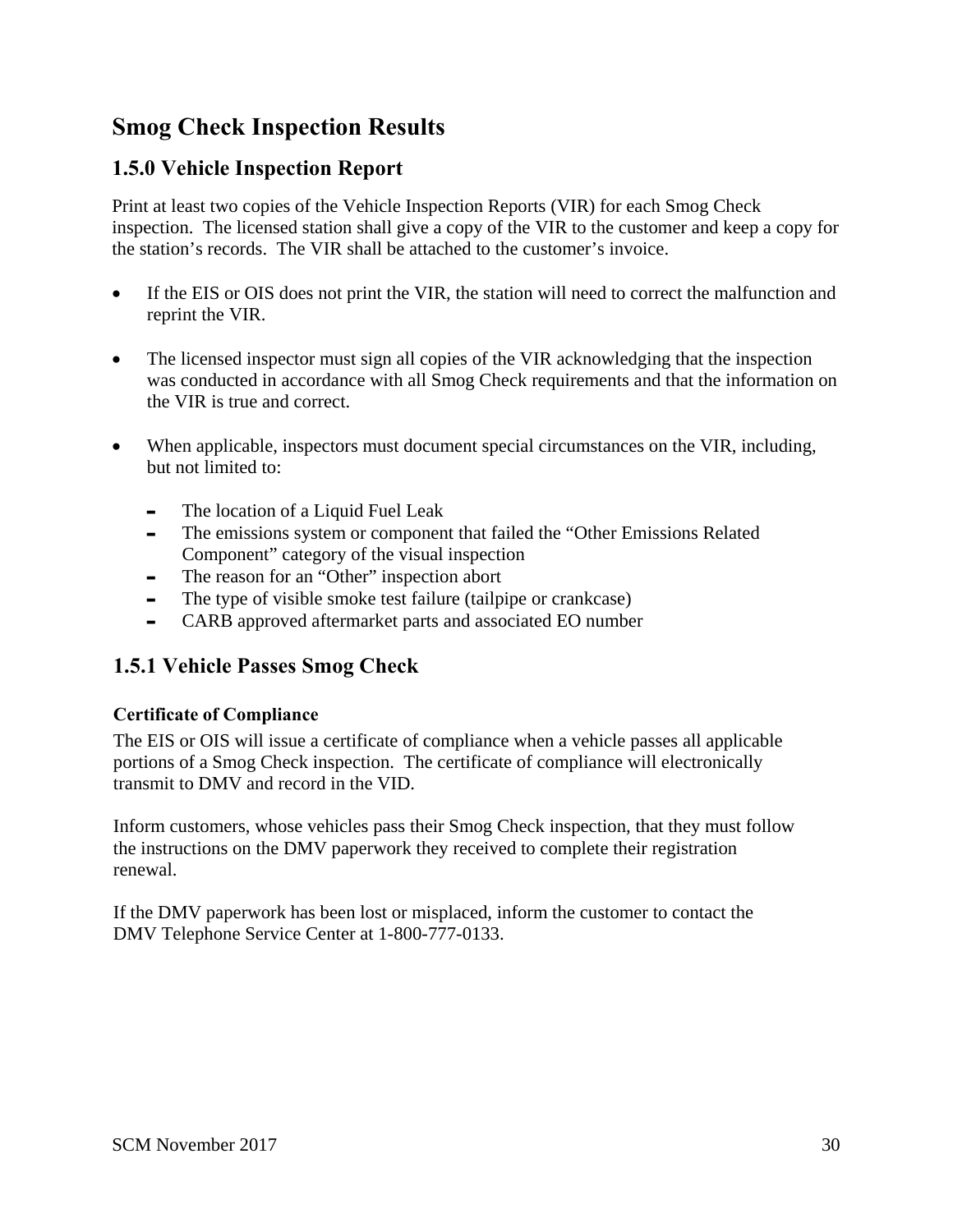# Smog Check Inspection Results

## 1.5.0 Vehicle Inspection Report

Print at least two copies of the Vehicle Inspection Reports (VIR) for each Smog Check inspection. The licensed station shall give a copy of the VIR to the customer and keep a copy for the station's records. The VIR shall be attached to the customer's invoice.

- If the EIS or OIS does not print the VIR, the station will need to correct the malfunction and reprint the VIR.

- The licensed inspector must sign all copies of the VIR acknowledging that the inspection was conducted in accordance with all Smog Check requirements and that the information on the VIR is true and correct.

- When applicable, inspectors must document special circumstances on the VIR, including, but not limited to:
  - The location of a Liquid Fuel Leak
  - The emissions system or component that failed the "Other Emissions Related Component" category of the visual inspection
  - The reason for an "Other" inspection abort
  - The type of visible smoke test failure (tailpipe or crankcase)
  - CARB approved aftermarket parts and associated EO number

## 1.5.1 Vehicle Passes Smog Check

**Certificate of Compliance**

The EIS or OIS will issue a certificate of compliance when a vehicle passes all applicable portions of a Smog Check inspection. The certificate of compliance will electronically transmit to DMV and record in the VID.

Inform customers, whose vehicles pass their Smog Check inspection, that they must follow the instructions on the DMV paperwork they received to complete their registration renewal.

If the DMV paperwork has been lost or misplaced, inform the customer to contact the DMV Telephone Service Center at 1-800-777-0133.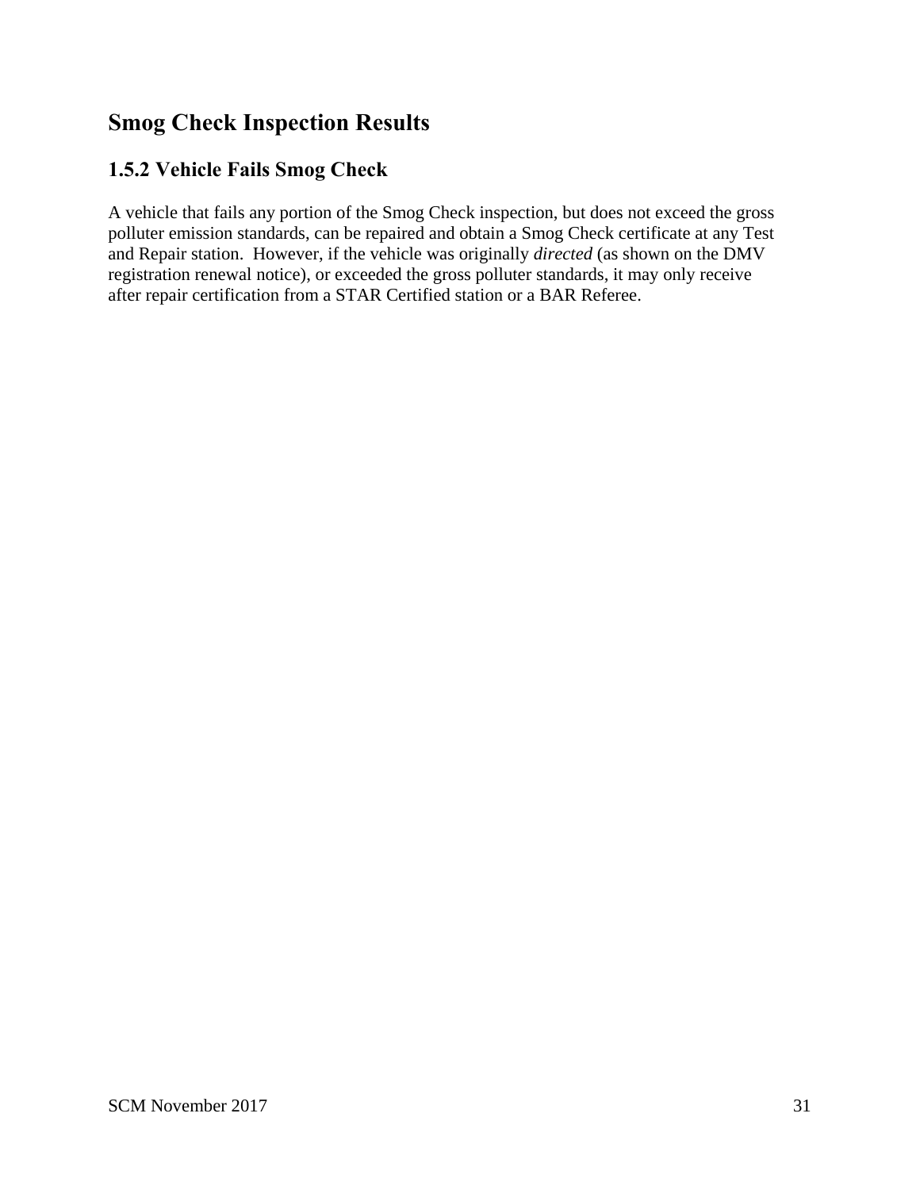## Smog Check Inspection Results

### 1.5.2 Vehicle Fails Smog Check

A vehicle that fails any portion of the Smog Check inspection, but does not exceed the gross polluter emission standards, can be repaired and obtain a Smog Check certificate at any Test and Repair station. However, if the vehicle was originally *directed* (as shown on the DMV registration renewal notice), or exceeded the gross polluter standards, it may only receive after repair certification from a STAR Certified station or a BAR Referee.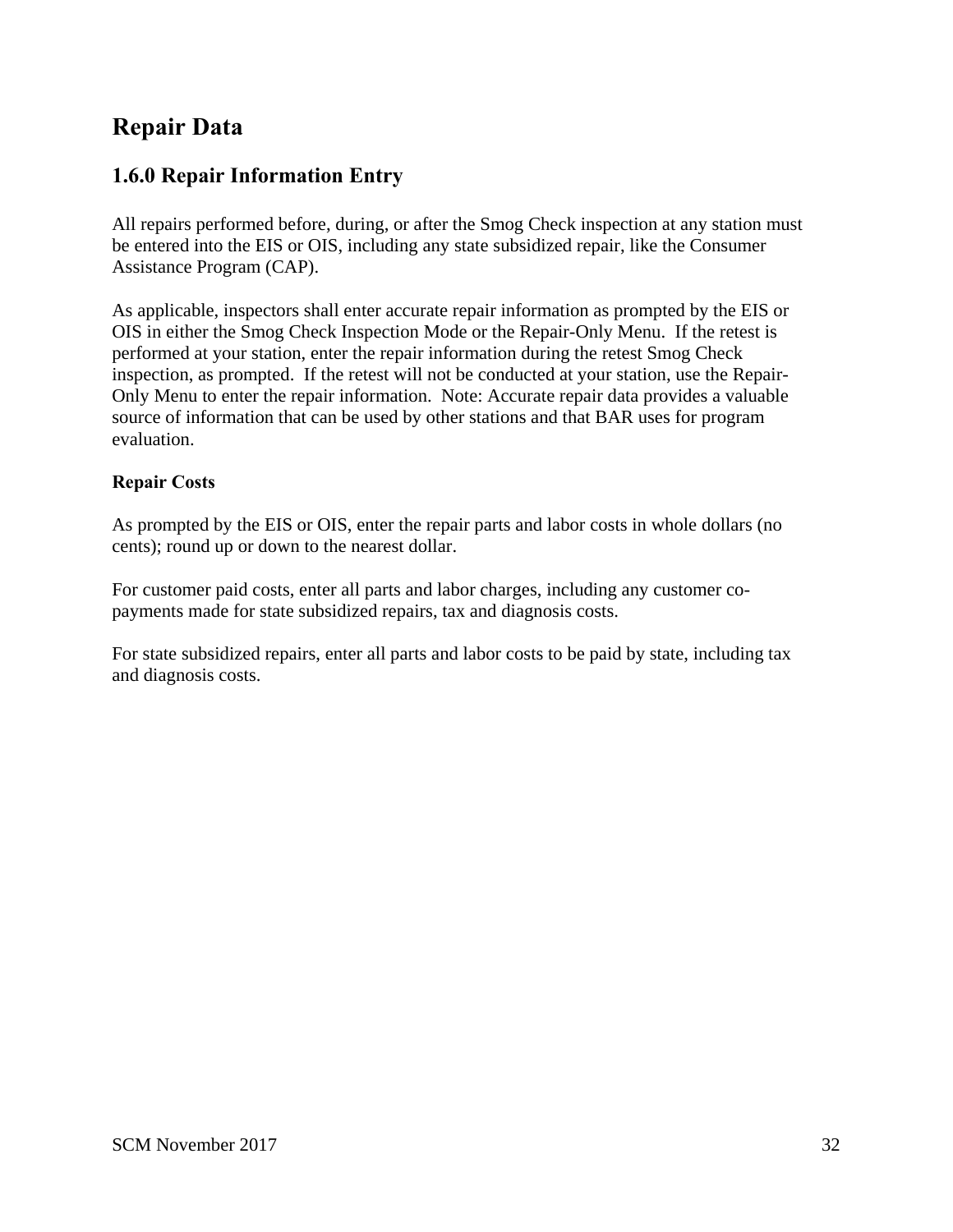# Repair Data

## 1.6.0 Repair Information Entry

All repairs performed before, during, or after the Smog Check inspection at any station must be entered into the EIS or OIS, including any state subsidized repair, like the Consumer Assistance Program (CAP).

As applicable, inspectors shall enter accurate repair information as prompted by the EIS or OIS in either the Smog Check Inspection Mode or the Repair-Only Menu. If the retest is performed at your station, enter the repair information during the retest Smog Check inspection, as prompted. If the retest will not be conducted at your station, use the Repair-Only Menu to enter the repair information. Note: Accurate repair data provides a valuable source of information that can be used by other stations and that BAR uses for program evaluation.

### Repair Costs

As prompted by the EIS or OIS, enter the repair parts and labor costs in whole dollars (no cents); round up or down to the nearest dollar.

For customer paid costs, enter all parts and labor charges, including any customer co-payments made for state subsidized repairs, tax and diagnosis costs.

For state subsidized repairs, enter all parts and labor costs to be paid by state, including tax and diagnosis costs.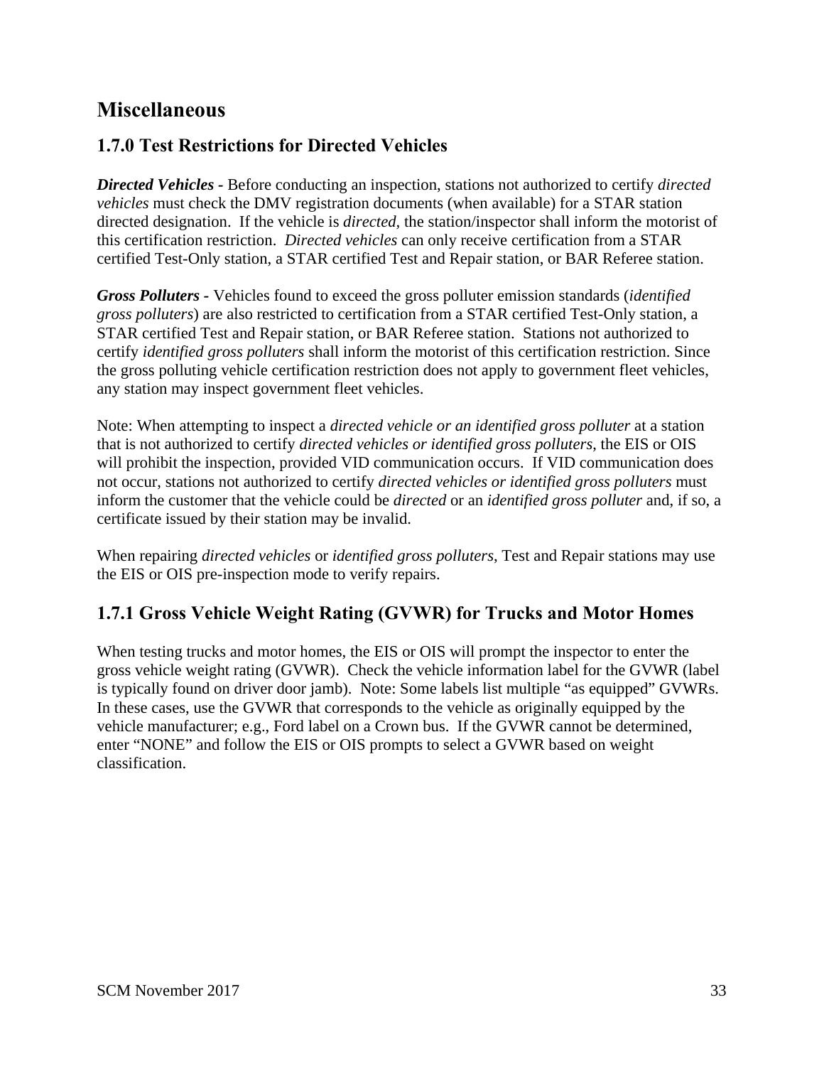# Miscellaneous

## 1.7.0 Test Restrictions for Directed Vehicles

***Directed Vehicles*** **-** Before conducting an inspection, stations not authorized to certify *directed vehicles* must check the DMV registration documents (when available) for a STAR station directed designation. If the vehicle is *directed*, the station/inspector shall inform the motorist of this certification restriction. *Directed vehicles* can only receive certification from a STAR certified Test-Only station, a STAR certified Test and Repair station, or BAR Referee station.

***Gross Polluters*** **-** Vehicles found to exceed the gross polluter emission standards (*identified gross polluters*) are also restricted to certification from a STAR certified Test-Only station, a STAR certified Test and Repair station, or BAR Referee station. Stations not authorized to certify *identified gross polluters* shall inform the motorist of this certification restriction. Since the gross polluting vehicle certification restriction does not apply to government fleet vehicles, any station may inspect government fleet vehicles.

Note: When attempting to inspect a *directed vehicle or an identified gross polluter* at a station that is not authorized to certify *directed vehicles or identified gross polluters*, the EIS or OIS will prohibit the inspection, provided VID communication occurs. If VID communication does not occur, stations not authorized to certify *directed vehicles or identified gross polluters* must inform the customer that the vehicle could be *directed* or an *identified gross polluter* and, if so, a certificate issued by their station may be invalid.

When repairing *directed vehicles* or *identified gross polluters*, Test and Repair stations may use the EIS or OIS pre-inspection mode to verify repairs.

## 1.7.1 Gross Vehicle Weight Rating (GVWR) for Trucks and Motor Homes

When testing trucks and motor homes, the EIS or OIS will prompt the inspector to enter the gross vehicle weight rating (GVWR). Check the vehicle information label for the GVWR (label is typically found on driver door jamb). Note: Some labels list multiple “as equipped” GVWRs. In these cases, use the GVWR that corresponds to the vehicle as originally equipped by the vehicle manufacturer; e.g., Ford label on a Crown bus. If the GVWR cannot be determined, enter “NONE” and follow the EIS or OIS prompts to select a GVWR based on weight classification.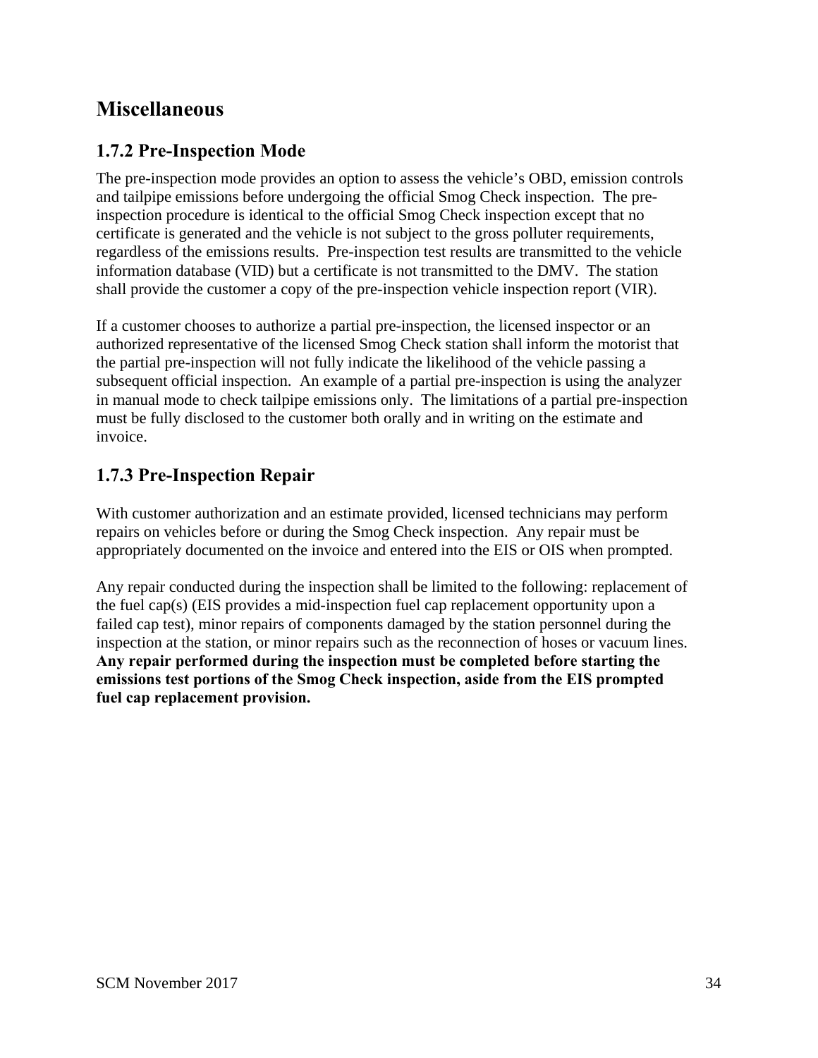## Miscellaneous

### 1.7.2 Pre-Inspection Mode

The pre-inspection mode provides an option to assess the vehicle's OBD, emission controls and tailpipe emissions before undergoing the official Smog Check inspection. The pre-inspection procedure is identical to the official Smog Check inspection except that no certificate is generated and the vehicle is not subject to the gross polluter requirements, regardless of the emissions results. Pre-inspection test results are transmitted to the vehicle information database (VID) but a certificate is not transmitted to the DMV. The station shall provide the customer a copy of the pre-inspection vehicle inspection report (VIR).

If a customer chooses to authorize a partial pre-inspection, the licensed inspector or an authorized representative of the licensed Smog Check station shall inform the motorist that the partial pre-inspection will not fully indicate the likelihood of the vehicle passing a subsequent official inspection. An example of a partial pre-inspection is using the analyzer in manual mode to check tailpipe emissions only. The limitations of a partial pre-inspection must be fully disclosed to the customer both orally and in writing on the estimate and invoice.

### 1.7.3 Pre-Inspection Repair

With customer authorization and an estimate provided, licensed technicians may perform repairs on vehicles before or during the Smog Check inspection. Any repair must be appropriately documented on the invoice and entered into the EIS or OIS when prompted.

Any repair conducted during the inspection shall be limited to the following: replacement of the fuel cap(s) (EIS provides a mid-inspection fuel cap replacement opportunity upon a failed cap test), minor repairs of components damaged by the station personnel during the inspection at the station, or minor repairs such as the reconnection of hoses or vacuum lines. **Any repair performed during the inspection must be completed before starting the emissions test portions of the Smog Check inspection, aside from the EIS prompted fuel cap replacement provision.**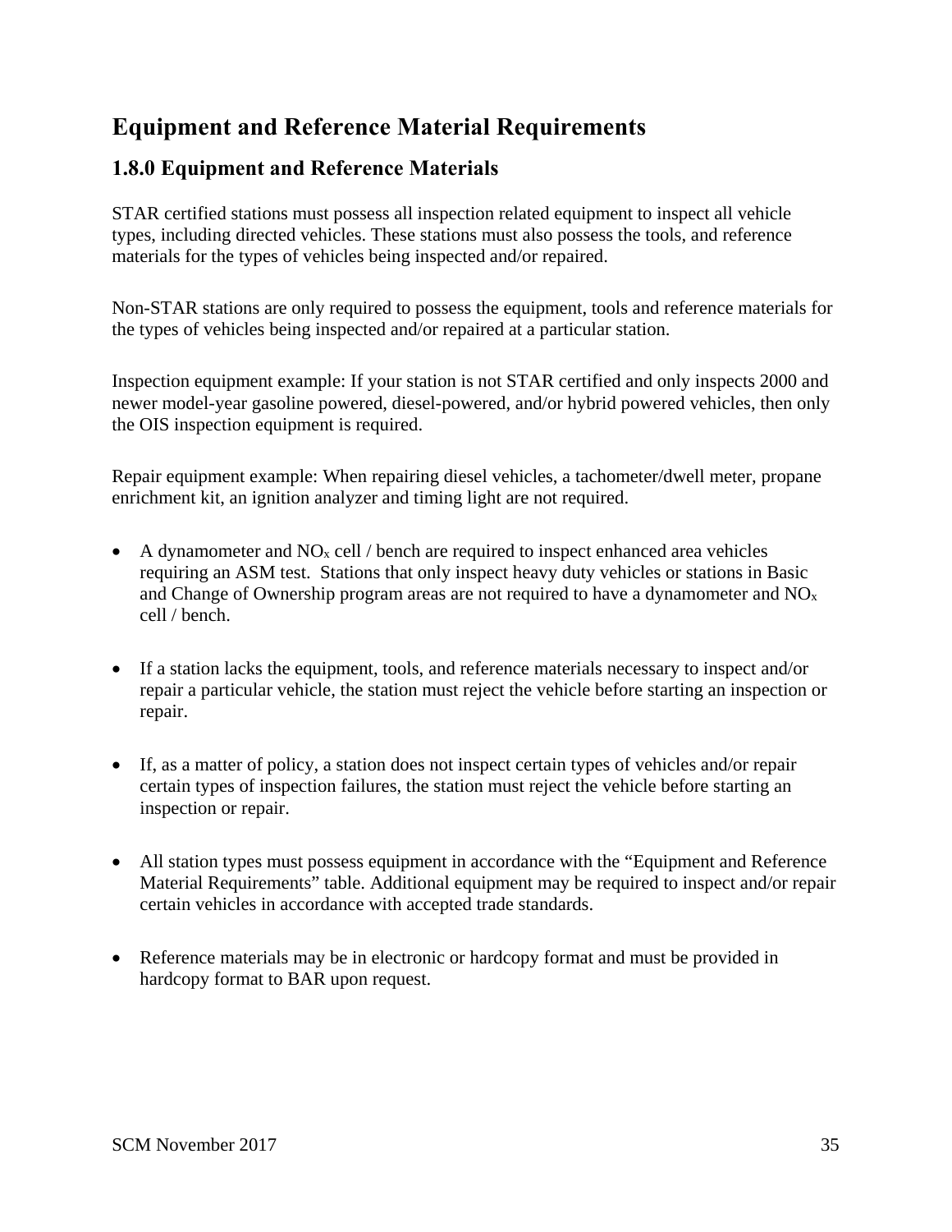# Equipment and Reference Material Requirements

## 1.8.0 Equipment and Reference Materials

STAR certified stations must possess all inspection related equipment to inspect all vehicle types, including directed vehicles. These stations must also possess the tools, and reference materials for the types of vehicles being inspected and/or repaired.

Non-STAR stations are only required to possess the equipment, tools and reference materials for the types of vehicles being inspected and/or repaired at a particular station.

Inspection equipment example: If your station is not STAR certified and only inspects 2000 and newer model-year gasoline powered, diesel-powered, and/or hybrid powered vehicles, then only the OIS inspection equipment is required.

Repair equipment example: When repairing diesel vehicles, a tachometer/dwell meter, propane enrichment kit, an ignition analyzer and timing light are not required.

- A dynamometer and $NO_x$ cell / bench are required to inspect enhanced area vehicles requiring an ASM test. Stations that only inspect heavy duty vehicles or stations in Basic and Change of Ownership program areas are not required to have a dynamometer and $NO_x$ cell / bench.

- If a station lacks the equipment, tools, and reference materials necessary to inspect and/or repair a particular vehicle, the station must reject the vehicle before starting an inspection or repair.

- If, as a matter of policy, a station does not inspect certain types of vehicles and/or repair certain types of inspection failures, the station must reject the vehicle before starting an inspection or repair.

- All station types must possess equipment in accordance with the "Equipment and Reference Material Requirements" table. Additional equipment may be required to inspect and/or repair certain vehicles in accordance with accepted trade standards.

- Reference materials may be in electronic or hardcopy format and must be provided in hardcopy format to BAR upon request.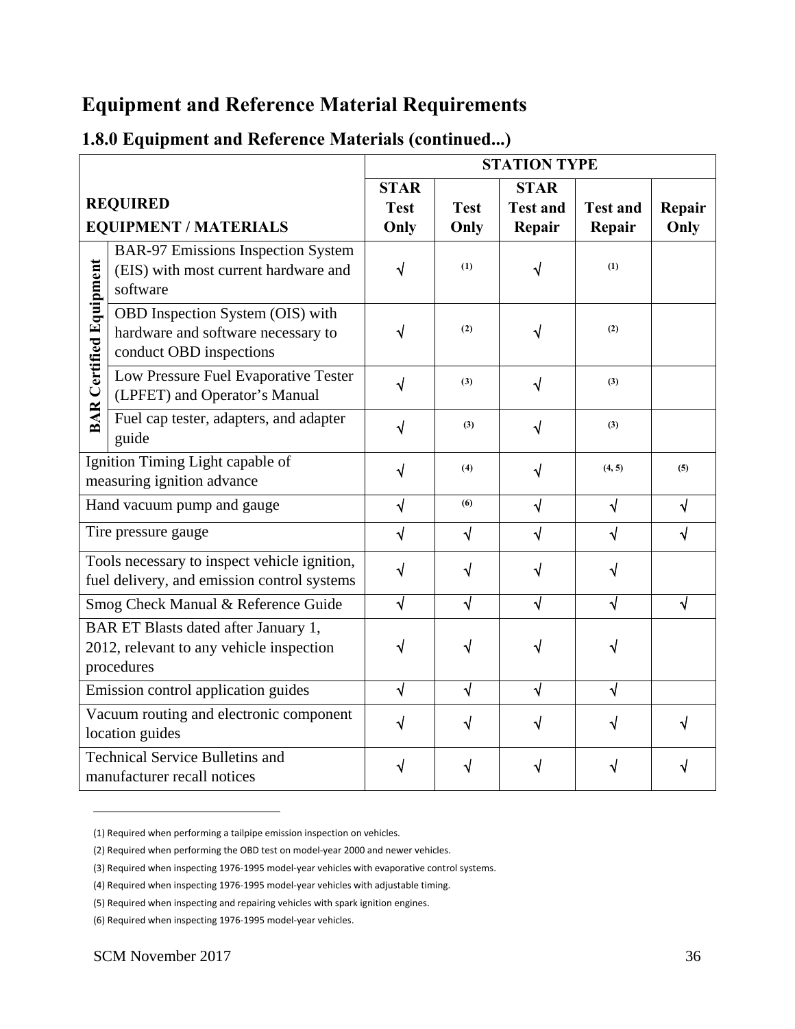# Equipment and Reference Material Requirements

## 1.8.0 Equipment and Reference Materials (continued...)

| REQUIRED EQUIPMENT / MATERIALS | | STATION TYPE | | | | |
|---|---|---|---|---|---|---|
| | | STAR Test Only | Test Only | STAR Test and Repair | Test and Repair | Repair Only |
| BAR Certified Equipment | BAR-97 Emissions Inspection System (EIS) with most current hardware and software | √ | (1) | √ | (1) | |
| BAR Certified Equipment | OBD Inspection System (OIS) with hardware and software necessary to conduct OBD inspections | √ | (2) | √ | (2) | |
| BAR Certified Equipment | Low Pressure Fuel Evaporative Tester (LPFET) and Operator's Manual | √ | (3) | √ | (3) | |
| BAR Certified Equipment | Fuel cap tester, adapters, and adapter guide | √ | (3) | √ | (3) | |
| Ignition Timing Light capable of measuring ignition advance | | √ | (4) | √ | (4, 5) | (5) |
| Hand vacuum pump and gauge | | √ | (6) | √ | √ | √ |
| Tire pressure gauge | | √ | √ | √ | √ | √ |
| Tools necessary to inspect vehicle ignition, fuel delivery, and emission control systems | | √ | √ | √ | √ | |
| Smog Check Manual & Reference Guide | | √ | √ | √ | √ | √ |
| BAR ET Blasts dated after January 1, 2012, relevant to any vehicle inspection procedures | | √ | √ | √ | √ | |
| Emission control application guides | | √ | √ | √ | √ | |
| Vacuum routing and electronic component location guides | | √ | √ | √ | √ | √ |
| Technical Service Bulletins and manufacturer recall notices | | √ | √ | √ | √ | √ |

(1) Required when performing a tailpipe emission inspection on vehicles.

(2) Required when performing the OBD test on model-year 2000 and newer vehicles.

(3) Required when inspecting 1976-1995 model-year vehicles with evaporative control systems.

(4) Required when inspecting 1976-1995 model-year vehicles with adjustable timing.

(5) Required when inspecting and repairing vehicles with spark ignition engines.

(6) Required when inspecting 1976-1995 model-year vehicles.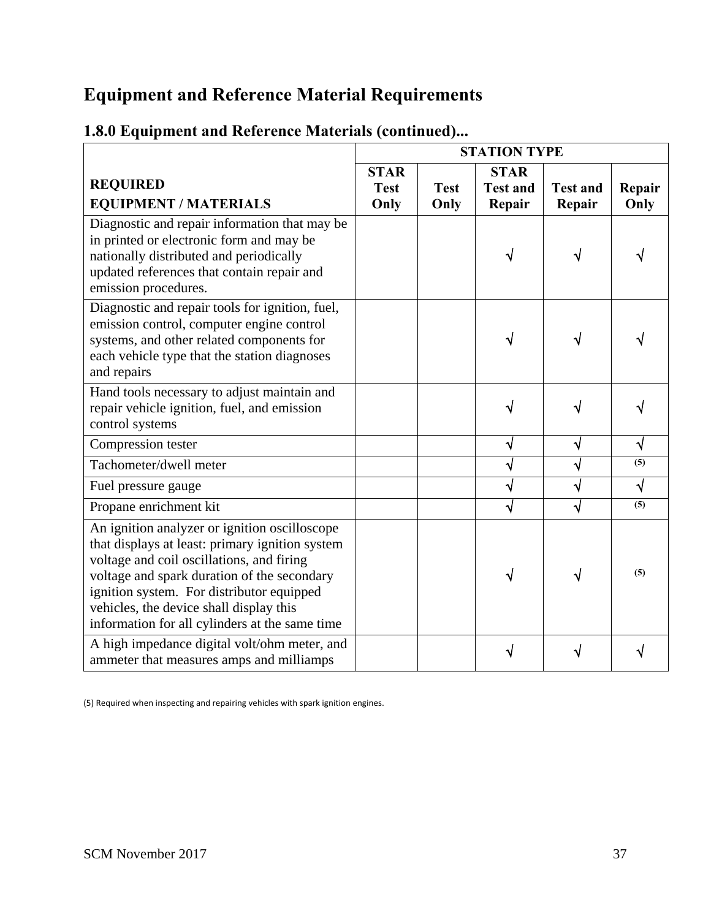# Equipment and Reference Material Requirements

## 1.8.0 Equipment and Reference Materials (continued)...

| REQUIRED EQUIPMENT / MATERIALS | STATION TYPE | | | | |
|---|---|---|---|---|---|
| | **STAR Test Only** | **Test Only** | **STAR Test and Repair** | **Test and Repair** | **Repair Only** |
| Diagnostic and repair information that may be in printed or electronic form and may be nationally distributed and periodically updated references that contain repair and emission procedures. | | | √ | √ | √ |
| Diagnostic and repair tools for ignition, fuel, emission control, computer engine control systems, and other related components for each vehicle type that the station diagnoses and repairs | | | √ | √ | √ |
| Hand tools necessary to adjust maintain and repair vehicle ignition, fuel, and emission control systems | | | √ | √ | √ |
| Compression tester | | | √ | √ | √ |
| Tachometer/dwell meter | | | √ | √ | (5) |
| Fuel pressure gauge | | | √ | √ | √ |
| Propane enrichment kit | | | √ | √ | (5) |
| An ignition analyzer or ignition oscilloscope that displays at least: primary ignition system voltage and coil oscillations, and firing voltage and spark duration of the secondary ignition system. For distributor equipped vehicles, the device shall display this information for all cylinders at the same time | | | √ | √ | (5) |
| A high impedance digital volt/ohm meter, and ammeter that measures amps and milliamps | | | √ | √ | √ |

(5) Required when inspecting and repairing vehicles with spark ignition engines.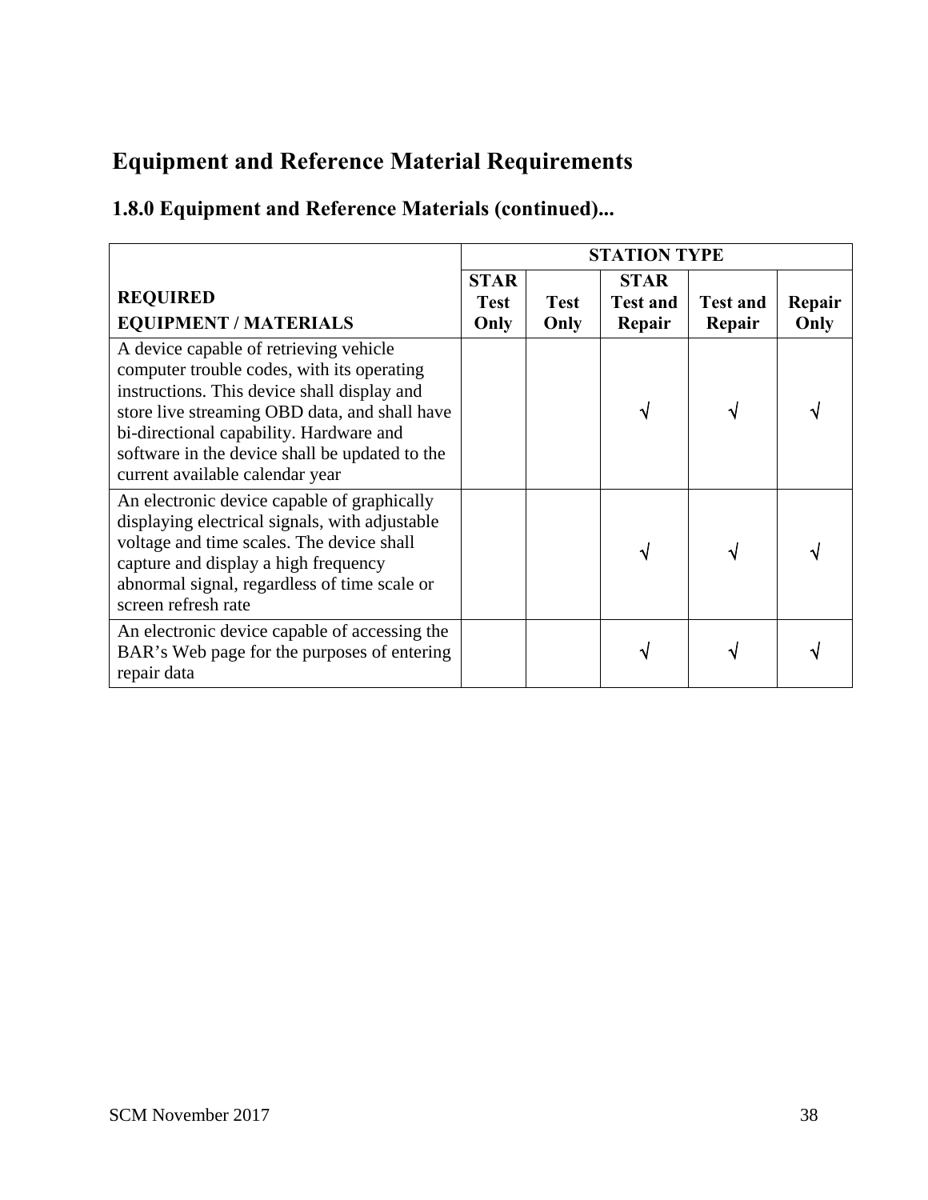## Equipment and Reference Material Requirements

### 1.8.0 Equipment and Reference Materials (continued)...

| REQUIRED EQUIPMENT / MATERIALS | STATION TYPE | | | | |
|---|---|---|---|---|---|
| | STAR Test Only | Test Only | STAR Test and Repair | Test and Repair | Repair Only |
| A device capable of retrieving vehicle computer trouble codes, with its operating instructions. This device shall display and store live streaming OBD data, and shall have bi-directional capability. Hardware and software in the device shall be updated to the current available calendar year | | | √ | √ | √ |
| An electronic device capable of graphically displaying electrical signals, with adjustable voltage and time scales. The device shall capture and display a high frequency abnormal signal, regardless of time scale or screen refresh rate | | | √ | √ | √ |
| An electronic device capable of accessing the BAR's Web page for the purposes of entering repair data | | | √ | √ | √ |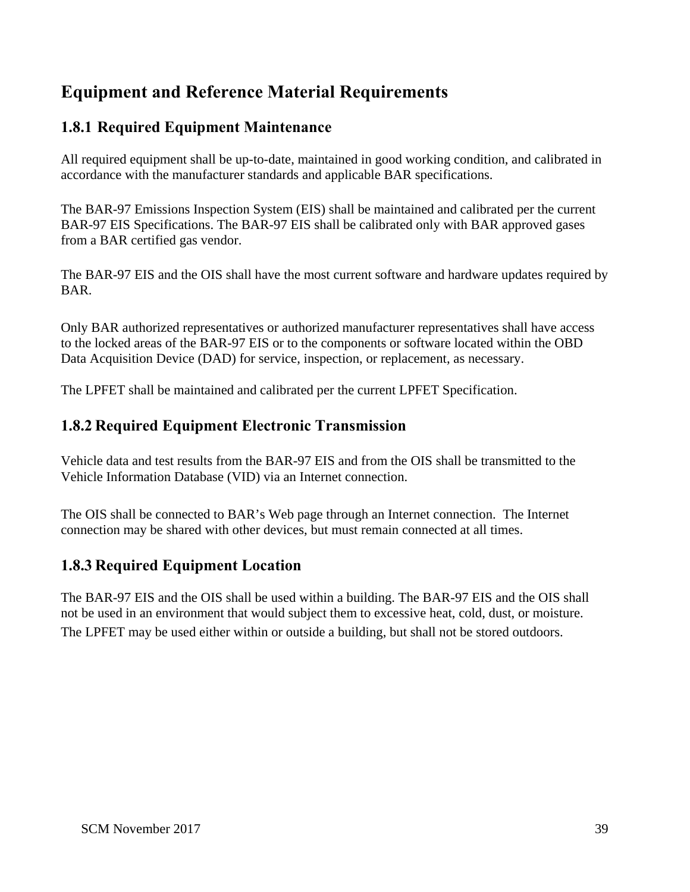## Equipment and Reference Material Requirements

### 1.8.1 Required Equipment Maintenance

All required equipment shall be up-to-date, maintained in good working condition, and calibrated in accordance with the manufacturer standards and applicable BAR specifications.

The BAR-97 Emissions Inspection System (EIS) shall be maintained and calibrated per the current BAR-97 EIS Specifications. The BAR-97 EIS shall be calibrated only with BAR approved gases from a BAR certified gas vendor.

The BAR-97 EIS and the OIS shall have the most current software and hardware updates required by BAR.

Only BAR authorized representatives or authorized manufacturer representatives shall have access to the locked areas of the BAR-97 EIS or to the components or software located within the OBD Data Acquisition Device (DAD) for service, inspection, or replacement, as necessary.

The LPFET shall be maintained and calibrated per the current LPFET Specification.

### 1.8.2 Required Equipment Electronic Transmission

Vehicle data and test results from the BAR-97 EIS and from the OIS shall be transmitted to the Vehicle Information Database (VID) via an Internet connection.

The OIS shall be connected to BAR's Web page through an Internet connection. The Internet connection may be shared with other devices, but must remain connected at all times.

### 1.8.3 Required Equipment Location

The BAR-97 EIS and the OIS shall be used within a building. The BAR-97 EIS and the OIS shall not be used in an environment that would subject them to excessive heat, cold, dust, or moisture. The LPFET may be used either within or outside a building, but shall not be stored outdoors.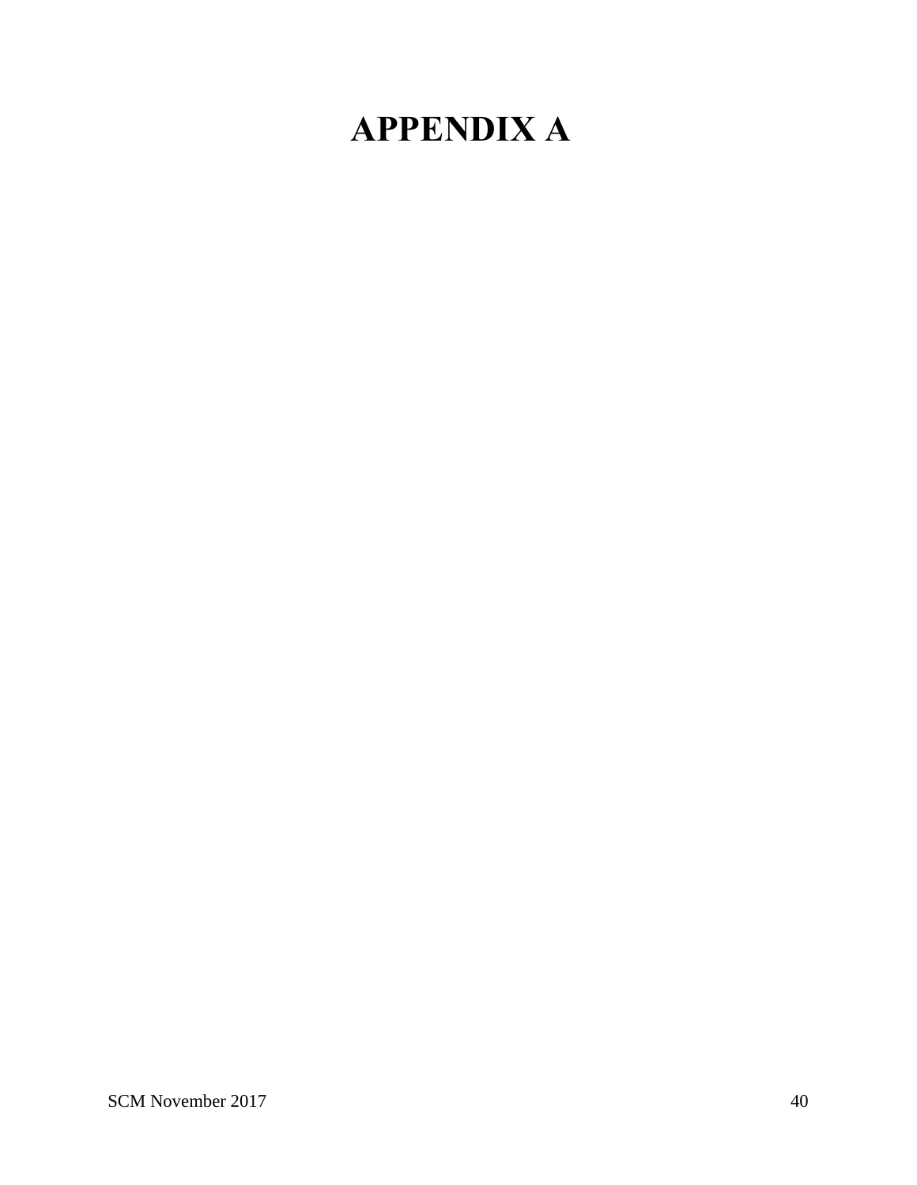# APPENDIX A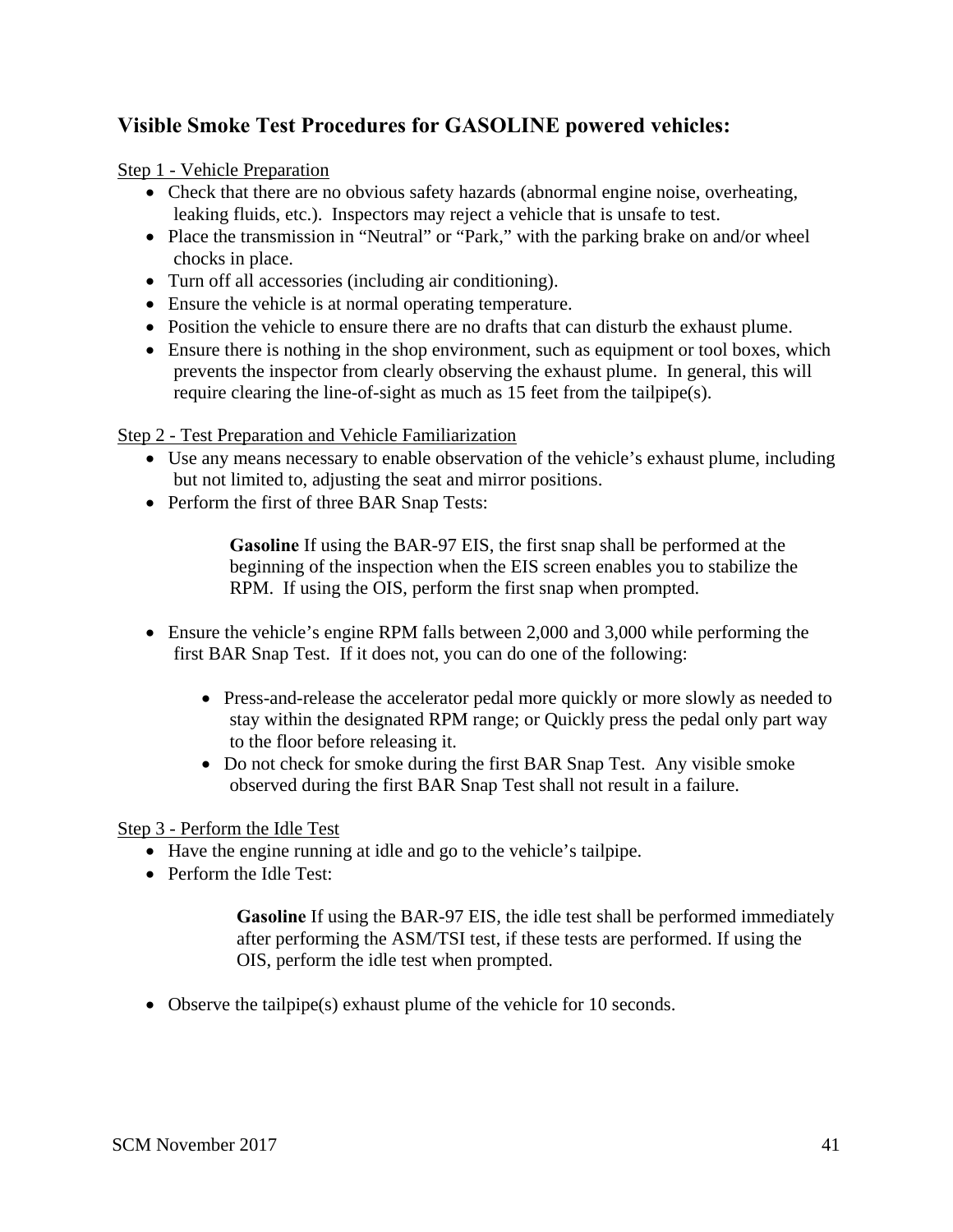## Visible Smoke Test Procedures for GASOLINE powered vehicles:

Step 1 - Vehicle Preparation

- Check that there are no obvious safety hazards (abnormal engine noise, overheating, leaking fluids, etc.). Inspectors may reject a vehicle that is unsafe to test.
- Place the transmission in "Neutral" or "Park," with the parking brake on and/or wheel chocks in place.
- Turn off all accessories (including air conditioning).
- Ensure the vehicle is at normal operating temperature.
- Position the vehicle to ensure there are no drafts that can disturb the exhaust plume.
- Ensure there is nothing in the shop environment, such as equipment or tool boxes, which prevents the inspector from clearly observing the exhaust plume. In general, this will require clearing the line-of-sight as much as 15 feet from the tailpipe(s).

Step 2 - Test Preparation and Vehicle Familiarization

- Use any means necessary to enable observation of the vehicle's exhaust plume, including but not limited to, adjusting the seat and mirror positions.
- Perform the first of three BAR Snap Tests:

  **Gasoline** If using the BAR-97 EIS, the first snap shall be performed at the beginning of the inspection when the EIS screen enables you to stabilize the RPM. If using the OIS, perform the first snap when prompted.

- Ensure the vehicle's engine RPM falls between 2,000 and 3,000 while performing the first BAR Snap Test. If it does not, you can do one of the following:
  - Press-and-release the accelerator pedal more quickly or more slowly as needed to stay within the designated RPM range; or Quickly press the pedal only part way to the floor before releasing it.
  - Do not check for smoke during the first BAR Snap Test. Any visible smoke observed during the first BAR Snap Test shall not result in a failure.

Step 3 - Perform the Idle Test

- Have the engine running at idle and go to the vehicle's tailpipe.
- Perform the Idle Test:

  **Gasoline** If using the BAR-97 EIS, the idle test shall be performed immediately after performing the ASM/TSI test, if these tests are performed. If using the OIS, perform the idle test when prompted.

- Observe the tailpipe(s) exhaust plume of the vehicle for 10 seconds.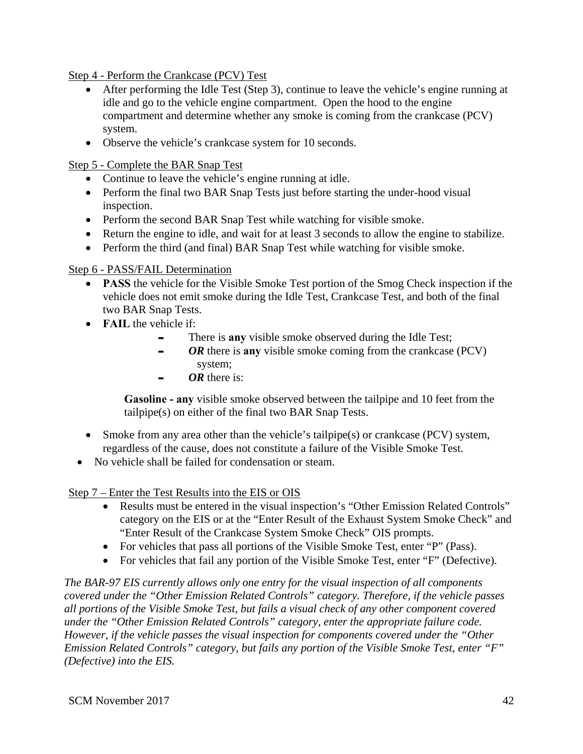Step 4 - Perform the Crankcase (PCV) Test

- After performing the Idle Test (Step 3), continue to leave the vehicle's engine running at idle and go to the vehicle engine compartment. Open the hood to the engine compartment and determine whether any smoke is coming from the crankcase (PCV) system.
- Observe the vehicle's crankcase system for 10 seconds.

Step 5 - Complete the BAR Snap Test

- Continue to leave the vehicle's engine running at idle.
- Perform the final two BAR Snap Tests just before starting the under-hood visual inspection.
- Perform the second BAR Snap Test while watching for visible smoke.
- Return the engine to idle, and wait for at least 3 seconds to allow the engine to stabilize.
- Perform the third (and final) BAR Snap Test while watching for visible smoke.

Step 6 - PASS/FAIL Determination

- **PASS** the vehicle for the Visible Smoke Test portion of the Smog Check inspection if the vehicle does not emit smoke during the Idle Test, Crankcase Test, and both of the final two BAR Snap Tests.
- **FAIL** the vehicle if:
  - There is **any** visible smoke observed during the Idle Test;
  - ***OR*** there is **any** visible smoke coming from the crankcase (PCV) system;
  - ***OR*** there is:

    **Gasoline - any** visible smoke observed between the tailpipe and 10 feet from the tailpipe(s) on either of the final two BAR Snap Tests.

- Smoke from any area other than the vehicle's tailpipe(s) or crankcase (PCV) system, regardless of the cause, does not constitute a failure of the Visible Smoke Test.
- No vehicle shall be failed for condensation or steam.

Step 7 – Enter the Test Results into the EIS or OIS

- Results must be entered in the visual inspection's "Other Emission Related Controls" category on the EIS or at the "Enter Result of the Exhaust System Smoke Check" and "Enter Result of the Crankcase System Smoke Check" OIS prompts.
- For vehicles that pass all portions of the Visible Smoke Test, enter "P" (Pass).
- For vehicles that fail any portion of the Visible Smoke Test, enter "F" (Defective).

*The BAR-97 EIS currently allows only one entry for the visual inspection of all components covered under the "Other Emission Related Controls" category. Therefore, if the vehicle passes all portions of the Visible Smoke Test, but fails a visual check of any other component covered under the "Other Emission Related Controls" category, enter the appropriate failure code. However, if the vehicle passes the visual inspection for components covered under the "Other Emission Related Controls" category, but fails any portion of the Visible Smoke Test, enter "F" (Defective) into the EIS.*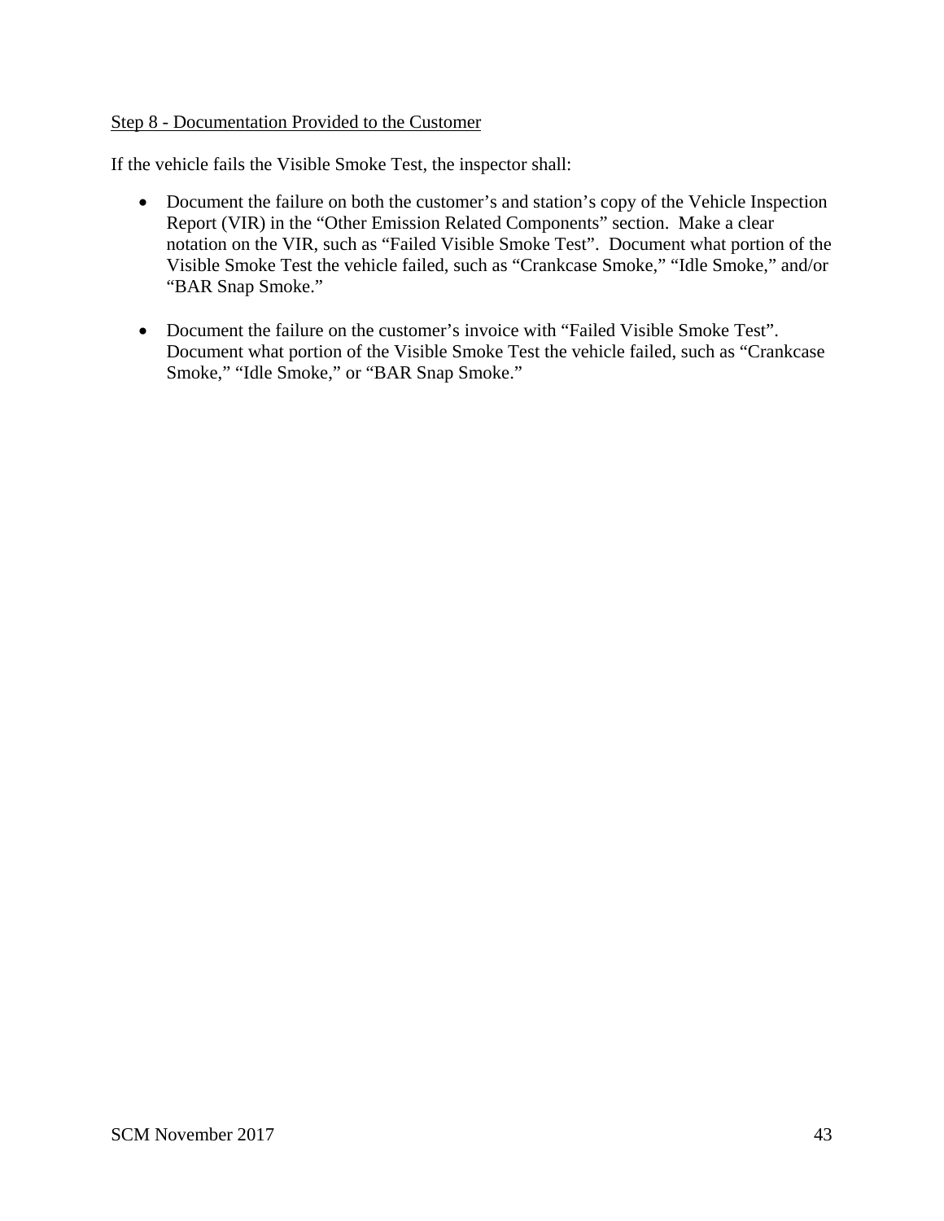Step 8 - Documentation Provided to the Customer

If the vehicle fails the Visible Smoke Test, the inspector shall:

- Document the failure on both the customer's and station's copy of the Vehicle Inspection Report (VIR) in the "Other Emission Related Components" section. Make a clear notation on the VIR, such as "Failed Visible Smoke Test". Document what portion of the Visible Smoke Test the vehicle failed, such as "Crankcase Smoke," "Idle Smoke," and/or "BAR Snap Smoke."

- Document the failure on the customer's invoice with "Failed Visible Smoke Test". Document what portion of the Visible Smoke Test the vehicle failed, such as "Crankcase Smoke," "Idle Smoke," or "BAR Snap Smoke."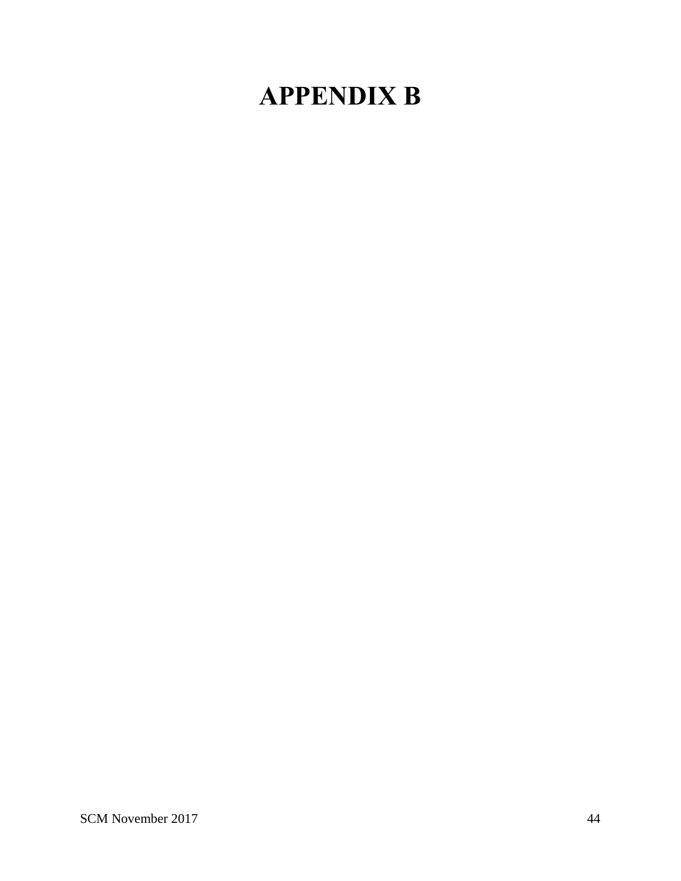# APPENDIX B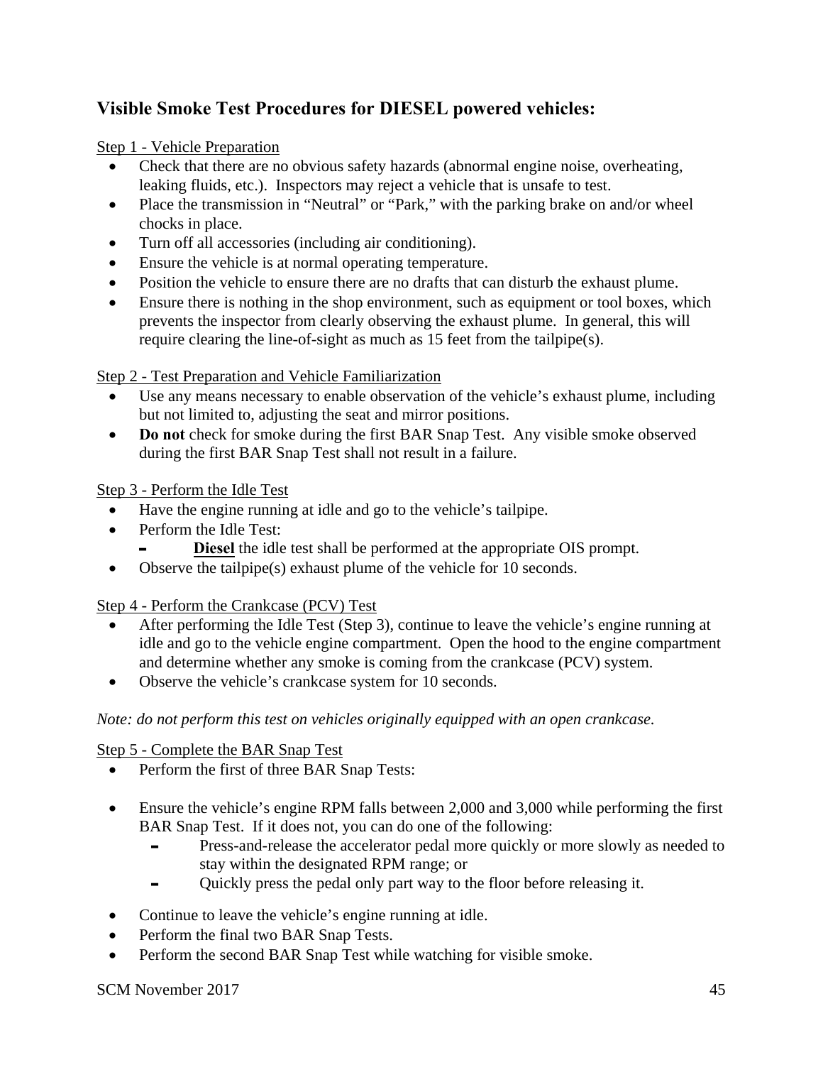## Visible Smoke Test Procedures for DIESEL powered vehicles:

Step 1 - Vehicle Preparation

- Check that there are no obvious safety hazards (abnormal engine noise, overheating, leaking fluids, etc.). Inspectors may reject a vehicle that is unsafe to test.
- Place the transmission in "Neutral" or "Park," with the parking brake on and/or wheel chocks in place.
- Turn off all accessories (including air conditioning).
- Ensure the vehicle is at normal operating temperature.
- Position the vehicle to ensure there are no drafts that can disturb the exhaust plume.
- Ensure there is nothing in the shop environment, such as equipment or tool boxes, which prevents the inspector from clearly observing the exhaust plume. In general, this will require clearing the line-of-sight as much as 15 feet from the tailpipe(s).

Step 2 - Test Preparation and Vehicle Familiarization

- Use any means necessary to enable observation of the vehicle's exhaust plume, including but not limited to, adjusting the seat and mirror positions.
- **Do not** check for smoke during the first BAR Snap Test. Any visible smoke observed during the first BAR Snap Test shall not result in a failure.

Step 3 - Perform the Idle Test

- Have the engine running at idle and go to the vehicle's tailpipe.
- Perform the Idle Test:
  - **Diesel** the idle test shall be performed at the appropriate OIS prompt.
- Observe the tailpipe(s) exhaust plume of the vehicle for 10 seconds.

Step 4 - Perform the Crankcase (PCV) Test

- After performing the Idle Test (Step 3), continue to leave the vehicle's engine running at idle and go to the vehicle engine compartment. Open the hood to the engine compartment and determine whether any smoke is coming from the crankcase (PCV) system.
- Observe the vehicle's crankcase system for 10 seconds.

*Note: do not perform this test on vehicles originally equipped with an open crankcase.*

Step 5 - Complete the BAR Snap Test

- Perform the first of three BAR Snap Tests:

- Ensure the vehicle's engine RPM falls between 2,000 and 3,000 while performing the first BAR Snap Test. If it does not, you can do one of the following:
  - Press-and-release the accelerator pedal more quickly or more slowly as needed to stay within the designated RPM range; or
  - Quickly press the pedal only part way to the floor before releasing it.

- Continue to leave the vehicle's engine running at idle.
- Perform the final two BAR Snap Tests.
- Perform the second BAR Snap Test while watching for visible smoke.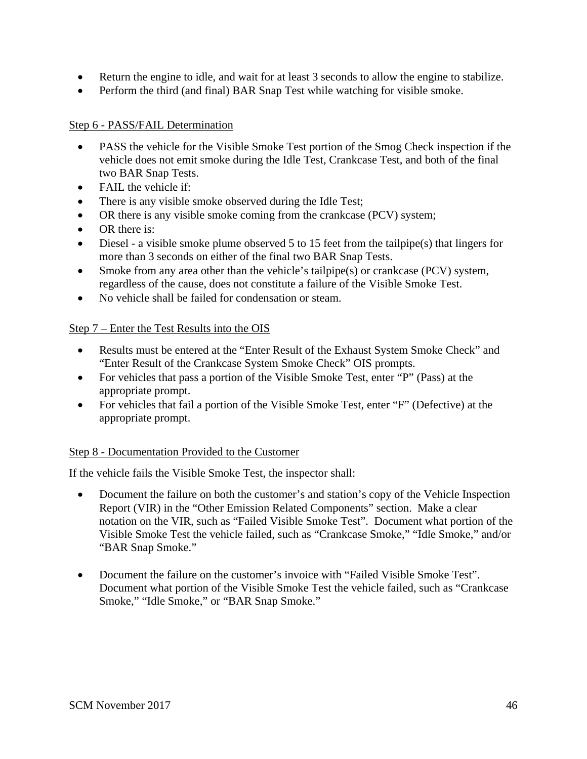- Return the engine to idle, and wait for at least 3 seconds to allow the engine to stabilize.
- Perform the third (and final) BAR Snap Test while watching for visible smoke.

Step 6 - PASS/FAIL Determination

- PASS the vehicle for the Visible Smoke Test portion of the Smog Check inspection if the vehicle does not emit smoke during the Idle Test, Crankcase Test, and both of the final two BAR Snap Tests.
- FAIL the vehicle if:
- There is any visible smoke observed during the Idle Test;
- OR there is any visible smoke coming from the crankcase (PCV) system;
- OR there is:
- Diesel - a visible smoke plume observed 5 to 15 feet from the tailpipe(s) that lingers for more than 3 seconds on either of the final two BAR Snap Tests.
- Smoke from any area other than the vehicle's tailpipe(s) or crankcase (PCV) system, regardless of the cause, does not constitute a failure of the Visible Smoke Test.
- No vehicle shall be failed for condensation or steam.

Step 7 – Enter the Test Results into the OIS

- Results must be entered at the "Enter Result of the Exhaust System Smoke Check" and "Enter Result of the Crankcase System Smoke Check" OIS prompts.
- For vehicles that pass a portion of the Visible Smoke Test, enter "P" (Pass) at the appropriate prompt.
- For vehicles that fail a portion of the Visible Smoke Test, enter "F" (Defective) at the appropriate prompt.

Step 8 - Documentation Provided to the Customer

If the vehicle fails the Visible Smoke Test, the inspector shall:

- Document the failure on both the customer's and station's copy of the Vehicle Inspection Report (VIR) in the "Other Emission Related Components" section. Make a clear notation on the VIR, such as "Failed Visible Smoke Test". Document what portion of the Visible Smoke Test the vehicle failed, such as "Crankcase Smoke," "Idle Smoke," and/or "BAR Snap Smoke."

- Document the failure on the customer's invoice with "Failed Visible Smoke Test". Document what portion of the Visible Smoke Test the vehicle failed, such as "Crankcase Smoke," "Idle Smoke," or "BAR Snap Smoke."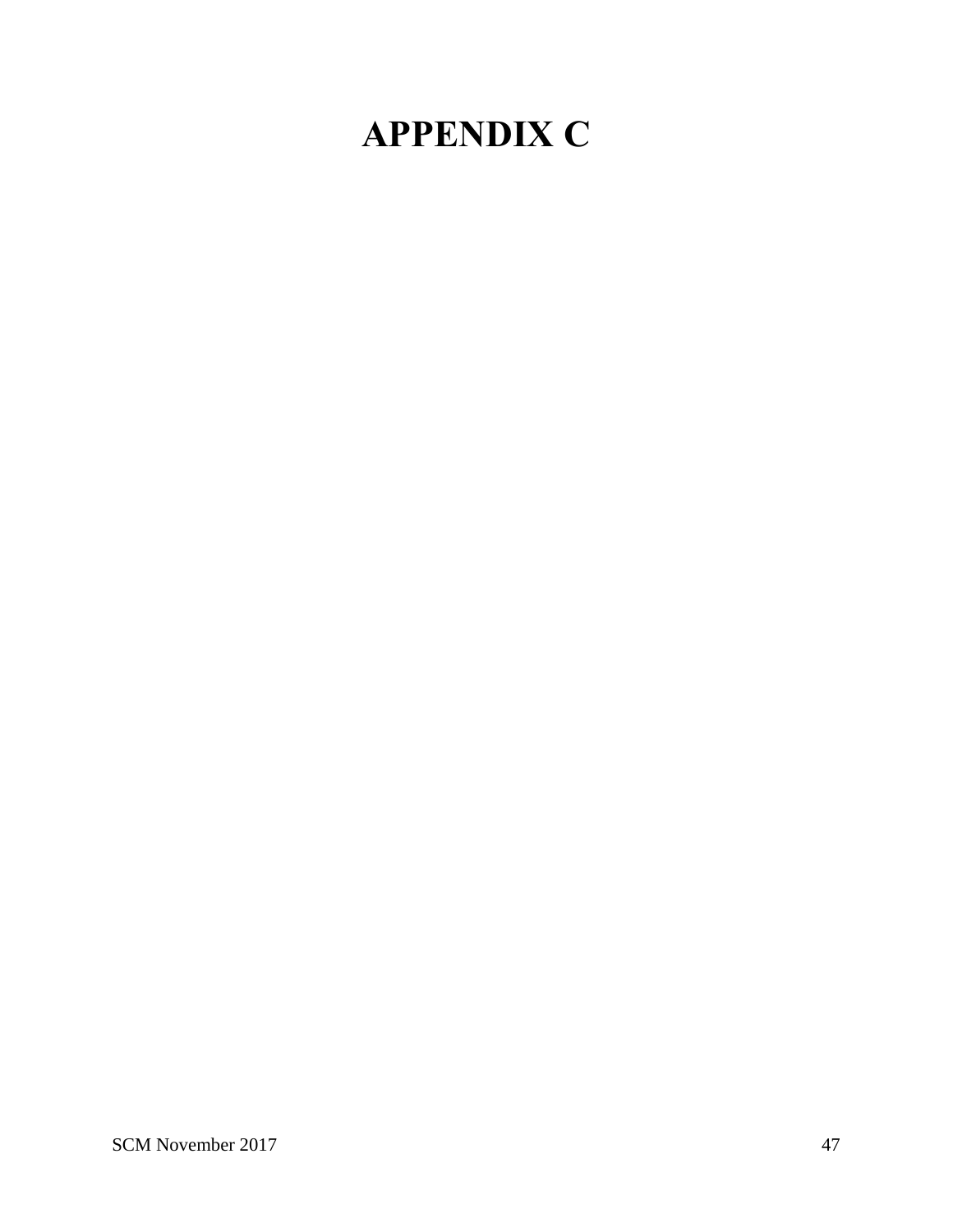# APPENDIX C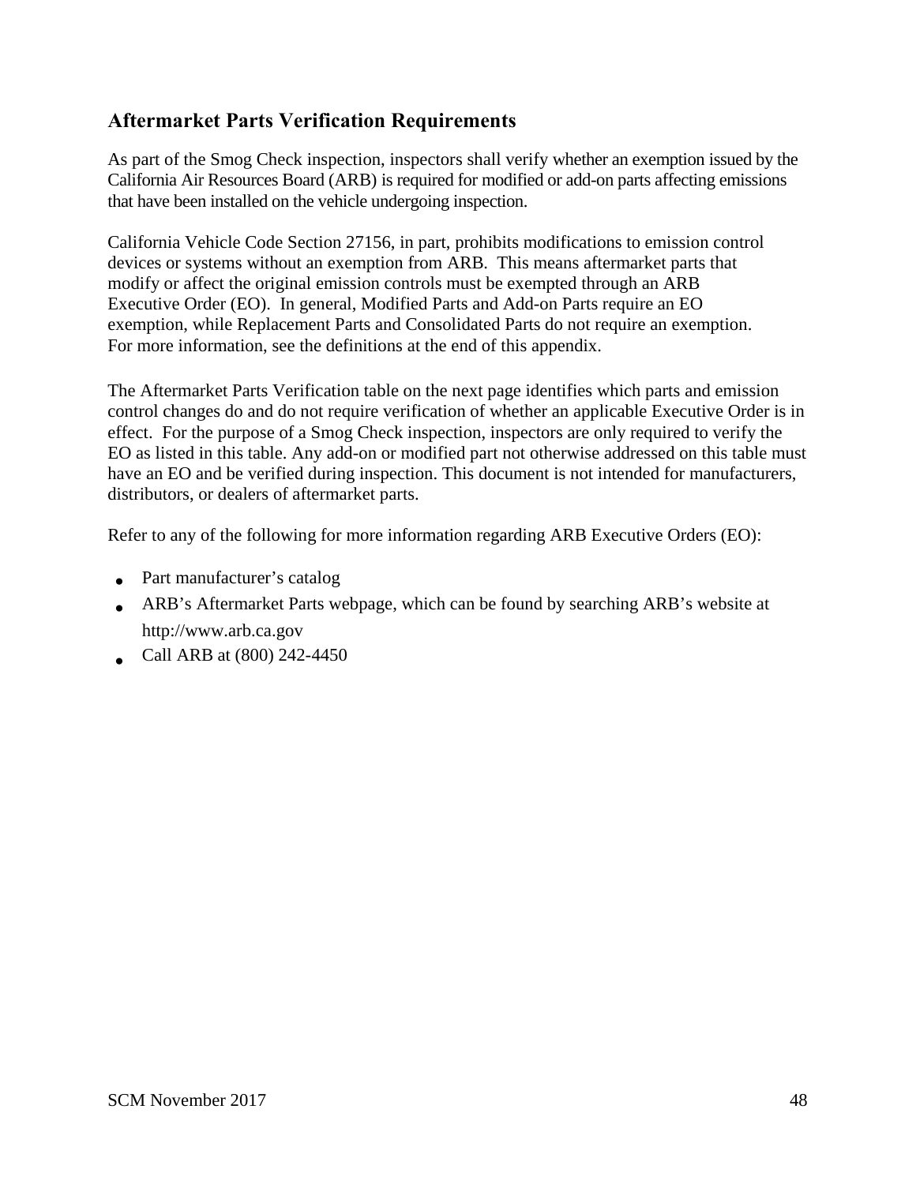## Aftermarket Parts Verification Requirements

As part of the Smog Check inspection, inspectors shall verify whether an exemption issued by the California Air Resources Board (ARB) is required for modified or add-on parts affecting emissions that have been installed on the vehicle undergoing inspection.

California Vehicle Code Section 27156, in part, prohibits modifications to emission control devices or systems without an exemption from ARB. This means aftermarket parts that modify or affect the original emission controls must be exempted through an ARB Executive Order (EO). In general, Modified Parts and Add-on Parts require an EO exemption, while Replacement Parts and Consolidated Parts do not require an exemption. For more information, see the definitions at the end of this appendix.

The Aftermarket Parts Verification table on the next page identifies which parts and emission control changes do and do not require verification of whether an applicable Executive Order is in effect. For the purpose of a Smog Check inspection, inspectors are only required to verify the EO as listed in this table. Any add-on or modified part not otherwise addressed on this table must have an EO and be verified during inspection. This document is not intended for manufacturers, distributors, or dealers of aftermarket parts.

Refer to any of the following for more information regarding ARB Executive Orders (EO):

- Part manufacturer's catalog
- ARB's Aftermarket Parts webpage, which can be found by searching ARB's website at http://www.arb.ca.gov
- Call ARB at (800) 242-4450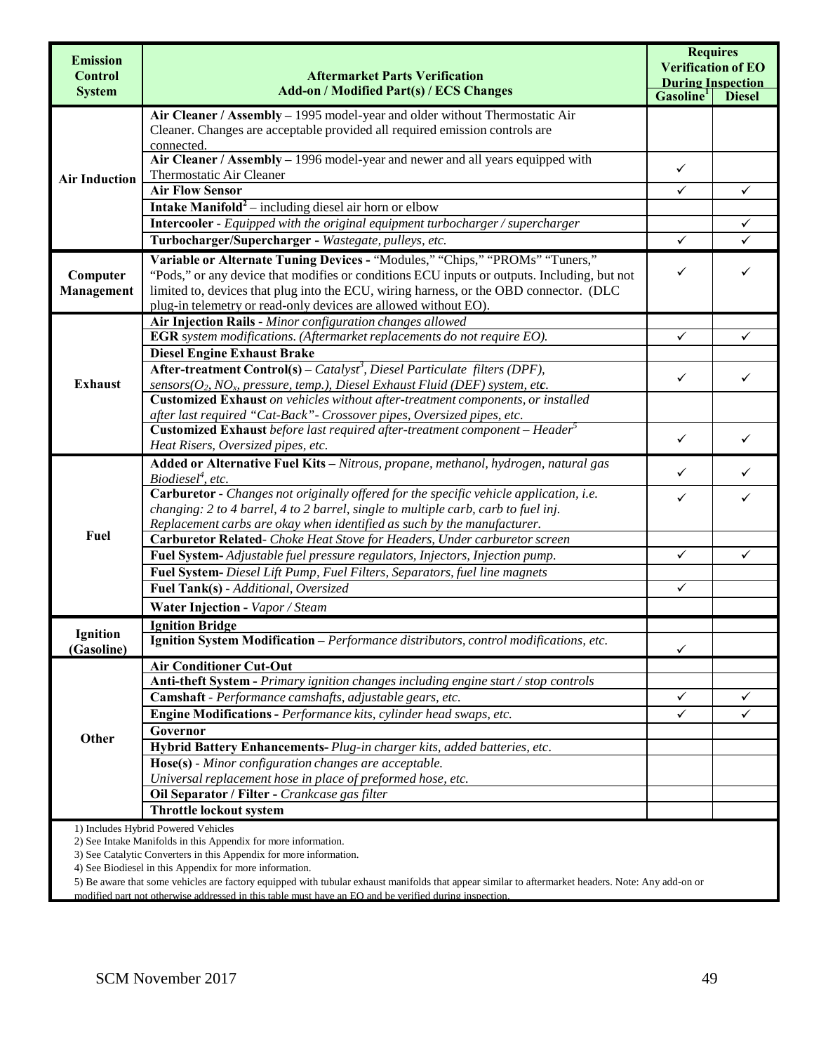| Emission Control System | Aftermarket Parts Verification Add-on / Modified Part(s) / ECS Changes | Requires Verification of EO During Inspection | |
|---|---|---|---|
| | | Gasoline[1] | Diesel |
| Air Induction | **Air Cleaner / Assembly –** 1995 model-year and older without Thermostatic Air Cleaner. Changes are acceptable provided all required emission controls are connected. | | |
| | **Air Cleaner / Assembly –** 1996 model-year and newer and all years equipped with Thermostatic Air Cleaner | ✓ | |
| | **Air Flow Sensor** | ✓ | ✓ |
| | **Intake Manifold**[2] – including diesel air horn or elbow | | |
| | **Intercooler** - *Equipped with the original equipment turbocharger / supercharger* | | ✓ |
| | **Turbocharger/Supercharger -** *Wastegate, pulleys, etc.* | ✓ | ✓ |
| Computer Management | **Variable or Alternate Tuning Devices -** "Modules," "Chips," "PROMs" "Tuners," "Pods," or any device that modifies or conditions ECU inputs or outputs. Including, but not limited to, devices that plug into the ECU, wiring harness, or the OBD connector. (DLC plug-in telemetry or read-only devices are allowed without EO). | ✓ | ✓ |
| Exhaust | **Air Injection Rails** - *Minor configuration changes allowed* | | |
| | **EGR** *system modifications. (Aftermarket replacements do not require EO).* | ✓ | ✓ |
| | **Diesel Engine Exhaust Brake** | | |
| | **After-treatment Control(s)** – *Catalyst*[3]*, Diesel Particulate filters (DPF), sensors($O_2$, $NO_x$, pressure, temp.), Diesel Exhaust Fluid (DEF) system, etc.* | ✓ | ✓ |
| | **Customized Exhaust** *on vehicles without after-treatment components, or installed after last required "Cat-Back"- Crossover pipes, Oversized pipes, etc.* | | |
| | **Customized Exhaust** *before last required after-treatment component – Header*[5] *Heat Risers, Oversized pipes, etc.* | ✓ | ✓ |
| Fuel | **Added or Alternative Fuel Kits –** *Nitrous, propane, methanol, hydrogen, natural gas Biodiesel*[4]*, etc.* | ✓ | ✓ |
| | **Carburetor** - *Changes not originally offered for the specific vehicle application, i.e. changing: 2 to 4 barrel, 4 to 2 barrel, single to multiple carb, carb to fuel inj. Replacement carbs are okay when identified as such by the manufacturer.* | ✓ | ✓ |
| | **Carburetor Related**- *Choke Heat Stove for Headers, Under carburetor screen* | | |
| | **Fuel System-** *Adjustable fuel pressure regulators, Injectors, Injection pump.* | ✓ | ✓ |
| | **Fuel System-** *Diesel Lift Pump, Fuel Filters, Separators, fuel line magnets* | | |
| | **Fuel Tank(s)** - *Additional, Oversized* | ✓ | |
| | **Water Injection -** *Vapor / Steam* | | |
| Ignition (Gasoline) | **Ignition Bridge** | | |
| | **Ignition System Modification –** *Performance distributors, control modifications, etc.* | ✓ | |
| Other | **Air Conditioner Cut-Out** | | |
| | **Anti-theft System -** *Primary ignition changes including engine start / stop controls* | | |
| | **Camshaft** - *Performance camshafts, adjustable gears, etc.* | ✓ | ✓ |
| | **Engine Modifications -** *Performance kits, cylinder head swaps, etc.* | ✓ | ✓ |
| | **Governor** | | |
| | **Hybrid Battery Enhancements-** *Plug-in charger kits, added batteries, etc.* | | |
| | **Hose(s)** - *Minor configuration changes are acceptable. Universal replacement hose in place of preformed hose, etc.* | | |
| | **Oil Separator / Filter -** *Crankcase gas filter* | | |
| | **Throttle lockout system** | | |

1) Includes Hybrid Powered Vehicles
2) See Intake Manifolds in this Appendix for more information.
3) See Catalytic Converters in this Appendix for more information.
4) See Biodiesel in this Appendix for more information.
5) Be aware that some vehicles are factory equipped with tubular exhaust manifolds that appear similar to aftermarket headers. Note: Any add-on or modified part not otherwise addressed in this table must have an EO and be verified during inspection.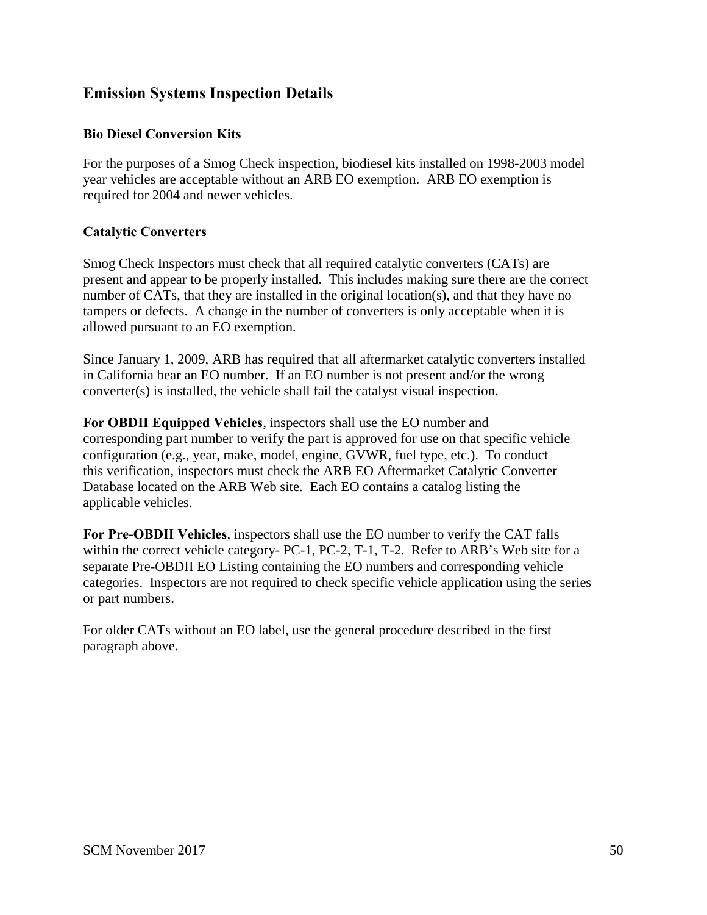## Emission Systems Inspection Details

### Bio Diesel Conversion Kits

For the purposes of a Smog Check inspection, biodiesel kits installed on 1998-2003 model year vehicles are acceptable without an ARB EO exemption. ARB EO exemption is required for 2004 and newer vehicles.

### Catalytic Converters

Smog Check Inspectors must check that all required catalytic converters (CATs) are present and appear to be properly installed. This includes making sure there are the correct number of CATs, that they are installed in the original location(s), and that they have no tampers or defects. A change in the number of converters is only acceptable when it is allowed pursuant to an EO exemption.

Since January 1, 2009, ARB has required that all aftermarket catalytic converters installed in California bear an EO number. If an EO number is not present and/or the wrong converter(s) is installed, the vehicle shall fail the catalyst visual inspection.

**For OBDII Equipped Vehicles**, inspectors shall use the EO number and corresponding part number to verify the part is approved for use on that specific vehicle configuration (e.g., year, make, model, engine, GVWR, fuel type, etc.). To conduct this verification, inspectors must check the ARB EO Aftermarket Catalytic Converter Database located on the ARB Web site. Each EO contains a catalog listing the applicable vehicles.

**For Pre-OBDII Vehicles**, inspectors shall use the EO number to verify the CAT falls within the correct vehicle category- PC-1, PC-2, T-1, T-2. Refer to ARB's Web site for a separate Pre-OBDII EO Listing containing the EO numbers and corresponding vehicle categories. Inspectors are not required to check specific vehicle application using the series or part numbers.

For older CATs without an EO label, use the general procedure described in the first paragraph above.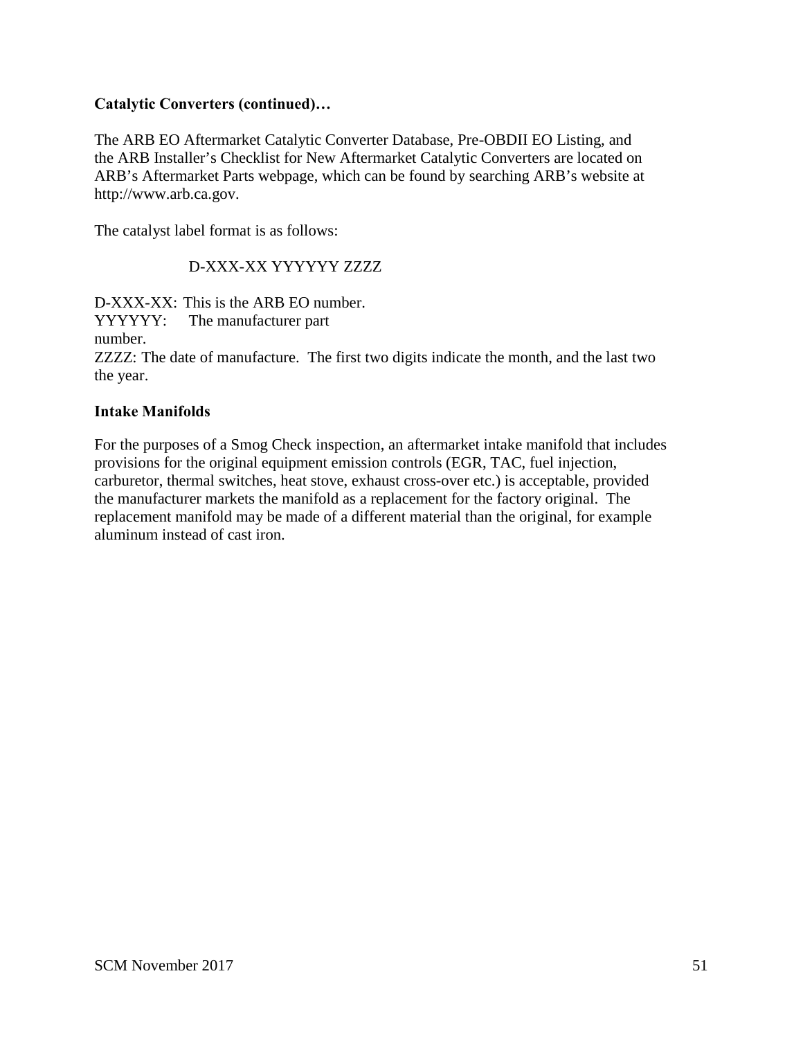**Catalytic Converters (continued)…**

The ARB EO Aftermarket Catalytic Converter Database, Pre-OBDII EO Listing, and the ARB Installer's Checklist for New Aftermarket Catalytic Converters are located on ARB's Aftermarket Parts webpage, which can be found by searching ARB's website at http://www.arb.ca.gov.

The catalyst label format is as follows:

D-XXX-XX YYYYYY ZZZZ

D-XXX-XX: This is the ARB EO number.
YYYYYY: The manufacturer part number.
ZZZZ: The date of manufacture. The first two digits indicate the month, and the last two the year.

**Intake Manifolds**

For the purposes of a Smog Check inspection, an aftermarket intake manifold that includes provisions for the original equipment emission controls (EGR, TAC, fuel injection, carburetor, thermal switches, heat stove, exhaust cross-over etc.) is acceptable, provided the manufacturer markets the manifold as a replacement for the factory original. The replacement manifold may be made of a different material than the original, for example aluminum instead of cast iron.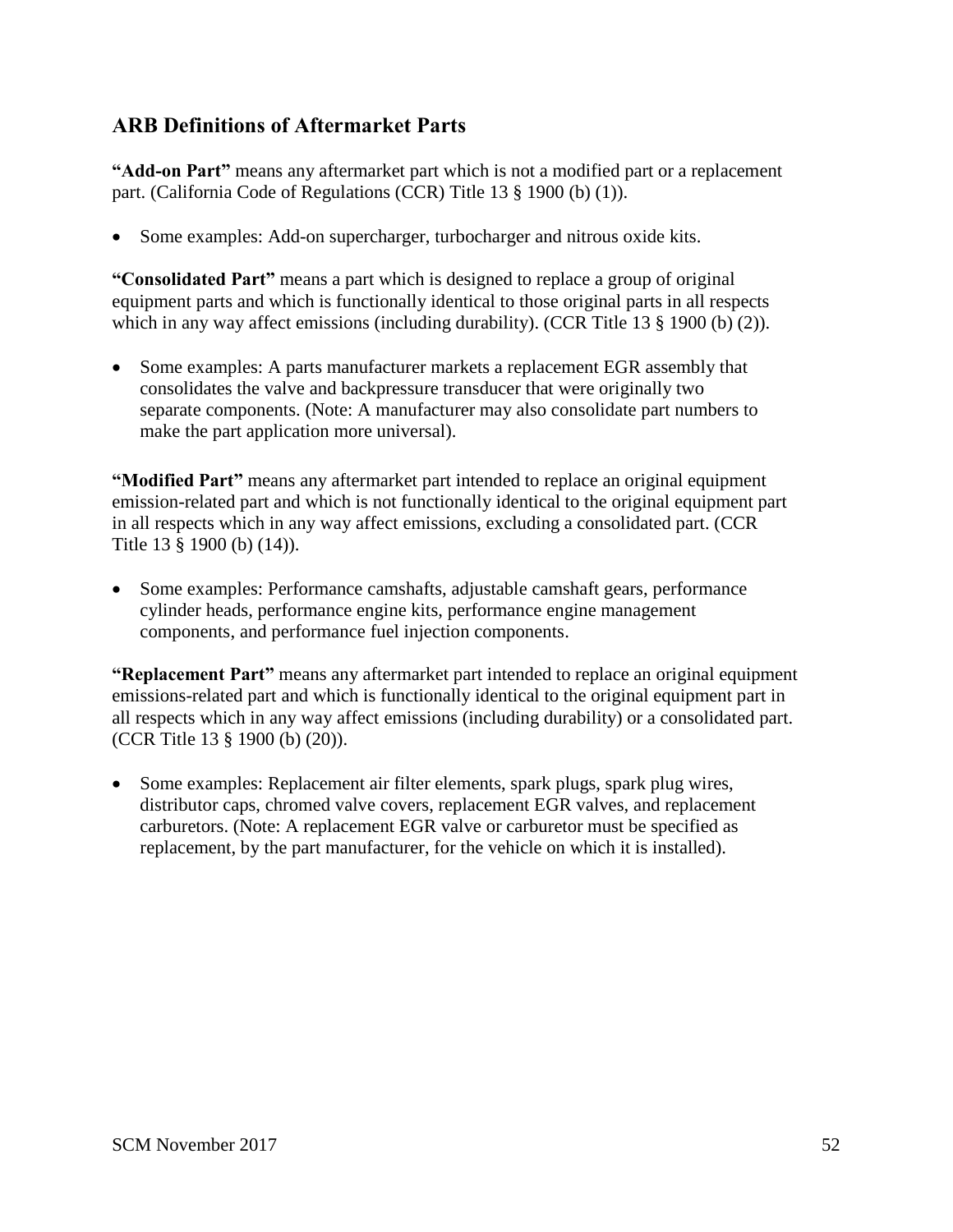## ARB Definitions of Aftermarket Parts

**"Add-on Part"** means any aftermarket part which is not a modified part or a replacement part. (California Code of Regulations (CCR) Title 13 § 1900 (b) (1)).

- Some examples: Add-on supercharger, turbocharger and nitrous oxide kits.

**"Consolidated Part"** means a part which is designed to replace a group of original equipment parts and which is functionally identical to those original parts in all respects which in any way affect emissions (including durability). (CCR Title 13 § 1900 (b) (2)).

- Some examples: A parts manufacturer markets a replacement EGR assembly that consolidates the valve and backpressure transducer that were originally two separate components. (Note: A manufacturer may also consolidate part numbers to make the part application more universal).

**"Modified Part"** means any aftermarket part intended to replace an original equipment emission-related part and which is not functionally identical to the original equipment part in all respects which in any way affect emissions, excluding a consolidated part. (CCR Title 13 § 1900 (b) (14)).

- Some examples: Performance camshafts, adjustable camshaft gears, performance cylinder heads, performance engine kits, performance engine management components, and performance fuel injection components.

**"Replacement Part"** means any aftermarket part intended to replace an original equipment emissions-related part and which is functionally identical to the original equipment part in all respects which in any way affect emissions (including durability) or a consolidated part. (CCR Title 13 § 1900 (b) (20)).

- Some examples: Replacement air filter elements, spark plugs, spark plug wires, distributor caps, chromed valve covers, replacement EGR valves, and replacement carburetors. (Note: A replacement EGR valve or carburetor must be specified as replacement, by the part manufacturer, for the vehicle on which it is installed).